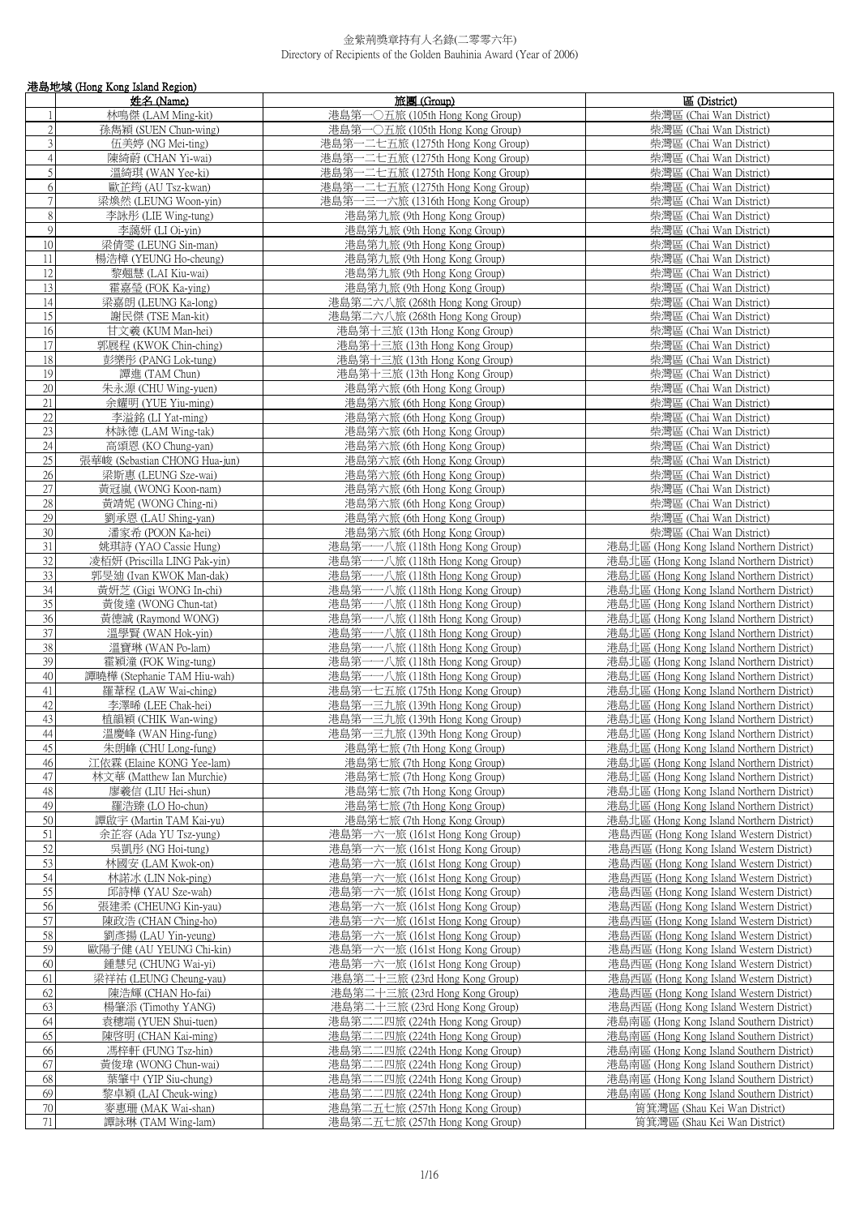# 金紫荊獎章持有人名錄(二零零六年)
Directory of Recipients of the Golden Bauhinia Award (Year of 2006)

## 港島地域 (Hong Kong Island Region)

| | 姓名 (Name) | 旅團 (Group) | 區 (District) |
|---|---|---|---|
| 1 | 林鳴傑 (LAM Ming-kit) | 港島第一〇五旅 (105th Hong Kong Group) | 柴灣區 (Chai Wan District) |
| 2 | 孫雋穎 (SUEN Chun-wing) | 港島第一〇五旅 (105th Hong Kong Group) | 柴灣區 (Chai Wan District) |
| 3 | 伍美婷 (NG Mei-ting) | 港島第一二七五旅 (1275th Hong Kong Group) | 柴灣區 (Chai Wan District) |
| 4 | 陳綺蔚 (CHAN Yi-wai) | 港島第一二七五旅 (1275th Hong Kong Group) | 柴灣區 (Chai Wan District) |
| 5 | 溫綺琪 (WAN Yee-ki) | 港島第一二七五旅 (1275th Hong Kong Group) | 柴灣區 (Chai Wan District) |
| 6 | 歐芷筠 (AU Tsz-kwan) | 港島第一二七五旅 (1275th Hong Kong Group) | 柴灣區 (Chai Wan District) |
| 7 | 梁煥然 (LEUNG Woon-yin) | 港島第一三一六旅 (1316th Hong Kong Group) | 柴灣區 (Chai Wan District) |
| 8 | 李詠彤 (LIE Wing-tung) | 港島第九旅 (9th Hong Kong Group) | 柴灣區 (Chai Wan District) |
| 9 | 李藹妍 (LI Oi-yin) | 港島第九旅 (9th Hong Kong Group) | 柴灣區 (Chai Wan District) |
| 10 | 梁倩雯 (LEUNG Sin-man) | 港島第九旅 (9th Hong Kong Group) | 柴灣區 (Chai Wan District) |
| 11 | 楊浩樟 (YEUNG Ho-cheung) | 港島第九旅 (9th Hong Kong Group) | 柴灣區 (Chai Wan District) |
| 12 | 黎翹慧 (LAI Kiu-wai) | 港島第九旅 (9th Hong Kong Group) | 柴灣區 (Chai Wan District) |
| 13 | 霍嘉瑩 (FOK Ka-ying) | 港島第九旅 (9th Hong Kong Group) | 柴灣區 (Chai Wan District) |
| 14 | 梁嘉朗 (LEUNG Ka-long) | 港島第二六八旅 (268th Hong Kong Group) | 柴灣區 (Chai Wan District) |
| 15 | 謝民傑 (TSE Man-kit) | 港島第二六八旅 (268th Hong Kong Group) | 柴灣區 (Chai Wan District) |
| 16 | 甘文羲 (KUM Man-hei) | 港島第十三旅 (13th Hong Kong Group) | 柴灣區 (Chai Wan District) |
| 17 | 郭展程 (KWOK Chin-ching) | 港島第十三旅 (13th Hong Kong Group) | 柴灣區 (Chai Wan District) |
| 18 | 彭樂彤 (PANG Lok-tung) | 港島第十三旅 (13th Hong Kong Group) | 柴灣區 (Chai Wan District) |
| 19 | 譚進 (TAM Chun) | 港島第十三旅 (13th Hong Kong Group) | 柴灣區 (Chai Wan District) |
| 20 | 朱永源 (CHU Wing-yuen) | 港島第六旅 (6th Hong Kong Group) | 柴灣區 (Chai Wan District) |
| 21 | 余耀明 (YUE Yiu-ming) | 港島第六旅 (6th Hong Kong Group) | 柴灣區 (Chai Wan District) |
| 22 | 李溢銘 (LI Yat-ming) | 港島第六旅 (6th Hong Kong Group) | 柴灣區 (Chai Wan District) |
| 23 | 林詠德 (LAM Wing-tak) | 港島第六旅 (6th Hong Kong Group) | 柴灣區 (Chai Wan District) |
| 24 | 高頌恩 (KO Chung-yan) | 港島第六旅 (6th Hong Kong Group) | 柴灣區 (Chai Wan District) |
| 25 | 張華峻 (Sebastian CHONG Hua-jun) | 港島第六旅 (6th Hong Kong Group) | 柴灣區 (Chai Wan District) |
| 26 | 梁斯惠 (LEUNG Sze-wai) | 港島第六旅 (6th Hong Kong Group) | 柴灣區 (Chai Wan District) |
| 27 | 黃冠嵐 (WONG Koon-nam) | 港島第六旅 (6th Hong Kong Group) | 柴灣區 (Chai Wan District) |
| 28 | 黃靖妮 (WONG Ching-ni) | 港島第六旅 (6th Hong Kong Group) | 柴灣區 (Chai Wan District) |
| 29 | 劉承恩 (LAU Shing-yan) | 港島第六旅 (6th Hong Kong Group) | 柴灣區 (Chai Wan District) |
| 30 | 潘家希 (POON Ka-hei) | 港島第六旅 (6th Hong Kong Group) | 柴灣區 (Chai Wan District) |
| 31 | 姚琪詩 (YAO Cassie Hung) | 港島第一一八旅 (118th Hong Kong Group) | 港島北區 (Hong Kong Island Northern District) |
| 32 | 凌栢妍 (Priscilla LING Pak-yin) | 港島第一一八旅 (118th Hong Kong Group) | 港島北區 (Hong Kong Island Northern District) |
| 33 | 郭旻迪 (Ivan KWOK Man-dak) | 港島第一一八旅 (118th Hong Kong Group) | 港島北區 (Hong Kong Island Northern District) |
| 34 | 黃妍芝 (Gigi WONG In-chi) | 港島第一一八旅 (118th Hong Kong Group) | 港島北區 (Hong Kong Island Northern District) |
| 35 | 黃俊達 (WONG Chun-tat) | 港島第一一八旅 (118th Hong Kong Group) | 港島北區 (Hong Kong Island Northern District) |
| 36 | 黃德誠 (Raymond WONG) | 港島第一一八旅 (118th Hong Kong Group) | 港島北區 (Hong Kong Island Northern District) |
| 37 | 溫學賢 (WAN Hok-yin) | 港島第一一八旅 (118th Hong Kong Group) | 港島北區 (Hong Kong Island Northern District) |
| 38 | 溫寶琳 (WAN Po-lam) | 港島第一一八旅 (118th Hong Kong Group) | 港島北區 (Hong Kong Island Northern District) |
| 39 | 霍穎潼 (FOK Wing-tung) | 港島第一一八旅 (118th Hong Kong Group) | 港島北區 (Hong Kong Island Northern District) |
| 40 | 譚曉樺 (Stephanie TAM Hiu-wah) | 港島第一一八旅 (118th Hong Kong Group) | 港島北區 (Hong Kong Island Northern District) |
| 41 | 羅葦程 (LAW Wai-ching) | 港島第一七五旅 (175th Hong Kong Group) | 港島北區 (Hong Kong Island Northern District) |
| 42 | 李澤晞 (LEE Chak-hei) | 港島第一三九旅 (139th Hong Kong Group) | 港島北區 (Hong Kong Island Northern District) |
| 43 | 植韻穎 (CHIK Wan-wing) | 港島第一三九旅 (139th Hong Kong Group) | 港島北區 (Hong Kong Island Northern District) |
| 44 | 溫慶峰 (WAN Hing-fung) | 港島第一三九旅 (139th Hong Kong Group) | 港島北區 (Hong Kong Island Northern District) |
| 45 | 朱朗峰 (CHU Long-fung) | 港島第七旅 (7th Hong Kong Group) | 港島北區 (Hong Kong Island Northern District) |
| 46 | 江依霖 (Elaine KONG Yee-lam) | 港島第七旅 (7th Hong Kong Group) | 港島北區 (Hong Kong Island Northern District) |
| 47 | 林文華 (Matthew Ian Murchie) | 港島第七旅 (7th Hong Kong Group) | 港島北區 (Hong Kong Island Northern District) |
| 48 | 廖羲信 (LIU Hei-shun) | 港島第七旅 (7th Hong Kong Group) | 港島北區 (Hong Kong Island Northern District) |
| 49 | 羅浩臻 (LO Ho-chun) | 港島第七旅 (7th Hong Kong Group) | 港島北區 (Hong Kong Island Northern District) |
| 50 | 譚啟宇 (Martin TAM Kai-yu) | 港島第七旅 (7th Hong Kong Group) | 港島北區 (Hong Kong Island Northern District) |
| 51 | 余芷容 (Ada YU Tsz-yung) | 港島第一六一旅 (161st Hong Kong Group) | 港島西區 (Hong Kong Island Western District) |
| 52 | 吳凱彤 (NG Hoi-tung) | 港島第一六一旅 (161st Hong Kong Group) | 港島西區 (Hong Kong Island Western District) |
| 53 | 林國安 (LAM Kwok-on) | 港島第一六一旅 (161st Hong Kong Group) | 港島西區 (Hong Kong Island Western District) |
| 54 | 林諾冰 (LIN Nok-ping) | 港島第一六一旅 (161st Hong Kong Group) | 港島西區 (Hong Kong Island Western District) |
| 55 | 邱詩樺 (YAU Sze-wah) | 港島第一六一旅 (161st Hong Kong Group) | 港島西區 (Hong Kong Island Western District) |
| 56 | 張建柔 (CHEUNG Kin-yau) | 港島第一六一旅 (161st Hong Kong Group) | 港島西區 (Hong Kong Island Western District) |
| 57 | 陳政浩 (CHAN Ching-ho) | 港島第一六一旅 (161st Hong Kong Group) | 港島西區 (Hong Kong Island Western District) |
| 58 | 劉彥揚 (LAU Yin-yeung) | 港島第一六一旅 (161st Hong Kong Group) | 港島西區 (Hong Kong Island Western District) |
| 59 | 歐陽子健 (AU YEUNG Chi-kin) | 港島第一六一旅 (161st Hong Kong Group) | 港島西區 (Hong Kong Island Western District) |
| 60 | 鍾慧兒 (CHUNG Wai-yi) | 港島第一六一旅 (161st Hong Kong Group) | 港島西區 (Hong Kong Island Western District) |
| 61 | 梁祥祐 (LEUNG Cheung-yau) | 港島第二十三旅 (23rd Hong Kong Group) | 港島西區 (Hong Kong Island Western District) |
| 62 | 陳浩輝 (CHAN Ho-fai) | 港島第二十三旅 (23rd Hong Kong Group) | 港島西區 (Hong Kong Island Western District) |
| 63 | 楊肇添 (Timothy YANG) | 港島第二十三旅 (23rd Hong Kong Group) | 港島西區 (Hong Kong Island Western District) |
| 64 | 袁穗端 (YUEN Shui-tuen) | 港島第二二四旅 (224th Hong Kong Group) | 港島南區 (Hong Kong Island Southern District) |
| 65 | 陳啓明 (CHAN Kai-ming) | 港島第二二四旅 (224th Hong Kong Group) | 港島南區 (Hong Kong Island Southern District) |
| 66 | 馮梓軒 (FUNG Tsz-hin) | 港島第二二四旅 (224th Hong Kong Group) | 港島南區 (Hong Kong Island Southern District) |
| 67 | 黃俊瑋 (WONG Chun-wai) | 港島第二二四旅 (224th Hong Kong Group) | 港島南區 (Hong Kong Island Southern District) |
| 68 | 葉肇中 (YIP Siu-chung) | 港島第二二四旅 (224th Hong Kong Group) | 港島南區 (Hong Kong Island Southern District) |
| 69 | 黎卓穎 (LAI Cheuk-wing) | 港島第二二四旅 (224th Hong Kong Group) | 港島南區 (Hong Kong Island Southern District) |
| 70 | 麥惠珊 (MAK Wai-shan) | 港島第二五七旅 (257th Hong Kong Group) | 筲箕灣區 (Shau Kei Wan District) |
| 71 | 譚詠琳 (TAM Wing-lam) | 港島第二五七旅 (257th Hong Kong Group) | 筲箕灣區 (Shau Kei Wan District) |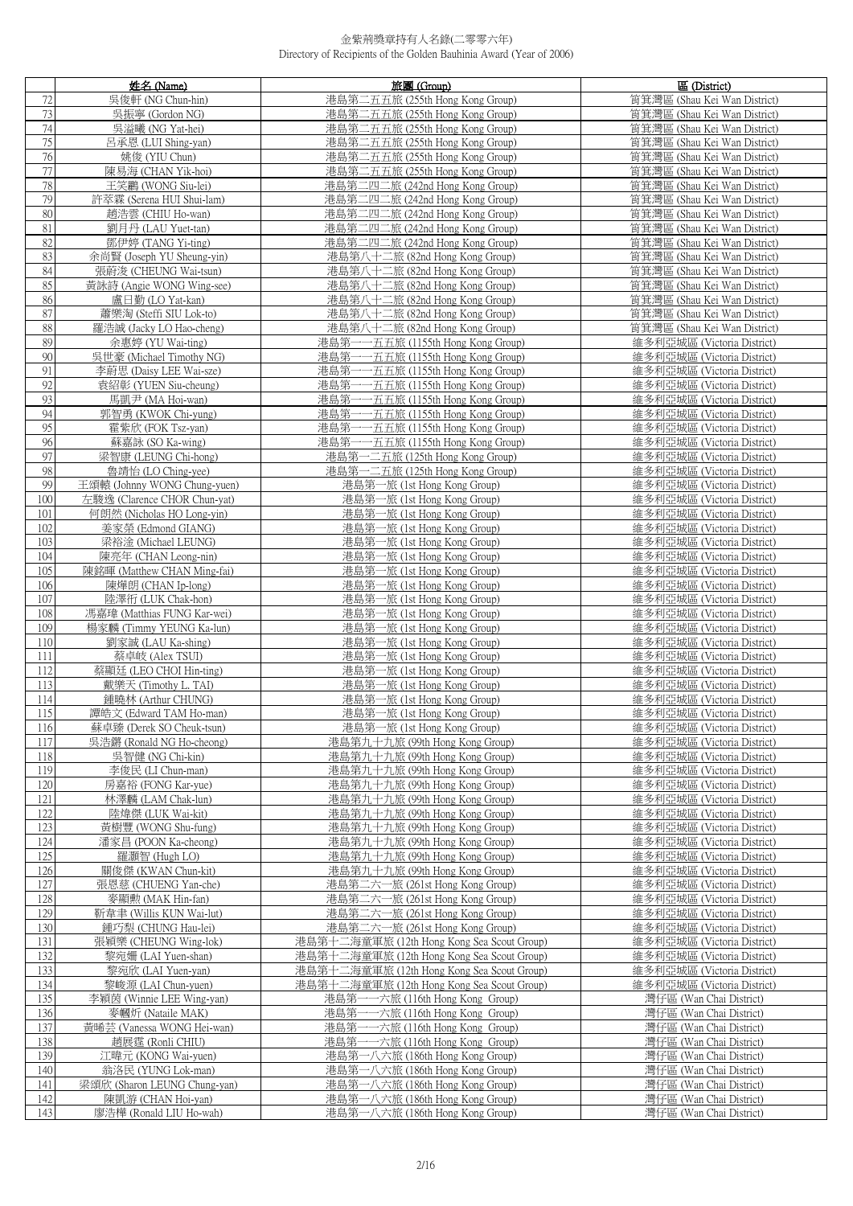金紫荊獎章持有人名錄(二零零六年)
Directory of Recipients of the Golden Bauhinia Award (Year of 2006)

| | 姓名 (Name) | 旅團 (Group) | 區 (District) |
|---|---|---|---|
| 72 | 吳俊軒 (NG Chun-hin) | 港島第二五五旅 (255th Hong Kong Group) | 筲箕灣區 (Shau Kei Wan District) |
| 73 | 吳振寧 (Gordon NG) | 港島第二五五旅 (255th Hong Kong Group) | 筲箕灣區 (Shau Kei Wan District) |
| 74 | 吳溢曦 (NG Yat-hei) | 港島第二五五旅 (255th Hong Kong Group) | 筲箕灣區 (Shau Kei Wan District) |
| 75 | 呂承恩 (LUI Shing-yan) | 港島第二五五旅 (255th Hong Kong Group) | 筲箕灣區 (Shau Kei Wan District) |
| 76 | 姚俊 (YIU Chun) | 港島第二五五旅 (255th Hong Kong Group) | 筲箕灣區 (Shau Kei Wan District) |
| 77 | 陳易海 (CHAN Yik-hoi) | 港島第二五五旅 (255th Hong Kong Group) | 筲箕灣區 (Shau Kei Wan District) |
| 78 | 王笑鸝 (WONG Siu-lei) | 港島第二四二旅 (242nd Hong Kong Group) | 筲箕灣區 (Shau Kei Wan District) |
| 79 | 許萃霖 (Serena HUI Shui-lam) | 港島第二四二旅 (242nd Hong Kong Group) | 筲箕灣區 (Shau Kei Wan District) |
| 80 | 趙浩雲 (CHIU Ho-wan) | 港島第二四二旅 (242nd Hong Kong Group) | 筲箕灣區 (Shau Kei Wan District) |
| 81 | 劉月丹 (LAU Yuet-tan) | 港島第二四二旅 (242nd Hong Kong Group) | 筲箕灣區 (Shau Kei Wan District) |
| 82 | 鄧伊婷 (TANG Yi-ting) | 港島第二四二旅 (242nd Hong Kong Group) | 筲箕灣區 (Shau Kei Wan District) |
| 83 | 余尚賢 (Joseph YU Sheung-yin) | 港島第八十二旅 (82nd Hong Kong Group) | 筲箕灣區 (Shau Kei Wan District) |
| 84 | 張蔚浚 (CHEUNG Wai-tsun) | 港島第八十二旅 (82nd Hong Kong Group) | 筲箕灣區 (Shau Kei Wan District) |
| 85 | 黃詠詩 (Angie WONG Wing-see) | 港島第八十二旅 (82nd Hong Kong Group) | 筲箕灣區 (Shau Kei Wan District) |
| 86 | 盧日勤 (LO Yat-kan) | 港島第八十二旅 (82nd Hong Kong Group) | 筲箕灣區 (Shau Kei Wan District) |
| 87 | 蕭樂淘 (Steffi SIU Lok-to) | 港島第八十二旅 (82nd Hong Kong Group) | 筲箕灣區 (Shau Kei Wan District) |
| 88 | 羅浩誠 (Jacky LO Hao-cheng) | 港島第八十二旅 (82nd Hong Kong Group) | 筲箕灣區 (Shau Kei Wan District) |
| 89 | 余惠婷 (YU Wai-ting) | 港島第一一五五旅 (1155th Hong Kong Group) | 維多利亞城區 (Victoria District) |
| 90 | 吳世豪 (Michael Timothy NG) | 港島第一一五五旅 (1155th Hong Kong Group) | 維多利亞城區 (Victoria District) |
| 91 | 李蔚思 (Daisy LEE Wai-sze) | 港島第一一五五旅 (1155th Hong Kong Group) | 維多利亞城區 (Victoria District) |
| 92 | 袁紹彰 (YUEN Siu-cheung) | 港島第一一五五旅 (1155th Hong Kong Group) | 維多利亞城區 (Victoria District) |
| 93 | 馬凱尹 (MA Hoi-wan) | 港島第一一五五旅 (1155th Hong Kong Group) | 維多利亞城區 (Victoria District) |
| 94 | 郭智勇 (KWOK Chi-yung) | 港島第一一五五旅 (1155th Hong Kong Group) | 維多利亞城區 (Victoria District) |
| 95 | 霍紫欣 (FOK Tsz-yan) | 港島第一一五五旅 (1155th Hong Kong Group) | 維多利亞城區 (Victoria District) |
| 96 | 蘇嘉詠 (SO Ka-wing) | 港島第一一五五旅 (1155th Hong Kong Group) | 維多利亞城區 (Victoria District) |
| 97 | 梁智康 (LEUNG Chi-hong) | 港島第一二五旅 (125th Hong Kong Group) | 維多利亞城區 (Victoria District) |
| 98 | 魯靖怡 (LO Ching-yee) | 港島第一二五旅 (125th Hong Kong Group) | 維多利亞城區 (Victoria District) |
| 99 | 王頌軒 (Johnny WONG Chung-yuen) | 港島第一旅 (1st Hong Kong Group) | 維多利亞城區 (Victoria District) |
| 100 | 左駿逸 (Clarence CHOR Chun-yat) | 港島第一旅 (1st Hong Kong Group) | 維多利亞城區 (Victoria District) |
| 101 | 何朗然 (Nicholas HO Long-yin) | 港島第一旅 (1st Hong Kong Group) | 維多利亞城區 (Victoria District) |
| 102 | 姜家榮 (Edmond GIANG) | 港島第一旅 (1st Hong Kong Group) | 維多利亞城區 (Victoria District) |
| 103 | 梁裕淦 (Michael LEUNG) | 港島第一旅 (1st Hong Kong Group) | 維多利亞城區 (Victoria District) |
| 104 | 陳亮年 (CHAN Leong-nin) | 港島第一旅 (1st Hong Kong Group) | 維多利亞城區 (Victoria District) |
| 105 | 陳銘暉 (Matthew CHAN Ming-fai) | 港島第一旅 (1st Hong Kong Group) | 維多利亞城區 (Victoria District) |
| 106 | 陳燁朗 (CHAN Ip-long) | 港島第一旅 (1st Hong Kong Group) | 維多利亞城區 (Victoria District) |
| 107 | 陸澤衔 (LUK Chak-hon) | 港島第一旅 (1st Hong Kong Group) | 維多利亞城區 (Victoria District) |
| 108 | 馮嘉瑋 (Matthias FUNG Kar-wei) | 港島第一旅 (1st Hong Kong Group) | 維多利亞城區 (Victoria District) |
| 109 | 楊家麟 (Timmy YEUNG Ka-lun) | 港島第一旅 (1st Hong Kong Group) | 維多利亞城區 (Victoria District) |
| 110 | 劉家誠 (LAU Ka-shing) | 港島第一旅 (1st Hong Kong Group) | 維多利亞城區 (Victoria District) |
| 111 | 蔡卓岐 (Alex TSUI) | 港島第一旅 (1st Hong Kong Group) | 維多利亞城區 (Victoria District) |
| 112 | 蔡顯廷 (LEO CHOI Hin-ting) | 港島第一旅 (1st Hong Kong Group) | 維多利亞城區 (Victoria District) |
| 113 | 戴樂天 (Timothy L. TAI) | 港島第一旅 (1st Hong Kong Group) | 維多利亞城區 (Victoria District) |
| 114 | 鍾曉林 (Arthur CHUNG) | 港島第一旅 (1st Hong Kong Group) | 維多利亞城區 (Victoria District) |
| 115 | 譚皓文 (Edward TAM Ho-man) | 港島第一旅 (1st Hong Kong Group) | 維多利亞城區 (Victoria District) |
| 116 | 蘇卓臻 (Derek SO Cheuk-tsun) | 港島第一旅 (1st Hong Kong Group) | 維多利亞城區 (Victoria District) |
| 117 | 吳浩鏘 (Ronald NG Ho-cheong) | 港島第九十九旅 (99th Hong Kong Group) | 維多利亞城區 (Victoria District) |
| 118 | 吳智健 (NG Chi-kin) | 港島第九十九旅 (99th Hong Kong Group) | 維多利亞城區 (Victoria District) |
| 119 | 李俊民 (LI Chun-man) | 港島第九十九旅 (99th Hong Kong Group) | 維多利亞城區 (Victoria District) |
| 120 | 房嘉裕 (FONG Kar-yue) | 港島第九十九旅 (99th Hong Kong Group) | 維多利亞城區 (Victoria District) |
| 121 | 林澤麟 (LAM Chak-lun) | 港島第九十九旅 (99th Hong Kong Group) | 維多利亞城區 (Victoria District) |
| 122 | 陸煒傑 (LUK Wai-kit) | 港島第九十九旅 (99th Hong Kong Group) | 維多利亞城區 (Victoria District) |
| 123 | 黃樹豐 (WONG Shu-fung) | 港島第九十九旅 (99th Hong Kong Group) | 維多利亞城區 (Victoria District) |
| 124 | 潘家昌 (POON Ka-cheong) | 港島第九十九旅 (99th Hong Kong Group) | 維多利亞城區 (Victoria District) |
| 125 | 羅灝智 (Hugh LO) | 港島第九十九旅 (99th Hong Kong Group) | 維多利亞城區 (Victoria District) |
| 126 | 關俊傑 (KWAN Chun-kit) | 港島第九十九旅 (99th Hong Kong Group) | 維多利亞城區 (Victoria District) |
| 127 | 張恩慈 (CHUENG Yan-che) | 港島第二六一旅 (261st Hong Kong Group) | 維多利亞城區 (Victoria District) |
| 128 | 麥顯勲 (MAK Hin-fan) | 港島第二六一旅 (261st Hong Kong Group) | 維多利亞城區 (Victoria District) |
| 129 | 靳韋聿 (Willis KUN Wai-lut) | 港島第二六一旅 (261st Hong Kong Group) | 維多利亞城區 (Victoria District) |
| 130 | 鍾巧梨 (CHUNG Hau-lei) | 港島第二六一旅 (261st Hong Kong Group) | 維多利亞城區 (Victoria District) |
| 131 | 張穎樂 (CHEUNG Wing-lok) | 港島第十二海童軍旅 (12th Hong Kong Sea Scout Group) | 維多利亞城區 (Victoria District) |
| 132 | 黎宛姍 (LAI Yuen-shan) | 港島第十二海童軍旅 (12th Hong Kong Sea Scout Group) | 維多利亞城區 (Victoria District) |
| 133 | 黎宛欣 (LAI Yuen-yan) | 港島第十二海童軍旅 (12th Hong Kong Sea Scout Group) | 維多利亞城區 (Victoria District) |
| 134 | 黎峻源 (LAI Chun-yuen) | 港島第十二海童軍旅 (12th Hong Kong Sea Scout Group) | 維多利亞城區 (Victoria District) |
| 135 | 李穎茵 (Winnie LEE Wing-yan) | 港島第一一六旅 (116th Hong Kong Group) | 灣仔區 (Wan Chai District) |
| 136 | 麥靄炘 (Nataile MAK) | 港島第一一六旅 (116th Hong Kong Group) | 灣仔區 (Wan Chai District) |
| 137 | 黃晞芸 (Vanessa WONG Hei-wan) | 港島第一一六旅 (116th Hong Kong Group) | 灣仔區 (Wan Chai District) |
| 138 | 趙展霆 (Ronli CHIU) | 港島第一一六旅 (116th Hong Kong Group) | 灣仔區 (Wan Chai District) |
| 139 | 江暐元 (KONG Wai-yuen) | 港島第一八六旅 (186th Hong Kong Group) | 灣仔區 (Wan Chai District) |
| 140 | 翁洛民 (YUNG Lok-man) | 港島第一八六旅 (186th Hong Kong Group) | 灣仔區 (Wan Chai District) |
| 141 | 梁頌欣 (Sharon LEUNG Chung-yan) | 港島第一八六旅 (186th Hong Kong Group) | 灣仔區 (Wan Chai District) |
| 142 | 陳凱游 (CHAN Hoi-yan) | 港島第一八六旅 (186th Hong Kong Group) | 灣仔區 (Wan Chai District) |
| 143 | 廖浩樺 (Ronald LIU Ho-wah) | 港島第一八六旅 (186th Hong Kong Group) | 灣仔區 (Wan Chai District) |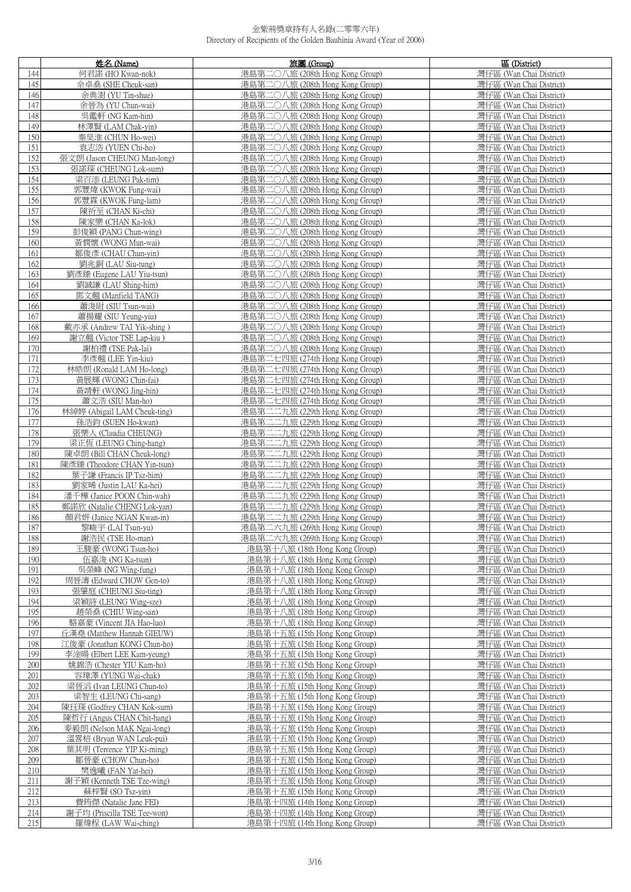| | 姓名 (Name) | 旅團 (Group) | 區 (District) |
|---|---|---|---|
| 144 | 何君諾 (HO Kwan-nok) | 港島第二〇八旅 (208th Hong Kong Group) | 灣仔區 (Wan Chai District) |
| 145 | 佘卓燊 (SHE Cheuk-san) | 港島第二〇八旅 (208th Hong Kong Group) | 灣仔區 (Wan Chai District) |
| 146 | 余典澍 (YU Tin-shue) | 港島第二〇八旅 (208th Hong Kong Group) | 灣仔區 (Wan Chai District) |
| 147 | 余晉為 (YU Chun-wai) | 港島第二〇八旅 (208th Hong Kong Group) | 灣仔區 (Wan Chai District) |
| 148 | 吳鑑軒 (NG Kam-hin) | 港島第二〇八旅 (208th Hong Kong Group) | 灣仔區 (Wan Chai District) |
| 149 | 林澤賢 (LAM Chak-yin) | 港島第二〇八旅 (208th Hong Kong Group) | 灣仔區 (Wan Chai District) |
| 150 | 秦昊淮 (CHUN Ho-wei) | 港島第二〇八旅 (208th Hong Kong Group) | 灣仔區 (Wan Chai District) |
| 151 | 袁志浩 (YUEN Chi-ho) | 港島第二〇八旅 (208th Hong Kong Group) | 灣仔區 (Wan Chai District) |
| 152 | 張文朗 (Jason CHEUNG Man-long) | 港島第二〇八旅 (208th Hong Kong Group) | 灣仔區 (Wan Chai District) |
| 153 | 張諾琛 (CHEUNG Lok-sum) | 港島第二〇八旅 (208th Hong Kong Group) | 灣仔區 (Wan Chai District) |
| 154 | 梁百添 (LEUNG Pak-tim) | 港島第二〇八旅 (208th Hong Kong Group) | 灣仔區 (Wan Chai District) |
| 155 | 郭豐煒 (KWOK Fung-wai) | 港島第二〇八旅 (208th Hong Kong Group) | 灣仔區 (Wan Chai District) |
| 156 | 郭豐霖 (KWOK Fung-lam) | 港島第二〇八旅 (208th Hong Kong Group) | 灣仔區 (Wan Chai District) |
| 157 | 陳祈至 (CHAN Ki-chi) | 港島第二〇八旅 (208th Hong Kong Group) | 灣仔區 (Wan Chai District) |
| 158 | 陳家樂 (CHAN Ka-lok) | 港島第二〇八旅 (208th Hong Kong Group) | 灣仔區 (Wan Chai District) |
| 159 | 彭俊穎 (PANG Chun-wing) | 港島第二〇八旅 (208th Hong Kong Group) | 灣仔區 (Wan Chai District) |
| 160 | 黃憫懷 (WONG Mun-wai) | 港島第二〇八旅 (208th Hong Kong Group) | 灣仔區 (Wan Chai District) |
| 161 | 鄒俊彥 (CHAU Chun-yin) | 港島第二〇八旅 (208th Hong Kong Group) | 灣仔區 (Wan Chai District) |
| 162 | 劉兆銅 (LAU Siu-tung) | 港島第二〇八旅 (208th Hong Kong Group) | 灣仔區 (Wan Chai District) |
| 163 | 劉彥臻 (Eugene LAU Yiu-tsun) | 港島第二〇八旅 (208th Hong Kong Group) | 灣仔區 (Wan Chai District) |
| 164 | 劉誠謙 (LAU Shing-him) | 港島第二〇八旅 (208th Hong Kong Group) | 灣仔區 (Wan Chai District) |
| 165 | 鄧文翹 (Manfield TANG) | 港島第二〇八旅 (208th Hong Kong Group) | 灣仔區 (Wan Chai District) |
| 166 | 蕭浚尉 (SIU Tsun-wai) | 港島第二〇八旅 (208th Hong Kong Group) | 灣仔區 (Wan Chai District) |
| 167 | 蕭揚耀 (SIU Yeung-yiu) | 港島第二〇八旅 (208th Hong Kong Group) | 灣仔區 (Wan Chai District) |
| 168 | 戴亦承 (Andrew TAI Yik-shing ) | 港島第二〇八旅 (208th Hong Kong Group) | 灣仔區 (Wan Chai District) |
| 169 | 謝立翹 (Victor TSE Lap-kiu ) | 港島第二〇八旅 (208th Hong Kong Group) | 灣仔區 (Wan Chai District) |
| 170 | 謝柏禮 (TSE Pak-lai) | 港島第二〇八旅 (208th Hong Kong Group) | 灣仔區 (Wan Chai District) |
| 171 | 李彥翹 (LEE Yin-kiu) | 港島第二七四旅 (274th Hong Kong Group) | 灣仔區 (Wan Chai District) |
| 172 | 林皓朗 (Ronald LAM Ho-long) | 港島第二七四旅 (274th Hong Kong Group) | 灣仔區 (Wan Chai District) |
| 173 | 黃展輝 (WONG Chin-fai) | 港島第二七四旅 (274th Hong Kong Group) | 灣仔區 (Wan Chai District) |
| 174 | 黃靖軒 (WONG Jing-hin) | 港島第二七四旅 (274th Hong Kong Group) | 灣仔區 (Wan Chai District) |
| 175 | 蕭文浩 (SIU Man-ho) | 港島第二七四旅 (274th Hong Kong Group) | 灣仔區 (Wan Chai District) |
| 176 | 林綽婷 (Abigail LAM Cheuk-ting) | 港島第二二九旅 (229th Hong Kong Group) | 灣仔區 (Wan Chai District) |
| 177 | 孫浩鈞 (SUEN Ho-kwan) | 港島第二二九旅 (229th Hong Kong Group) | 灣仔區 (Wan Chai District) |
| 178 | 張樂人 (Claudia CHEUNG) | 港島第二二九旅 (229th Hong Kong Group) | 灣仔區 (Wan Chai District) |
| 179 | 梁正恆 (LEUNG Ching-hang) | 港島第二二九旅 (229th Hong Kong Group) | 灣仔區 (Wan Chai District) |
| 180 | 陳卓朗 (Bill CHAN Cheuk-long) | 港島第二二九旅 (229th Hong Kong Group) | 灣仔區 (Wan Chai District) |
| 181 | 陳彥臻 (Theodore CHAN Yin-tsun) | 港島第二二九旅 (229th Hong Kong Group) | 灣仔區 (Wan Chai District) |
| 182 | 葉子謙 (Francis IP Tsz-him) | 港島第二二九旅 (229th Hong Kong Group) | 灣仔區 (Wan Chai District) |
| 183 | 劉家晞 (Justin LAU Ka-hei) | 港島第二二九旅 (229th Hong Kong Group) | 灣仔區 (Wan Chai District) |
| 184 | 潘千樺 (Janice POON Chin-wah) | 港島第二二九旅 (229th Hong Kong Group) | 灣仔區 (Wan Chai District) |
| 185 | 鄭諾欣 (Natalie CHENG Lok-yan) | 港島第二二九旅 (229th Hong Kong Group) | 灣仔區 (Wan Chai District) |
| 186 | 顏君妍 (Janice NGAN Kwan-in) | 港島第二二九旅 (229th Hong Kong Group) | 灣仔區 (Wan Chai District) |
| 187 | 黎峻宇 (LAI Tsun-yu) | 港島第二六九旅 (269th Hong Kong Group) | 灣仔區 (Wan Chai District) |
| 188 | 謝浩民 (TSE Ho-man) | 港島第二六九旅 (269th Hong Kong Group) | 灣仔區 (Wan Chai District) |
| 189 | 王駿豪 (WONG Tsun-ho) | 港島第十八旅 (18th Hong Kong Group) | 灣仔區 (Wan Chai District) |
| 190 | 伍嘉浚 (NG Ka-tsun) | 港島第十八旅 (18th Hong Kong Group) | 灣仔區 (Wan Chai District) |
| 191 | 吳榮峰 (NG Wing-fung) | 港島第十八旅 (18th Hong Kong Group) | 灣仔區 (Wan Chai District) |
| 192 | 周晉濤 (Edward CHOW Gen-to) | 港島第十八旅 (18th Hong Kong Group) | 灣仔區 (Wan Chai District) |
| 193 | 張肇庭 (CHEUNG Siu-ting) | 港島第十八旅 (18th Hong Kong Group) | 灣仔區 (Wan Chai District) |
| 194 | 梁穎詩 (LEUNG Wing-sze) | 港島第十八旅 (18th Hong Kong Group) | 灣仔區 (Wan Chai District) |
| 195 | 趙榮燊 (CHIU Wing-san) | 港島第十八旅 (18th Hong Kong Group) | 灣仔區 (Wan Chai District) |
| 196 | 駱嘉豪 (Vincent JIA Hao-luo) | 港島第十八旅 (18th Hong Kong Group) | 灣仔區 (Wan Chai District) |
| 197 | 丘漢堯 (Matthew Hannah GIEUW) | 港島第十五旅 (15th Hong Kong Group) | 灣仔區 (Wan Chai District) |
| 198 | 江俊豪 (Jonathan KONG Chun-ho) | 港島第十五旅 (15th Hong Kong Group) | 灣仔區 (Wan Chai District) |
| 199 | 李淦暘 (Elbert LEE Kam-yeung) | 港島第十五旅 (15th Hong Kong Group) | 灣仔區 (Wan Chai District) |
| 200 | 姚錦浩 (Chester YIU Kam-ho) | 港島第十五旅 (15th Hong Kong Group) | 灣仔區 (Wan Chai District) |
| 201 | 容瑋澤 (YUNG Wai-chak) | 港島第十五旅 (15th Hong Kong Group) | 灣仔區 (Wan Chai District) |
| 202 | 梁晉滔 (Ivan LEUNG Chun-to) | 港島第十五旅 (15th Hong Kong Group) | 灣仔區 (Wan Chai District) |
| 203 | 梁智生 (LEUNG Chi-sang) | 港島第十五旅 (15th Hong Kong Group) | 灣仔區 (Wan Chai District) |
| 204 | 陳珏琛 (Godfrey CHAN Kok-sum) | 港島第十五旅 (15th Hong Kong Group) | 灣仔區 (Wan Chai District) |
| 205 | 陳哲行 (Angus CHAN Chit-hang) | 港島第十五旅 (15th Hong Kong Group) | 灣仔區 (Wan Chai District) |
| 206 | 麥毅朗 (Nelson MAK Ngai-long) | 港島第十五旅 (15th Hong Kong Group) | 灣仔區 (Wan Chai District) |
| 207 | 溫畧棓 (Bryan WAN Leuk-pui) | 港島第十五旅 (15th Hong Kong Group) | 灣仔區 (Wan Chai District) |
| 208 | 葉其明 (Terrence YIP Ki-ming) | 港島第十五旅 (15th Hong Kong Group) | 灣仔區 (Wan Chai District) |
| 209 | 鄒晉豪 (CHOW Chun-ho) | 港島第十五旅 (15th Hong Kong Group) | 灣仔區 (Wan Chai District) |
| 210 | 樊逸曦 (FAN Yat-hei) | 港島第十五旅 (15th Hong Kong Group) | 灣仔區 (Wan Chai District) |
| 211 | 謝子穎 (Kenneth TSE Tze-wing) | 港島第十五旅 (15th Hong Kong Group) | 灣仔區 (Wan Chai District) |
| 212 | 蘇梓賢 (SO Tsz-yin) | 港島第十五旅 (15th Hong Kong Group) | 灣仔區 (Wan Chai District) |
| 213 | 費筠傑 (Natalie Jane FEI) | 港島第十四旅 (14th Hong Kong Group) | 灣仔區 (Wan Chai District) |
| 214 | 謝子均 (Priscilla TSE Tee-won) | 港島第十四旅 (14th Hong Kong Group) | 灣仔區 (Wan Chai District) |
| 215 | 羅煒程 (LAW Wai-ching) | 港島第十四旅 (14th Hong Kong Group) | 灣仔區 (Wan Chai District) |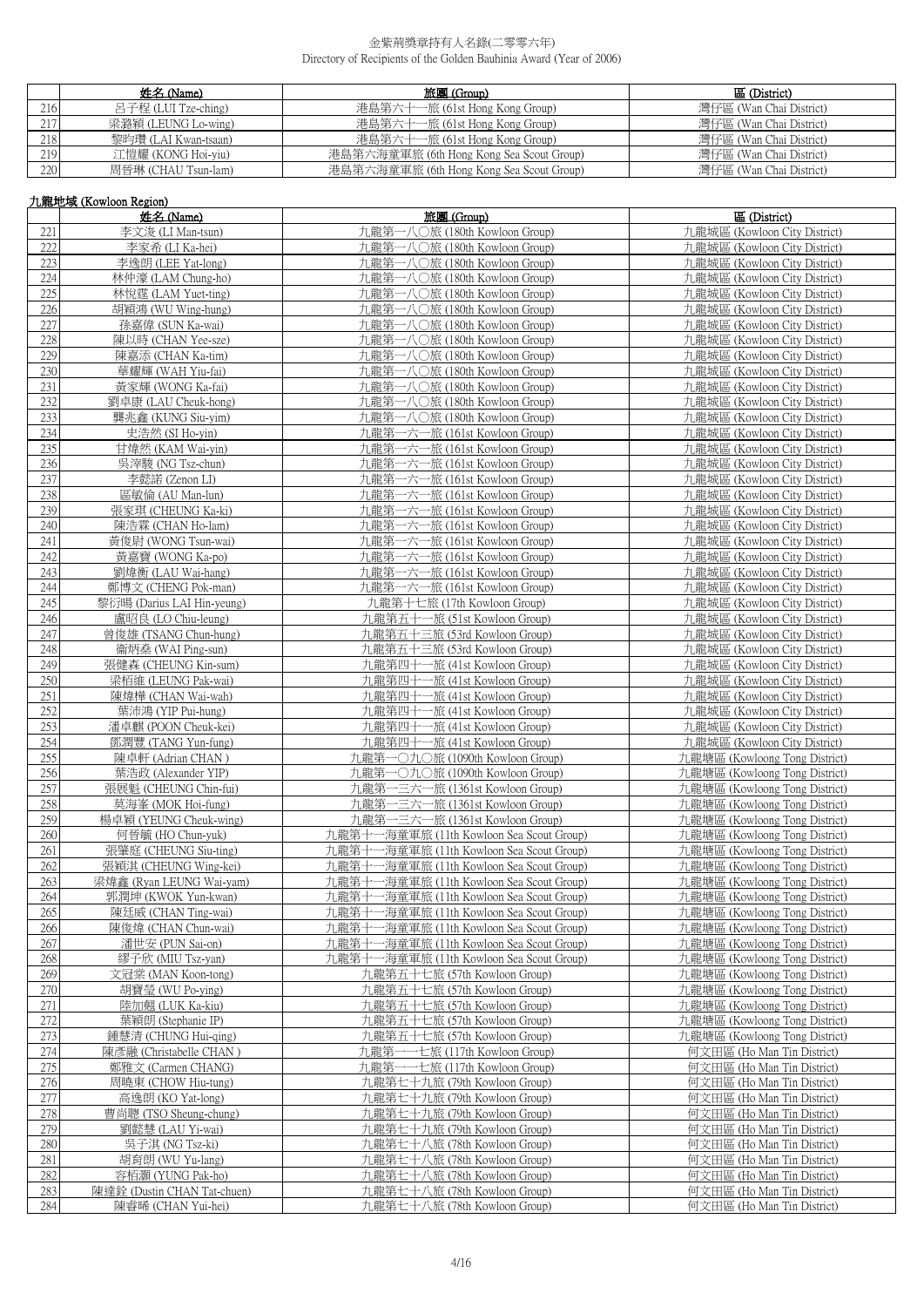金紫荊獎章持有人名錄(二零零六年)
Directory of Recipients of the Golden Bauhinia Award (Year of 2006)

| | 姓名 (Name) | 旅團 (Group) | 區 (District) |
|---|---|---|---|
| 216 | 呂子程 (LUI Tze-ching) | 港島第六十一旅 (61st Hong Kong Group) | 灣仔區 (Wan Chai District) |
| 217 | 梁潞穎 (LEUNG Lo-wing) | 港島第六十一旅 (61st Hong Kong Group) | 灣仔區 (Wan Chai District) |
| 218 | 黎昀瓚 (LAI Kwan-tsaan) | 港島第六十一旅 (61st Hong Kong Group) | 灣仔區 (Wan Chai District) |
| 219 | 江愷耀 (KONG Hoi-yiu) | 港島第六海童軍旅 (6th Hong Kong Sea Scout Group) | 灣仔區 (Wan Chai District) |
| 220 | 周晉琳 (CHAU Tsun-lam) | 港島第六海童軍旅 (6th Hong Kong Sea Scout Group) | 灣仔區 (Wan Chai District) |

## 九龍地域 (Kowloon Region)

| | 姓名 (Name) | 旅團 (Group) | 區 (District) |
|---|---|---|---|
| 221 | 李文浚 (LI Man-tsun) | 九龍第一八〇旅 (180th Kowloon Group) | 九龍城區 (Kowloon City District) |
| 222 | 李家希 (LI Ka-hei) | 九龍第一八〇旅 (180th Kowloon Group) | 九龍城區 (Kowloon City District) |
| 223 | 李逸朗 (LEE Yat-long) | 九龍第一八〇旅 (180th Kowloon Group) | 九龍城區 (Kowloon City District) |
| 224 | 林仲濠 (LAM Chung-ho) | 九龍第一八〇旅 (180th Kowloon Group) | 九龍城區 (Kowloon City District) |
| 225 | 林悅霆 (LAM Yuet-ting) | 九龍第一八〇旅 (180th Kowloon Group) | 九龍城區 (Kowloon City District) |
| 226 | 胡穎鴻 (WU Wing-hung) | 九龍第一八〇旅 (180th Kowloon Group) | 九龍城區 (Kowloon City District) |
| 227 | 孫嘉偉 (SUN Ka-wai) | 九龍第一八〇旅 (180th Kowloon Group) | 九龍城區 (Kowloon City District) |
| 228 | 陳以時 (CHAN Yee-sze) | 九龍第一八〇旅 (180th Kowloon Group) | 九龍城區 (Kowloon City District) |
| 229 | 陳嘉添 (CHAN Ka-tim) | 九龍第一八〇旅 (180th Kowloon Group) | 九龍城區 (Kowloon City District) |
| 230 | 華耀輝 (WAH Yiu-fai) | 九龍第一八〇旅 (180th Kowloon Group) | 九龍城區 (Kowloon City District) |
| 231 | 黃家輝 (WONG Ka-fai) | 九龍第一八〇旅 (180th Kowloon Group) | 九龍城區 (Kowloon City District) |
| 232 | 劉卓康 (LAU Cheuk-hong) | 九龍第一八〇旅 (180th Kowloon Group) | 九龍城區 (Kowloon City District) |
| 233 | 龔兆鑫 (KUNG Siu-yim) | 九龍第一八〇旅 (180th Kowloon Group) | 九龍城區 (Kowloon City District) |
| 234 | 史浩然 (SI Ho-yin) | 九龍第一六一旅 (161st Kowloon Group) | 九龍城區 (Kowloon City District) |
| 235 | 甘煒然 (KAM Wai-yin) | 九龍第一六一旅 (161st Kowloon Group) | 九龍城區 (Kowloon City District) |
| 236 | 吳滓駿 (NG Tsz-chun) | 九龍第一六一旅 (161st Kowloon Group) | 九龍城區 (Kowloon City District) |
| 237 | 李懿諾 (Zenon LI) | 九龍第一六一旅 (161st Kowloon Group) | 九龍城區 (Kowloon City District) |
| 238 | 區敏倫 (AU Man-lun) | 九龍第一六一旅 (161st Kowloon Group) | 九龍城區 (Kowloon City District) |
| 239 | 張家琪 (CHEUNG Ka-ki) | 九龍第一六一旅 (161st Kowloon Group) | 九龍城區 (Kowloon City District) |
| 240 | 陳浩霖 (CHAN Ho-lam) | 九龍第一六一旅 (161st Kowloon Group) | 九龍城區 (Kowloon City District) |
| 241 | 黃俊尉 (WONG Tsun-wai) | 九龍第一六一旅 (161st Kowloon Group) | 九龍城區 (Kowloon City District) |
| 242 | 黃嘉寶 (WONG Ka-po) | 九龍第一六一旅 (161st Kowloon Group) | 九龍城區 (Kowloon City District) |
| 243 | 劉煒衡 (LAU Wai-hang) | 九龍第一六一旅 (161st Kowloon Group) | 九龍城區 (Kowloon City District) |
| 244 | 鄭博文 (CHENG Pok-man) | 九龍第一六一旅 (161st Kowloon Group) | 九龍城區 (Kowloon City District) |
| 245 | 黎衍暘 (Darius LAI Hin-yeung) | 九龍第十七旅 (17th Kowloon Group) | 九龍城區 (Kowloon City District) |
| 246 | 盧昭良 (LO Chiu-leung) | 九龍第五十一旅 (51st Kowloon Group) | 九龍城區 (Kowloon City District) |
| 247 | 曾俊雄 (TSANG Chun-hung) | 九龍第五十三旅 (53rd Kowloon Group) | 九龍城區 (Kowloon City District) |
| 248 | 衞炳燊 (WAI Ping-sun) | 九龍第五十三旅 (53rd Kowloon Group) | 九龍城區 (Kowloon City District) |
| 249 | 張健森 (CHEUNG Kin-sum) | 九龍第四十一旅 (41st Kowloon Group) | 九龍城區 (Kowloon City District) |
| 250 | 梁栢維 (LEUNG Pak-wai) | 九龍第四十一旅 (41st Kowloon Group) | 九龍城區 (Kowloon City District) |
| 251 | 陳煒樺 (CHAN Wai-wah) | 九龍第四十一旅 (41st Kowloon Group) | 九龍城區 (Kowloon City District) |
| 252 | 葉沛鴻 (YIP Pui-hung) | 九龍第四十一旅 (41st Kowloon Group) | 九龍城區 (Kowloon City District) |
| 253 | 潘卓麒 (POON Cheuk-kei) | 九龍第四十一旅 (41st Kowloon Group) | 九龍城區 (Kowloon City District) |
| 254 | 鄧潤豐 (TANG Yun-fung) | 九龍第四十一旅 (41st Kowloon Group) | 九龍城區 (Kowloon City District) |
| 255 | 陳韋軒 (Adrian CHAN ) | 九龍第一〇九〇旅 (1090th Kowloon Group) | 九龍塘區 (Kowloong Tong District) |
| 256 | 葉浩政 (Alexander YIP) | 九龍第一〇九〇旅 (1090th Kowloon Group) | 九龍塘區 (Kowloong Tong District) |
| 257 | 張展魁 (CHEUNG Chin-fui) | 九龍第一三六一旅 (1361st Kowloon Group) | 九龍塘區 (Kowloong Tong District) |
| 258 | 莫海峯 (MOK Hoi-fung) | 九龍第一三六一旅 (1361st Kowloon Group) | 九龍塘區 (Kowloong Tong District) |
| 259 | 楊卓穎 (YEUNG Cheuk-wing) | 九龍第一三六一旅 (1361st Kowloon Group) | 九龍塘區 (Kowloong Tong District) |
| 260 | 何晉毓 (HO Chun-yuk) | 九龍第十一海童軍旅 (11th Kowloon Sea Scout Group) | 九龍塘區 (Kowloong Tong District) |
| 261 | 張肇庭 (CHEUNG Siu-ting) | 九龍第十一海童軍旅 (11th Kowloon Sea Scout Group) | 九龍塘區 (Kowloong Tong District) |
| 262 | 張穎淇 (CHEUNG Wing-kei) | 九龍第十一海童軍旅 (11th Kowloon Sea Scout Group) | 九龍塘區 (Kowloong Tong District) |
| 263 | 梁煒鑫 (Ryan LEUNG Wai-yam) | 九龍第十一海童軍旅 (11th Kowloon Sea Scout Group) | 九龍塘區 (Kowloong Tong District) |
| 264 | 郭潤坤 (KWOK Yun-kwan) | 九龍第十一海童軍旅 (11th Kowloon Sea Scout Group) | 九龍塘區 (Kowloong Tong District) |
| 265 | 陳廷威 (CHAN Ting-wai) | 九龍第十一海童軍旅 (11th Kowloon Sea Scout Group) | 九龍塘區 (Kowloong Tong District) |
| 266 | 陳俊煒 (CHAN Chun-wai) | 九龍第十一海童軍旅 (11th Kowloon Sea Scout Group) | 九龍塘區 (Kowloong Tong District) |
| 267 | 潘世安 (PUN Sai-on) | 九龍第十一海童軍旅 (11th Kowloon Sea Scout Group) | 九龍塘區 (Kowloong Tong District) |
| 268 | 繆子欣 (MIU Tsz-yan) | 九龍第十一海童軍旅 (11th Kowloon Sea Scout Group) | 九龍塘區 (Kowloong Tong District) |
| 269 | 文冠棠 (MAN Koon-tong) | 九龍第五十七旅 (57th Kowloon Group) | 九龍塘區 (Kowloong Tong District) |
| 270 | 胡寶瑩 (WU Po-ying) | 九龍第五十七旅 (57th Kowloon Group) | 九龍塘區 (Kowloong Tong District) |
| 271 | 陸加翹 (LUK Ka-kiu) | 九龍第五十七旅 (57th Kowloon Group) | 九龍塘區 (Kowloong Tong District) |
| 272 | 葉穎朗 (Stephanie IP) | 九龍第五十七旅 (57th Kowloon Group) | 九龍塘區 (Kowloong Tong District) |
| 273 | 鍾慧清 (CHUNG Hui-qing) | 九龍第五十七旅 (57th Kowloon Group) | 九龍塘區 (Kowloong Tong District) |
| 274 | 陳彥融 (Christabelle CHAN ) | 九龍第一一七旅 (117th Kowloon Group) | 何文田區 (Ho Man Tin District) |
| 275 | 鄭雅文 (Carmen CHANG) | 九龍第一一七旅 (117th Kowloon Group) | 何文田區 (Ho Man Tin District) |
| 276 | 周曉東 (CHOW Hiu-tung) | 九龍第七十九旅 (79th Kowloon Group) | 何文田區 (Ho Man Tin District) |
| 277 | 高逸朗 (KO Yat-long) | 九龍第七十九旅 (79th Kowloon Group) | 何文田區 (Ho Man Tin District) |
| 278 | 曹尚聰 (TSO Sheung-chung) | 九龍第七十九旅 (79th Kowloon Group) | 何文田區 (Ho Man Tin District) |
| 279 | 劉懿慧 (LAU Yi-wai) | 九龍第七十九旅 (79th Kowloon Group) | 何文田區 (Ho Man Tin District) |
| 280 | 吳子淇 (NG Tsz-ki) | 九龍第七十八旅 (78th Kowloon Group) | 何文田區 (Ho Man Tin District) |
| 281 | 胡育朗 (WU Yu-lang) | 九龍第七十八旅 (78th Kowloon Group) | 何文田區 (Ho Man Tin District) |
| 282 | 容栢灝 (YUNG Pak-ho) | 九龍第七十八旅 (78th Kowloon Group) | 何文田區 (Ho Man Tin District) |
| 283 | 陳達銓 (Dustin CHAN Tat-chuen) | 九龍第七十八旅 (78th Kowloon Group) | 何文田區 (Ho Man Tin District) |
| 284 | 陳睿晞 (CHAN Yui-hei) | 九龍第七十八旅 (78th Kowloon Group) | 何文田區 (Ho Man Tin District) |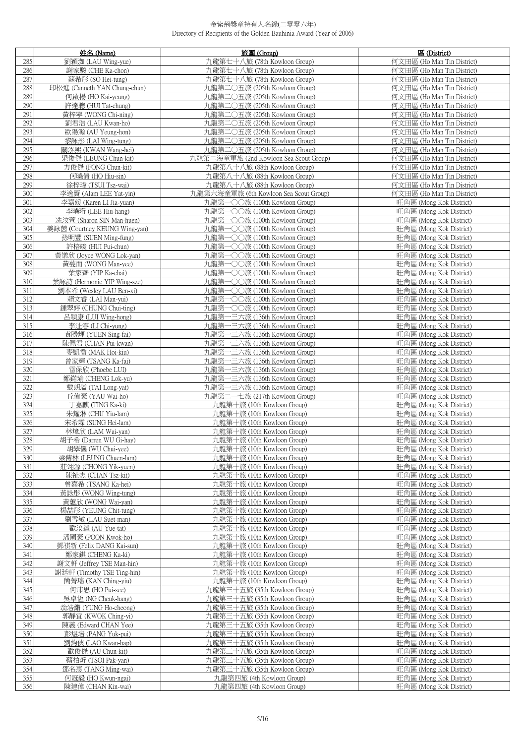| | 姓名 (Name) | 旅團 (Group) | 區 (District) |
|---|---|---|---|
| 285 | 劉穎洳 (LAU Wing-yue) | 九龍第七十八旅 (78th Kowloon Group) | 何文田區 (Ho Man Tin District) |
| 286 | 謝家駿 (CHE Ka-chon) | 九龍第七十八旅 (78th Kowloon Group) | 何文田區 (Ho Man Tin District) |
| 287 | 蘇希彤 (SO Hei-tung) | 九龍第七十八旅 (78th Kowloon Group) | 何文田區 (Ho Man Tin District) |
| 288 | 印松進 (Canneth YAN Chung-chun) | 九龍第二〇五旅 (205th Kowloon Group) | 何文田區 (Ho Man Tin District) |
| 289 | 何啟楊 (HO Kai-yeung) | 九龍第二〇五旅 (205th Kowloon Group) | 何文田區 (Ho Man Tin District) |
| 290 | 許達聰 (HUI Tat-chung) | 九龍第二〇五旅 (205th Kowloon Group) | 何文田區 (Ho Man Tin District) |
| 291 | 黃梓寧 (WONG Chi-ning) | 九龍第二〇五旅 (205th Kowloon Group) | 何文田區 (Ho Man Tin District) |
| 292 | 劉君浩 (LAU Kwan-ho) | 九龍第二〇五旅 (205th Kowloon Group) | 何文田區 (Ho Man Tin District) |
| 293 | 歐陽瀚 (AU Yeung-hon) | 九龍第二〇五旅 (205th Kowloon Group) | 何文田區 (Ho Man Tin District) |
| 294 | 黎詠彤 (LAI Wing-tung) | 九龍第二〇五旅 (205th Kowloon Group) | 何文田區 (Ho Man Tin District) |
| 295 | 關泓熙 (KWAN Wang-hei) | 九龍第二〇五旅 (205th Kowloon Group) | 何文田區 (Ho Man Tin District) |
| 296 | 梁俊傑 (LEUNG Chun-kit) | 九龍第二海童軍旅 (2nd Kowloon Sea Scout Group) | 何文田區 (Ho Man Tin District) |
| 297 | 方俊傑 (FONG Chun-kit) | 九龍第八十八旅 (88th Kowloon Group) | 何文田區 (Ho Man Tin District) |
| 298 | 何曉倩 (HO Hiu-sin) | 九龍第八十八旅 (88th Kowloon Group) | 何文田區 (Ho Man Tin District) |
| 299 | 徐梓瑋 (TSUI Tsz-wai) | 九龍第八十八旅 (88th Kowloon Group) | 何文田區 (Ho Man Tin District) |
| 300 | 李逸賢 (Alam LEE Yat-yin) | 九龍第六海童軍旅 (6th Kowloon Sea Scout Group) | 何文田區 (Ho Man Tin District) |
| 301 | 李嘉媛 (Karen LI Jia-yuan) | 九龍第一〇〇旅 (100th Kowloon Group) | 旺角區 (Mong Kok District) |
| 302 | 李曉珩 (LEE Hiu-hang) | 九龍第一〇〇旅 (100th Kowloon Group) | 旺角區 (Mong Kok District) |
| 303 | 冼汶萱 (Sharon SIN Man-huen) | 九龍第一〇〇旅 (100th Kowloon Group) | 旺角區 (Mong Kok District) |
| 304 | 姜詠茵 (Courtney KEUNG Wing-yan) | 九龍第一〇〇旅 (100th Kowloon Group) | 旺角區 (Mong Kok District) |
| 305 | 孫明豐 (SUEN Ming-fung) | 九龍第一〇〇旅 (100th Kowloon Group) | 旺角區 (Mong Kok District) |
| 306 | 許焙竣 (HUI Pui-chun) | 九龍第一〇〇旅 (100th Kowloon Group) | 旺角區 (Mong Kok District) |
| 307 | 黃樂欣 (Joyce WONG Lok-yan) | 九龍第一〇〇旅 (100th Kowloon Group) | 旺角區 (Mong Kok District) |
| 308 | 黃蔓而 (WONG Man-yee) | 九龍第一〇〇旅 (100th Kowloon Group) | 旺角區 (Mong Kok District) |
| 309 | 葉家齊 (YIP Ka-chai) | 九龍第一〇〇旅 (100th Kowloon Group) | 旺角區 (Mong Kok District) |
| 310 | 葉詠詩 (Hermonie YIP Wing-sze) | 九龍第一〇〇旅 (100th Kowloon Group) | 旺角區 (Mong Kok District) |
| 311 | 劉本希 (Wesley LAU Ben-xi) | 九龍第一〇〇旅 (100th Kowloon Group) | 旺角區 (Mong Kok District) |
| 312 | 賴文睿 (LAI Man-yui) | 九龍第一〇〇旅 (100th Kowloon Group) | 旺角區 (Mong Kok District) |
| 313 | 鍾翠婷 (CHUNG Chui-ting) | 九龍第一〇〇旅 (100th Kowloon Group) | 旺角區 (Mong Kok District) |
| 314 | 呂穎康 (LUI Wing-hong) | 九龍第一三六旅 (136th Kowloon Group) | 旺角區 (Mong Kok District) |
| 315 | 李沚容 (LI Chi-yung) | 九龍第一三六旅 (136th Kowloon Group) | 旺角區 (Mong Kok District) |
| 316 | 袁勝輝 (YUEN Sing-fai) | 九龍第一三六旅 (136th Kowloon Group) | 旺角區 (Mong Kok District) |
| 317 | 陳佩君 (CHAN Pui-kwan) | 九龍第一三六旅 (136th Kowloon Group) | 旺角區 (Mong Kok District) |
| 318 | 麥凱喬 (MAK Hoi-kiu) | 九龍第一三六旅 (136th Kowloon Group) | 旺角區 (Mong Kok District) |
| 319 | 曾家輝 (TSANG Ka-fai) | 九龍第一三六旅 (136th Kowloon Group) | 旺角區 (Mong Kok District) |
| 320 | 雷保欣 (Phoebe LUI) | 九龍第一三六旅 (136th Kowloon Group) | 旺角區 (Mong Kok District) |
| 321 | 鄭鍩瑜 (CHENG Lok-yu) | 九龍第一三六旅 (136th Kowloon Group) | 旺角區 (Mong Kok District) |
| 322 | 戴朗溢 (TAI Long-yat) | 九龍第一三六旅 (136th Kowloon Group) | 旺角區 (Mong Kok District) |
| 323 | 丘偉豪 (YAU Wai-ho) | 九龍第二一七旅 (217th Kowloon Group) | 旺角區 (Mong Kok District) |
| 324 | 丁嘉麒 (TING Ka-ki) | 九龍第十旅 (10th Kowloon Group) | 旺角區 (Mong Kok District) |
| 325 | 朱耀琳 (CHU Yiu-lam) | 九龍第十旅 (10th Kowloon Group) | 旺角區 (Mong Kok District) |
| 326 | 宋希霖 (SUNG Hei-lam) | 九龍第十旅 (10th Kowloon Group) | 旺角區 (Mong Kok District) |
| 327 | 林煒欣 (LAM Wai-yan) | 九龍第十旅 (10th Kowloon Group) | 旺角區 (Mong Kok District) |
| 328 | 胡子希 (Darren WU Gi-hay) | 九龍第十旅 (10th Kowloon Group) | 旺角區 (Mong Kok District) |
| 329 | 胡翠儀 (WU Chui-yee) | 九龍第十旅 (10th Kowloon Group) | 旺角區 (Mong Kok District) |
| 330 | 梁傳林 (LEUNG Chuen-lam) | 九龍第十旅 (10th Kowloon Group) | 旺角區 (Mong Kok District) |
| 331 | 莊翊源 (CHONG Yik-yuen) | 九龍第十旅 (10th Kowloon Group) | 旺角區 (Mong Kok District) |
| 332 | 陳祉杰 (CHAN Tsz-kit) | 九龍第十旅 (10th Kowloon Group) | 旺角區 (Mong Kok District) |
| 333 | 曾嘉希 (TSANG Ka-hei) | 九龍第十旅 (10th Kowloon Group) | 旺角區 (Mong Kok District) |
| 334 | 黃詠彤 (WONG Wing-tung) | 九龍第十旅 (10th Kowloon Group) | 旺角區 (Mong Kok District) |
| 335 | 黃蕙欣 (WONG Wai-yan) | 九龍第十旅 (10th Kowloon Group) | 旺角區 (Mong Kok District) |
| 336 | 楊喆彤 (YEUNG Chit-tung) | 九龍第十旅 (10th Kowloon Group) | 旺角區 (Mong Kok District) |
| 337 | 劉雪敏 (LAU Suet-man) | 九龍第十旅 (10th Kowloon Group) | 旺角區 (Mong Kok District) |
| 338 | 歐汝達 (AU Yue-tat) | 九龍第十旅 (10th Kowloon Group) | 旺角區 (Mong Kok District) |
| 339 | 潘國豪 (POON Kwok-ho) | 九龍第十旅 (10th Kowloon Group) | 旺角區 (Mong Kok District) |
| 340 | 鄧祺新 (Felix DANG Kai-sun) | 九龍第十旅 (10th Kowloon Group) | 旺角區 (Mong Kok District) |
| 341 | 鄭家錤 (CHENG Ka-ki) | 九龍第十旅 (10th Kowloon Group) | 旺角區 (Mong Kok District) |
| 342 | 謝文軒 (Jeffrey TSE Man-hin) | 九龍第十旅 (10th Kowloon Group) | 旺角區 (Mong Kok District) |
| 343 | 謝廷軒 (Timothy TSE Ting-hin) | 九龍第十旅 (10th Kowloon Group) | 旺角區 (Mong Kok District) |
| 344 | 簡菁瑤 (KAN Ching-yiu) | 九龍第十旅 (10th Kowloon Group) | 旺角區 (Mong Kok District) |
| 345 | 何沛思 (HO Pui-see) | 九龍第三十五旅 (35th Kowloon Group) | 旺角區 (Mong Kok District) |
| 346 | 吳卓恆 (NG Cheuk-hang) | 九龍第三十五旅 (35th Kowloon Group) | 旺角區 (Mong Kok District) |
| 347 | 翁浩鏘 (YUNG Ho-cheong) | 九龍第三十五旅 (35th Kowloon Group) | 旺角區 (Mong Kok District) |
| 348 | 郭靜宜 (KWOK Ching-yi) | 九龍第三十五旅 (35th Kowloon Group) | 旺角區 (Mong Kok District) |
| 349 | 陳義 (Edward CHAN Yee) | 九龍第三十五旅 (35th Kowloon Group) | 旺角區 (Mong Kok District) |
| 350 | 彭煜培 (PANG Yuk-pui) | 九龍第三十五旅 (35th Kowloon Group) | 旺角區 (Mong Kok District) |
| 351 | 劉鈞俠 (LAO Kwan-hap) | 九龍第三十五旅 (35th Kowloon Group) | 旺角區 (Mong Kok District) |
| 352 | 歐俊傑 (AU Chun-kit) | 九龍第三十五旅 (35th Kowloon Group) | 旺角區 (Mong Kok District) |
| 353 | 蔡柏炘 (TSOI Pak-yan) | 九龍第三十五旅 (35th Kowloon Group) | 旺角區 (Mong Kok District) |
| 354 | 鄧名惠 (TANG Ming-wai) | 九龍第三十五旅 (35th Kowloon Group) | 旺角區 (Mong Kok District) |
| 355 | 何冠毅 (HO Kwun-ngai) | 九龍第四旅 (4th Kowloon Group) | 旺角區 (Mong Kok District) |
| 356 | 陳建偉 (CHAN Kin-wai) | 九龍第四旅 (4th Kowloon Group) | 旺角區 (Mong Kok District) |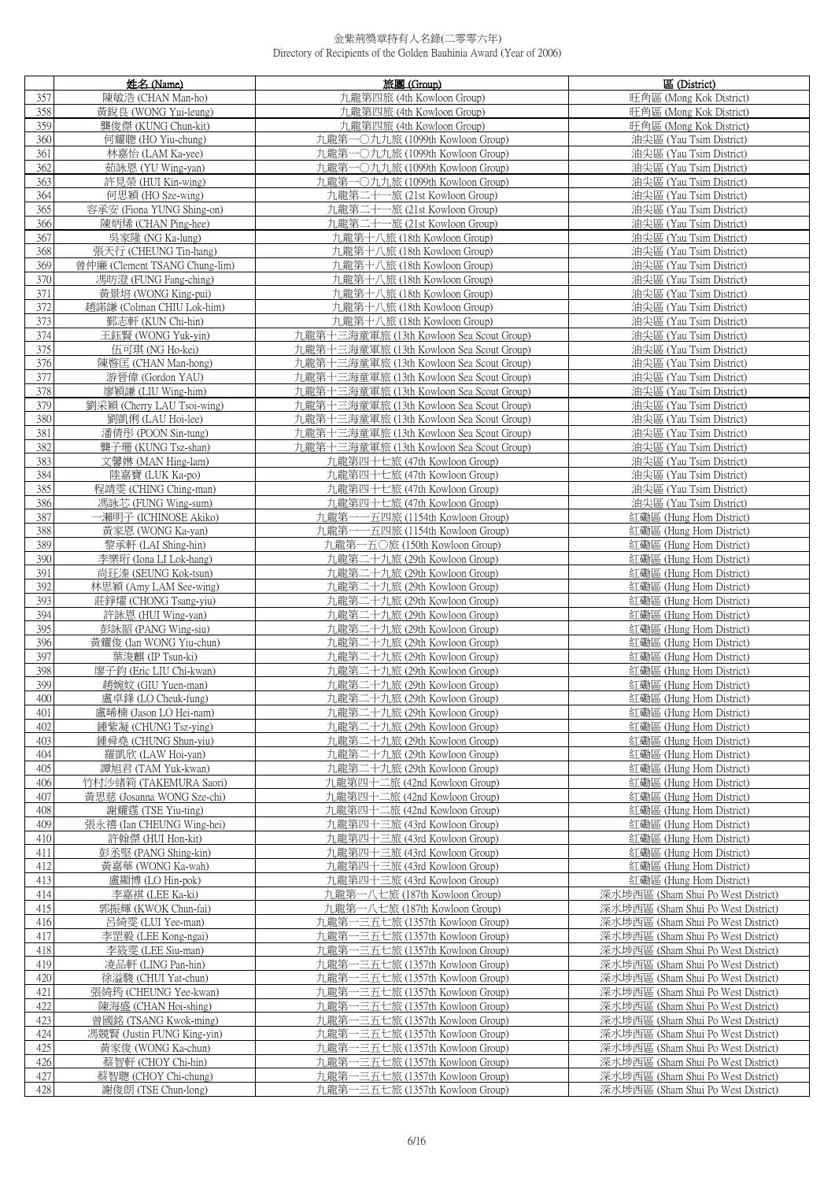金紫荊獎章持有人名錄(二零零六年)
Directory of Recipients of the Golden Bauhinia Award (Year of 2006)

| | 姓名 (Name) | 旅團 (Group) | 區 (District) |
|---|---|---|---|
| 357 | 陳敏浩 (CHAN Man-ho) | 九龍第四旅 (4th Kowloon Group) | 旺角區 (Mong Kok District) |
| 358 | 黃銳良 (WONG Yui-leung) | 九龍第四旅 (4th Kowloon Group) | 旺角區 (Mong Kok District) |
| 359 | 龔俊傑 (KUNG Chun-kit) | 九龍第四旅 (4th Kowloon Group) | 旺角區 (Mong Kok District) |
| 360 | 何耀聰 (HO Yiu-chung) | 九龍第一〇九九旅 (1099th Kowloon Group) | 油尖區 (Yau Tsim District) |
| 361 | 林嘉怡 (LAM Ka-yee) | 九龍第一〇九九旅 (1099th Kowloon Group) | 油尖區 (Yau Tsim District) |
| 362 | 茹詠恩 (YU Wing-yan) | 九龍第一〇九九旅 (1099th Kowloon Group) | 油尖區 (Yau Tsim District) |
| 363 | 許見榮 (HUI Kin-wing) | 九龍第一〇九九旅 (1099th Kowloon Group) | 油尖區 (Yau Tsim District) |
| 364 | 何思穎 (HO Sze-wing) | 九龍第二十一旅 (21st Kowloon Group) | 油尖區 (Yau Tsim District) |
| 365 | 容承安 (Fiona YUNG Shing-on) | 九龍第二十一旅 (21st Kowloon Group) | 油尖區 (Yau Tsim District) |
| 366 | 陳炳烯 (CHAN Ping-hee) | 九龍第二十一旅 (21st Kowloon Group) | 油尖區 (Yau Tsim District) |
| 367 | 吳家隆 (NG Ka-lung) | 九龍第十八旅 (18th Kowloon Group) | 油尖區 (Yau Tsim District) |
| 368 | 張天行 (CHEUNG Tin-hang) | 九龍第十八旅 (18th Kowloon Group) | 油尖區 (Yau Tsim District) |
| 369 | 曾仲廉 (Clement TSANG Chung-lim) | 九龍第十八旅 (18th Kowloon Group) | 油尖區 (Yau Tsim District) |
| 370 | 馮昉澄 (FUNG Fang-ching) | 九龍第十八旅 (18th Kowloon Group) | 油尖區 (Yau Tsim District) |
| 371 | 黃景培 (WONG King-pui) | 九龍第十八旅 (18th Kowloon Group) | 油尖區 (Yau Tsim District) |
| 372 | 趙諾謙 (Colman CHIU Lok-him) | 九龍第十八旅 (18th Kowloon Group) | 油尖區 (Yau Tsim District) |
| 373 | 鄺志軒 (KUN Chi-hin) | 九龍第十八旅 (18th Kowloon Group) | 油尖區 (Yau Tsim District) |
| 374 | 王鈺賢 (WONG Yuk-yin) | 九龍第十三海童軍旅 (13th Kowloon Sea Scout Group) | 油尖區 (Yau Tsim District) |
| 375 | 伍可琪 (NG Ho-kei) | 九龍第十三海童軍旅 (13th Kowloon Sea Scout Group) | 油尖區 (Yau Tsim District) |
| 376 | 陳敏匡 (CHAN Man-hong) | 九龍第十三海童軍旅 (13th Kowloon Sea Scout Group) | 油尖區 (Yau Tsim District) |
| 377 | 游晉偉 (Gordon YAU) | 九龍第十三海童軍旅 (13th Kowloon Sea Scout Group) | 油尖區 (Yau Tsim District) |
| 378 | 廖穎謙 (LIU Wing-him) | 九龍第十三海童軍旅 (13th Kowloon Sea Scout Group) | 油尖區 (Yau Tsim District) |
| 379 | 劉采穎 (Cherry LAU Tsoi-wing) | 九龍第十三海童軍旅 (13th Kowloon Sea Scout Group) | 油尖區 (Yau Tsim District) |
| 380 | 劉凱俐 (LAU Hoi-lee) | 九龍第十三海童軍旅 (13th Kowloon Sea Scout Group) | 油尖區 (Yau Tsim District) |
| 381 | 潘倩彤 (POON Sin-tung) | 九龍第十三海童軍旅 (13th Kowloon Sea Scout Group) | 油尖區 (Yau Tsim District) |
| 382 | 龔子珊 (KUNG Tsz-shan) | 九龍第十三海童軍旅 (13th Kowloon Sea Scout Group) | 油尖區 (Yau Tsim District) |
| 383 | 文馨琳 (MAN Hing-lam) | 九龍第四十七旅 (47th Kowloon Group) | 油尖區 (Yau Tsim District) |
| 384 | 陸嘉寶 (LUK Ka-po) | 九龍第四十七旅 (47th Kowloon Group) | 油尖區 (Yau Tsim District) |
| 385 | 程靖雯 (CHING Ching-man) | 九龍第四十七旅 (47th Kowloon Group) | 油尖區 (Yau Tsim District) |
| 386 | 馮詠芯 (FUNG Wing-sum) | 九龍第四十七旅 (47th Kowloon Group) | 油尖區 (Yau Tsim District) |
| 387 | 一瀨明子 (ICHINOSE Akiko) | 九龍第一一五四旅 (1154th Kowloon Group) | 紅磡區 (Hung Hom District) |
| 388 | 黃家恩 (WONG Ka-yan) | 九龍第一一五四旅 (1154th Kowloon Group) | 紅磡區 (Hung Hom District) |
| 389 | 黎承軒 (LAI Shing-hin) | 九龍第一五〇旅 (150th Kowloon Group) | 紅磡區 (Hung Hom District) |
| 390 | 李樂珩 (Iona LI Lok-hang) | 九龍第二十九旅 (29th Kowloon Group) | 紅磡區 (Hung Hom District) |
| 391 | 尚玨溱 (SEUNG Kok-tsun) | 九龍第二十九旅 (29th Kowloon Group) | 紅磡區 (Hung Hom District) |
| 392 | 林思穎 (Amy LAM See-wing) | 九龍第二十九旅 (29th Kowloon Group) | 紅磡區 (Hung Hom District) |
| 393 | 莊錚燿 (CHONG Tsang-yiu) | 九龍第二十九旅 (29th Kowloon Group) | 紅磡區 (Hung Hom District) |
| 394 | 許詠恩 (HUI Wing-yan) | 九龍第二十九旅 (29th Kowloon Group) | 紅磡區 (Hung Hom District) |
| 395 | 彭詠韶 (PANG Wing-siu) | 九龍第二十九旅 (29th Kowloon Group) | 紅磡區 (Hung Hom District) |
| 396 | 黃耀俊 (Ian WONG Yiu-chun) | 九龍第二十九旅 (29th Kowloon Group) | 紅磡區 (Hung Hom District) |
| 397 | 葉浚麒 (IP Tsun-ki) | 九龍第二十九旅 (29th Kowloon Group) | 紅磡區 (Hung Hom District) |
| 398 | 廖子鈞 (Eric LIU Chi-kwan) | 九龍第二十九旅 (29th Kowloon Group) | 紅磡區 (Hung Hom District) |
| 399 | 趙婉妏 (GIU Yuen-man) | 九龍第二十九旅 (29th Kowloon Group) | 紅磡區 (Hung Hom District) |
| 400 | 盧卓鋒 (LO Cheuk-fung) | 九龍第二十九旅 (29th Kowloon Group) | 紅磡區 (Hung Hom District) |
| 401 | 盧晞楠 (Jason LO Hei-nam) | 九龍第二十九旅 (29th Kowloon Group) | 紅磡區 (Hung Hom District) |
| 402 | 鍾紫凝 (CHUNG Tsz-ying) | 九龍第二十九旅 (29th Kowloon Group) | 紅磡區 (Hung Hom District) |
| 403 | 鍾舜堯 (CHUNG Shun-yiu) | 九龍第二十九旅 (29th Kowloon Group) | 紅磡區 (Hung Hom District) |
| 404 | 羅凱欣 (LAW Hoi-yan) | 九龍第二十九旅 (29th Kowloon Group) | 紅磡區 (Hung Hom District) |
| 405 | 譚旭君 (TAM Yuk-kwan) | 九龍第二十九旅 (29th Kowloon Group) | 紅磡區 (Hung Hom District) |
| 406 | 竹村沙緒莉 (TAKEMURA Saori) | 九龍第四十二旅 (42nd Kowloon Group) | 紅磡區 (Hung Hom District) |
| 407 | 黃思慈 (Josanna WONG Sze-chi) | 九龍第四十二旅 (42nd Kowloon Group) | 紅磡區 (Hung Hom District) |
| 408 | 謝耀霆 (TSE Yiu-ting) | 九龍第四十二旅 (42nd Kowloon Group) | 紅磡區 (Hung Hom District) |
| 409 | 張永禧 (Ian CHEUNG Wing-hei) | 九龍第四十三旅 (43rd Kowloon Group) | 紅磡區 (Hung Hom District) |
| 410 | 許翰傑 (HUI Hon-kit) | 九龍第四十三旅 (43rd Kowloon Group) | 紅磡區 (Hung Hom District) |
| 411 | 彭丞堅 (PANG Shing-kin) | 九龍第四十三旅 (43rd Kowloon Group) | 紅磡區 (Hung Hom District) |
| 412 | 黃嘉華 (WONG Ka-wah) | 九龍第四十三旅 (43rd Kowloon Group) | 紅磡區 (Hung Hom District) |
| 413 | 盧顯博 (LO Hin-pok) | 九龍第四十三旅 (43rd Kowloon Group) | 紅磡區 (Hung Hom District) |
| 414 | 李嘉祺 (LEE Ka-ki) | 九龍第一八七旅 (187th Kowloon Group) | 深水埗西區 (Sham Shui Po West District) |
| 415 | 郭振輝 (KWOK Chun-fai) | 九龍第一八七旅 (187th Kowloon Group) | 深水埗西區 (Sham Shui Po West District) |
| 416 | 呂綺雯 (LUI Yee-man) | 九龍第一三五七旅 (1357th Kowloon Group) | 深水埗西區 (Sham Shui Po West District) |
| 417 | 李罡毅 (LEE Kong-ngai) | 九龍第一三五七旅 (1357th Kowloon Group) | 深水埗西區 (Sham Shui Po West District) |
| 418 | 李筱雯 (LEE Siu-man) | 九龍第一三五七旅 (1357th Kowloon Group) | 深水埗西區 (Sham Shui Po West District) |
| 419 | 凌品軒 (LING Pan-hin) | 九龍第一三五七旅 (1357th Kowloon Group) | 深水埗西區 (Sham Shui Po West District) |
| 420 | 徐溢駿 (CHUI Yat-chun) | 九龍第一三五七旅 (1357th Kowloon Group) | 深水埗西區 (Sham Shui Po West District) |
| 421 | 張綺筠 (CHEUNG Yee-kwan) | 九龍第一三五七旅 (1357th Kowloon Group) | 深水埗西區 (Sham Shui Po West District) |
| 422 | 陳海盛 (CHAN Hoi-shing) | 九龍第一三五七旅 (1357th Kowloon Group) | 深水埗西區 (Sham Shui Po West District) |
| 423 | 曾國銘 (TSANG Kwok-ming) | 九龍第一三五七旅 (1357th Kowloon Group) | 深水埗西區 (Sham Shui Po West District) |
| 424 | 馮競賢 (Justin FUNG King-yin) | 九龍第一三五七旅 (1357th Kowloon Group) | 深水埗西區 (Sham Shui Po West District) |
| 425 | 黃家俊 (WONG Ka-chun) | 九龍第一三五七旅 (1357th Kowloon Group) | 深水埗西區 (Sham Shui Po West District) |
| 426 | 蔡智軒 (CHOY Chi-hin) | 九龍第一三五七旅 (1357th Kowloon Group) | 深水埗西區 (Sham Shui Po West District) |
| 427 | 蔡智聰 (CHOY Chi-chung) | 九龍第一三五七旅 (1357th Kowloon Group) | 深水埗西區 (Sham Shui Po West District) |
| 428 | 謝俊朗 (TSE Chun-long) | 九龍第一三五七旅 (1357th Kowloon Group) | 深水埗西區 (Sham Shui Po West District) |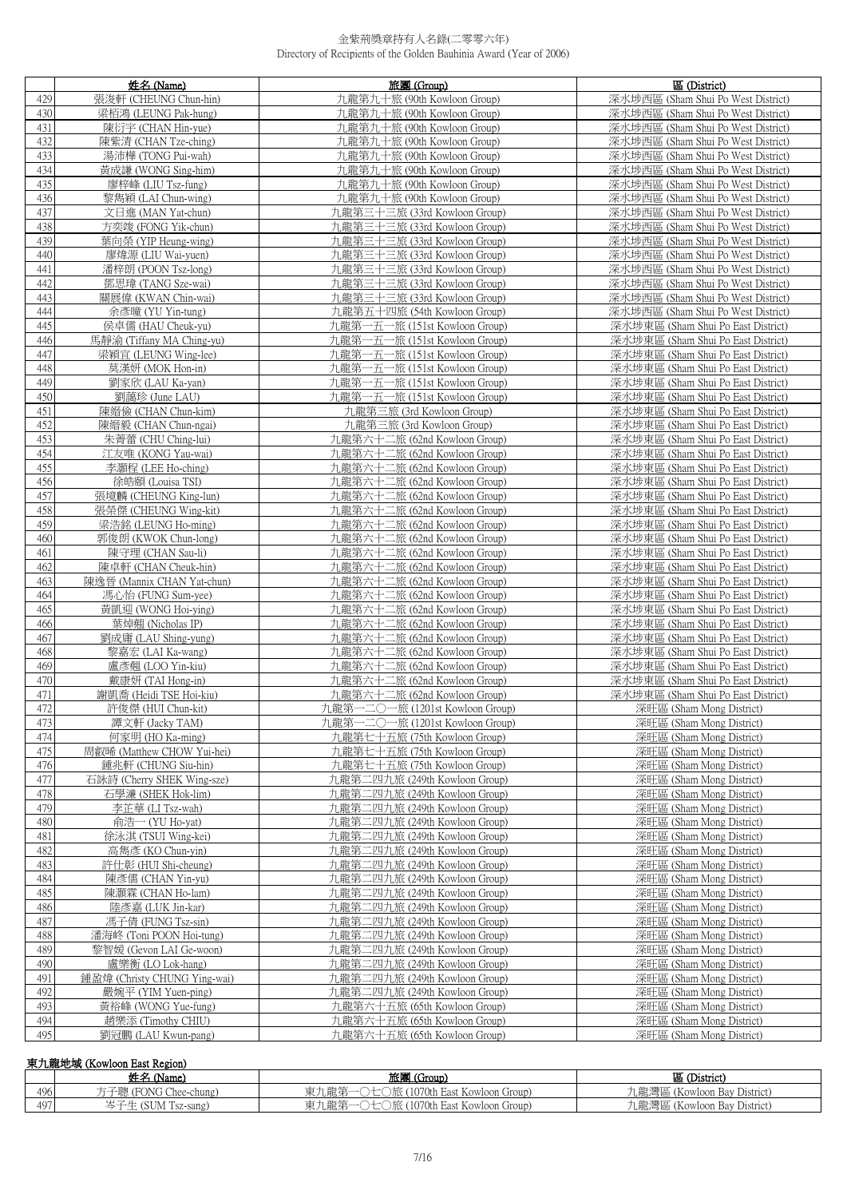金紫荊獎章持有人名錄(二零零六年)
Directory of Recipients of the Golden Bauhinia Award (Year of 2006)

| | 姓名 (Name) | 旅團 (Group) | 區 (District) |
|---|---|---|---|
| 429 | 張浚軒 (CHEUNG Chun-hin) | 九龍第九十旅 (90th Kowloon Group) | 深水埗西區 (Sham Shui Po West District) |
| 430 | 梁栢鴻 (LEUNG Pak-hung) | 九龍第九十旅 (90th Kowloon Group) | 深水埗西區 (Sham Shui Po West District) |
| 431 | 陳衍宇 (CHAN Hin-yue) | 九龍第九十旅 (90th Kowloon Group) | 深水埗西區 (Sham Shui Po West District) |
| 432 | 陳紫清 (CHAN Tze-ching) | 九龍第九十旅 (90th Kowloon Group) | 深水埗西區 (Sham Shui Po West District) |
| 433 | 湯沛樺 (TONG Pui-wah) | 九龍第九十旅 (90th Kowloon Group) | 深水埗西區 (Sham Shui Po West District) |
| 434 | 黃成謙 (WONG Sing-him) | 九龍第九十旅 (90th Kowloon Group) | 深水埗西區 (Sham Shui Po West District) |
| 435 | 廖梓峰 (LIU Tsz-fung) | 九龍第九十旅 (90th Kowloon Group) | 深水埗西區 (Sham Shui Po West District) |
| 436 | 黎雋穎 (LAI Chun-wing) | 九龍第九十旅 (90th Kowloon Group) | 深水埗西區 (Sham Shui Po West District) |
| 437 | 文日進 (MAN Yat-chun) | 九龍第三十三旅 (33rd Kowloon Group) | 深水埗西區 (Sham Shui Po West District) |
| 438 | 方奕竣 (FONG Yik-chun) | 九龍第三十三旅 (33rd Kowloon Group) | 深水埗西區 (Sham Shui Po West District) |
| 439 | 葉向榮 (YIP Heung-wing) | 九龍第三十三旅 (33rd Kowloon Group) | 深水埗西區 (Sham Shui Po West District) |
| 440 | 廖煒源 (LIU Wai-yuen) | 九龍第三十三旅 (33rd Kowloon Group) | 深水埗西區 (Sham Shui Po West District) |
| 441 | 潘梓朗 (POON Tsz-long) | 九龍第三十三旅 (33rd Kowloon Group) | 深水埗西區 (Sham Shui Po West District) |
| 442 | 鄧思瑋 (TANG Sze-wai) | 九龍第三十三旅 (33rd Kowloon Group) | 深水埗西區 (Sham Shui Po West District) |
| 443 | 關展偉 (KWAN Chin-wai) | 九龍第三十三旅 (33rd Kowloon Group) | 深水埗西區 (Sham Shui Po West District) |
| 444 | 余彥曈 (YU Yin-tung) | 九龍第五十四旅 (54th Kowloon Group) | 深水埗西區 (Sham Shui Po West District) |
| 445 | 侯卓儒 (HAU Cheuk-yu) | 九龍第一五一旅 (151st Kowloon Group) | 深水埗東區 (Sham Shui Po East District) |
| 446 | 馬靜渝 (Tiffany MA Ching-yu) | 九龍第一五一旅 (151st Kowloon Group) | 深水埗東區 (Sham Shui Po East District) |
| 447 | 梁穎宜 (LEUNG Wing-lee) | 九龍第一五一旅 (151st Kowloon Group) | 深水埗東區 (Sham Shui Po East District) |
| 448 | 莫漢妍 (MOK Hon-in) | 九龍第一五一旅 (151st Kowloon Group) | 深水埗東區 (Sham Shui Po East District) |
| 449 | 劉家欣 (LAU Ka-yan) | 九龍第一五一旅 (151st Kowloon Group) | 深水埗東區 (Sham Shui Po East District) |
| 450 | 劉藹珍 (June LAU) | 九龍第一五一旅 (151st Kowloon Group) | 深水埗東區 (Sham Shui Po East District) |
| 451 | 陳縉儉 (CHAN Chun-kim) | 九龍第三旅 (3rd Kowloon Group) | 深水埗東區 (Sham Shui Po East District) |
| 452 | 陳縉毅 (CHAN Chun-ngai) | 九龍第三旅 (3rd Kowloon Group) | 深水埗東區 (Sham Shui Po East District) |
| 453 | 朱菁蕾 (CHU Ching-lui) | 九龍第六十二旅 (62nd Kowloon Group) | 深水埗東區 (Sham Shui Po East District) |
| 454 | 江友唯 (KONG Yau-wai) | 九龍第六十二旅 (62nd Kowloon Group) | 深水埗東區 (Sham Shui Po East District) |
| 455 | 李灝程 (LEE Ho-ching) | 九龍第六十二旅 (62nd Kowloon Group) | 深水埗東區 (Sham Shui Po East District) |
| 456 | 徐皓頤 (Louisa TSI) | 九龍第六十二旅 (62nd Kowloon Group) | 深水埗東區 (Sham Shui Po East District) |
| 457 | 張境麟 (CHEUNG King-lun) | 九龍第六十二旅 (62nd Kowloon Group) | 深水埗東區 (Sham Shui Po East District) |
| 458 | 張榮傑 (CHEUNG Wing-kit) | 九龍第六十二旅 (62nd Kowloon Group) | 深水埗東區 (Sham Shui Po East District) |
| 459 | 梁浩銘 (LEUNG Ho-ming) | 九龍第六十二旅 (62nd Kowloon Group) | 深水埗東區 (Sham Shui Po East District) |
| 460 | 郭俊朗 (KWOK Chun-long) | 九龍第六十二旅 (62nd Kowloon Group) | 深水埗東區 (Sham Shui Po East District) |
| 461 | 陳守理 (CHAN Sau-li) | 九龍第六十二旅 (62nd Kowloon Group) | 深水埗東區 (Sham Shui Po East District) |
| 462 | 陳卓軒 (CHAN Cheuk-hin) | 九龍第六十二旅 (62nd Kowloon Group) | 深水埗東區 (Sham Shui Po East District) |
| 463 | 陳逸晉 (Mannix CHAN Yat-chun) | 九龍第六十二旅 (62nd Kowloon Group) | 深水埗東區 (Sham Shui Po East District) |
| 464 | 馮心怡 (FUNG Sum-yee) | 九龍第六十二旅 (62nd Kowloon Group) | 深水埗東區 (Sham Shui Po East District) |
| 465 | 黃凱迎 (WONG Hoi-ying) | 九龍第六十二旅 (62nd Kowloon Group) | 深水埗東區 (Sham Shui Po East District) |
| 466 | 葉焯翹 (Nicholas IP) | 九龍第六十二旅 (62nd Kowloon Group) | 深水埗東區 (Sham Shui Po East District) |
| 467 | 劉成庸 (LAU Shing-yung) | 九龍第六十二旅 (62nd Kowloon Group) | 深水埗東區 (Sham Shui Po East District) |
| 468 | 黎嘉宏 (LAI Ka-wang) | 九龍第六十二旅 (62nd Kowloon Group) | 深水埗東區 (Sham Shui Po East District) |
| 469 | 盧彥翹 (LOO Yin-kiu) | 九龍第六十二旅 (62nd Kowloon Group) | 深水埗東區 (Sham Shui Po East District) |
| 470 | 戴康妍 (TAI Hong-in) | 九龍第六十二旅 (62nd Kowloon Group) | 深水埗東區 (Sham Shui Po East District) |
| 471 | 謝凱喬 (Heidi TSE Hoi-kiu) | 九龍第六十二旅 (62nd Kowloon Group) | 深水埗東區 (Sham Shui Po East District) |
| 472 | 許俊傑 (HUI Chun-kit) | 九龍第一二〇一旅 (1201st Kowloon Group) | 深旺區 (Sham Mong District) |
| 473 | 譚文軒 (Jacky TAM) | 九龍第一二〇一旅 (1201st Kowloon Group) | 深旺區 (Sham Mong District) |
| 474 | 何家明 (HO Ka-ming) | 九龍第七十五旅 (75th Kowloon Group) | 深旺區 (Sham Mong District) |
| 475 | 周叡晞 (Matthew CHOW Yui-hei) | 九龍第七十五旅 (75th Kowloon Group) | 深旺區 (Sham Mong District) |
| 476 | 鍾兆軒 (CHUNG Siu-hin) | 九龍第七十五旅 (75th Kowloon Group) | 深旺區 (Sham Mong District) |
| 477 | 石詠詩 (Cherry SHEK Wing-sze) | 九龍第二四九旅 (249th Kowloon Group) | 深旺區 (Sham Mong District) |
| 478 | 石學濂 (SHEK Hok-lim) | 九龍第二四九旅 (249th Kowloon Group) | 深旺區 (Sham Mong District) |
| 479 | 李芷華 (LI Tsz-wah) | 九龍第二四九旅 (249th Kowloon Group) | 深旺區 (Sham Mong District) |
| 480 | 俞浩一 (YU Ho-yat) | 九龍第二四九旅 (249th Kowloon Group) | 深旺區 (Sham Mong District) |
| 481 | 徐泳淇 (TSUI Wing-kei) | 九龍第二四九旅 (249th Kowloon Group) | 深旺區 (Sham Mong District) |
| 482 | 高雋彥 (KO Chun-yin) | 九龍第二四九旅 (249th Kowloon Group) | 深旺區 (Sham Mong District) |
| 483 | 許仕彰 (HUI Shi-cheung) | 九龍第二四九旅 (249th Kowloon Group) | 深旺區 (Sham Mong District) |
| 484 | 陳彥儒 (CHAN Yin-yu) | 九龍第二四九旅 (249th Kowloon Group) | 深旺區 (Sham Mong District) |
| 485 | 陳灝霖 (CHAN Ho-lam) | 九龍第二四九旅 (249th Kowloon Group) | 深旺區 (Sham Mong District) |
| 486 | 陸彥嘉 (LUK Jin-kar) | 九龍第二四九旅 (249th Kowloon Group) | 深旺區 (Sham Mong District) |
| 487 | 馮子倩 (FUNG Tsz-sin) | 九龍第二四九旅 (249th Kowloon Group) | 深旺區 (Sham Mong District) |
| 488 | 潘海峰 (Toni POON Hoi-tung) | 九龍第二四九旅 (249th Kowloon Group) | 深旺區 (Sham Mong District) |
| 489 | 黎智媛 (Gevon LAI Ge-woon) | 九龍第二四九旅 (249th Kowloon Group) | 深旺區 (Sham Mong District) |
| 490 | 盧樂衡 (LO Lok-hang) | 九龍第二四九旅 (249th Kowloon Group) | 深旺區 (Sham Mong District) |
| 491 | 鍾盈煒 (Christy CHUNG Ying-wai) | 九龍第二四九旅 (249th Kowloon Group) | 深旺區 (Sham Mong District) |
| 492 | 嚴婉平 (YIM Yuen-ping) | 九龍第二四九旅 (249th Kowloon Group) | 深旺區 (Sham Mong District) |
| 493 | 黃裕峰 (WONG Yue-fung) | 九龍第六十五旅 (65th Kowloon Group) | 深旺區 (Sham Mong District) |
| 494 | 趙樂添 (Timothy CHIU) | 九龍第六十五旅 (65th Kowloon Group) | 深旺區 (Sham Mong District) |
| 495 | 劉冠鵬 (LAU Kwun-pang) | 九龍第六十五旅 (65th Kowloon Group) | 深旺區 (Sham Mong District) |

**東九龍地域 (Kowloon East Region)**

| | 姓名 (Name) | 旅團 (Group) | 區 (District) |
|---|---|---|---|
| 496 | 方子聰 (FONG Chee-chung) | 東九龍第一〇七〇旅 (1070th East Kowloon Group) | 九龍灣區 (Kowloon Bay District) |
| 497 | 岑子生 (SUM Tsz-sang) | 東九龍第一〇七〇旅 (1070th East Kowloon Group) | 九龍灣區 (Kowloon Bay District) |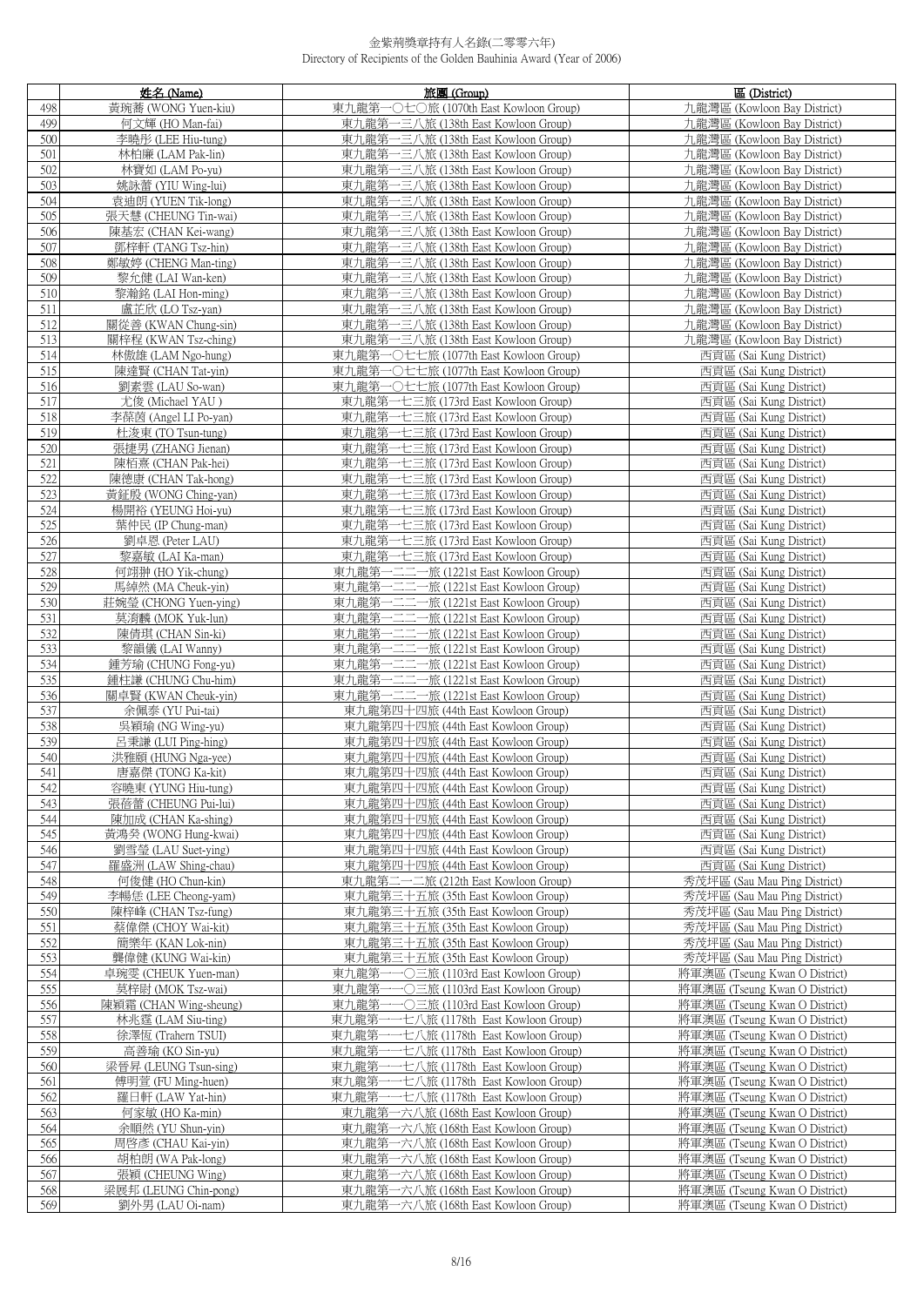金紫荊獎章持有人名錄(二零零六年)
Directory of Recipients of the Golden Bauhinia Award (Year of 2006)

| | 姓名 (Name) | 旅團 (Group) | 區 (District) |
|---|---|---|---|
| 498 | 黃琬蕎 (WONG Yuen-kiu) | 東九龍第一〇七〇旅 (1070th East Kowloon Group) | 九龍灣區 (Kowloon Bay District) |
| 499 | 何文輝 (HO Man-fai) | 東九龍第一三八旅 (138th East Kowloon Group) | 九龍灣區 (Kowloon Bay District) |
| 500 | 李曉彤 (LEE Hiu-tung) | 東九龍第一三八旅 (138th East Kowloon Group) | 九龍灣區 (Kowloon Bay District) |
| 501 | 林柏廉 (LAM Pak-lin) | 東九龍第一三八旅 (138th East Kowloon Group) | 九龍灣區 (Kowloon Bay District) |
| 502 | 林寶如 (LAM Po-yu) | 東九龍第一三八旅 (138th East Kowloon Group) | 九龍灣區 (Kowloon Bay District) |
| 503 | 姚詠蕾 (YIU Wing-lui) | 東九龍第一三八旅 (138th East Kowloon Group) | 九龍灣區 (Kowloon Bay District) |
| 504 | 袁迪朗 (YUEN Tik-long) | 東九龍第一三八旅 (138th East Kowloon Group) | 九龍灣區 (Kowloon Bay District) |
| 505 | 張天慧 (CHEUNG Tin-wai) | 東九龍第一三八旅 (138th East Kowloon Group) | 九龍灣區 (Kowloon Bay District) |
| 506 | 陳基宏 (CHAN Kei-wang) | 東九龍第一三八旅 (138th East Kowloon Group) | 九龍灣區 (Kowloon Bay District) |
| 507 | 鄧梓軒 (TANG Tsz-hin) | 東九龍第一三八旅 (138th East Kowloon Group) | 九龍灣區 (Kowloon Bay District) |
| 508 | 鄭敏婷 (CHENG Man-ting) | 東九龍第一三八旅 (138th East Kowloon Group) | 九龍灣區 (Kowloon Bay District) |
| 509 | 黎允健 (LAI Wan-ken) | 東九龍第一三八旅 (138th East Kowloon Group) | 九龍灣區 (Kowloon Bay District) |
| 510 | 黎瀚銘 (LAI Hon-ming) | 東九龍第一三八旅 (138th East Kowloon Group) | 九龍灣區 (Kowloon Bay District) |
| 511 | 盧芷欣 (LO Tsz-yan) | 東九龍第一三八旅 (138th East Kowloon Group) | 九龍灣區 (Kowloon Bay District) |
| 512 | 關從善 (KWAN Chung-sin) | 東九龍第一三八旅 (138th East Kowloon Group) | 九龍灣區 (Kowloon Bay District) |
| 513 | 關梓程 (KWAN Tsz-ching) | 東九龍第一三八旅 (138th East Kowloon Group) | 九龍灣區 (Kowloon Bay District) |
| 514 | 林傲雄 (LAM Ngo-hung) | 東九龍第一〇七七旅 (1077th East Kowloon Group) | 西貢區 (Sai Kung District) |
| 515 | 陳達賢 (CHAN Tat-yin) | 東九龍第一〇七七旅 (1077th East Kowloon Group) | 西貢區 (Sai Kung District) |
| 516 | 劉素雲 (LAU So-wan) | 東九龍第一〇七七旅 (1077th East Kowloon Group) | 西貢區 (Sai Kung District) |
| 517 | 尤俊 (Michael YAU ) | 東九龍第一七三旅 (173rd East Kowloon Group) | 西貢區 (Sai Kung District) |
| 518 | 李葆茵 (Angel LI Po-yan) | 東九龍第一七三旅 (173rd East Kowloon Group) | 西貢區 (Sai Kung District) |
| 519 | 杜浚東 (TO Tsun-tung) | 東九龍第一七三旅 (173rd East Kowloon Group) | 西貢區 (Sai Kung District) |
| 520 | 張捷男 (ZHANG Jienan) | 東九龍第一七三旅 (173rd East Kowloon Group) | 西貢區 (Sai Kung District) |
| 521 | 陳栢熹 (CHAN Pak-hei) | 東九龍第一七三旅 (173rd East Kowloon Group) | 西貢區 (Sai Kung District) |
| 522 | 陳德康 (CHAN Tak-hong) | 東九龍第一七三旅 (173rd East Kowloon Group) | 西貢區 (Sai Kung District) |
| 523 | 黃鉦殷 (WONG Ching-yan) | 東九龍第一七三旅 (173rd East Kowloon Group) | 西貢區 (Sai Kung District) |
| 524 | 楊開裕 (YEUNG Hoi-yu) | 東九龍第一七三旅 (173rd East Kowloon Group) | 西貢區 (Sai Kung District) |
| 525 | 葉仲民 (IP Chung-man) | 東九龍第一七三旅 (173rd East Kowloon Group) | 西貢區 (Sai Kung District) |
| 526 | 劉卓恩 (Peter LAU) | 東九龍第一七三旅 (173rd East Kowloon Group) | 西貢區 (Sai Kung District) |
| 527 | 黎嘉敏 (LAI Ka-man) | 東九龍第一七三旅 (173rd East Kowloon Group) | 西貢區 (Sai Kung District) |
| 528 | 何翊翀 (HO Yik-chung) | 東九龍第一二二一旅 (1221st East Kowloon Group) | 西貢區 (Sai Kung District) |
| 529 | 馬綽然 (MA Cheuk-yin) | 東九龍第一二二一旅 (1221st East Kowloon Group) | 西貢區 (Sai Kung District) |
| 530 | 莊婉瑩 (CHONG Yuen-ying) | 東九龍第一二二一旅 (1221st East Kowloon Group) | 西貢區 (Sai Kung District) |
| 531 | 莫渟麟 (MOK Yuk-lun) | 東九龍第一二二一旅 (1221st East Kowloon Group) | 西貢區 (Sai Kung District) |
| 532 | 陳倩琪 (CHAN Sin-ki) | 東九龍第一二二一旅 (1221st East Kowloon Group) | 西貢區 (Sai Kung District) |
| 533 | 黎韻儀 (LAI Wanny) | 東九龍第一二二一旅 (1221st East Kowloon Group) | 西貢區 (Sai Kung District) |
| 534 | 鍾芳瑜 (CHUNG Fong-yu) | 東九龍第一二二一旅 (1221st East Kowloon Group) | 西貢區 (Sai Kung District) |
| 535 | 鍾柱謙 (CHUNG Chu-him) | 東九龍第一二二一旅 (1221st East Kowloon Group) | 西貢區 (Sai Kung District) |
| 536 | 關卓賢 (KWAN Cheuk-yin) | 東九龍第一二二一旅 (1221st East Kowloon Group) | 西貢區 (Sai Kung District) |
| 537 | 余佩泰 (YU Pui-tai) | 東九龍第四十四旅 (44th East Kowloon Group) | 西貢區 (Sai Kung District) |
| 538 | 吳穎瑜 (NG Wing-yu) | 東九龍第四十四旅 (44th East Kowloon Group) | 西貢區 (Sai Kung District) |
| 539 | 呂秉謙 (LUI Ping-hing) | 東九龍第四十四旅 (44th East Kowloon Group) | 西貢區 (Sai Kung District) |
| 540 | 洪雅頤 (HUNG Nga-yee) | 東九龍第四十四旅 (44th East Kowloon Group) | 西貢區 (Sai Kung District) |
| 541 | 唐嘉傑 (TONG Ka-kit) | 東九龍第四十四旅 (44th East Kowloon Group) | 西貢區 (Sai Kung District) |
| 542 | 容曉東 (YUNG Hiu-tung) | 東九龍第四十四旅 (44th East Kowloon Group) | 西貢區 (Sai Kung District) |
| 543 | 張蓓蕾 (CHEUNG Pui-lui) | 東九龍第四十四旅 (44th East Kowloon Group) | 西貢區 (Sai Kung District) |
| 544 | 陳加成 (CHAN Ka-shing) | 東九龍第四十四旅 (44th East Kowloon Group) | 西貢區 (Sai Kung District) |
| 545 | 黃鴻癸 (WONG Hung-kwai) | 東九龍第四十四旅 (44th East Kowloon Group) | 西貢區 (Sai Kung District) |
| 546 | 劉雪瑩 (LAU Suet-ying) | 東九龍第四十四旅 (44th East Kowloon Group) | 西貢區 (Sai Kung District) |
| 547 | 羅盛洲 (LAW Shing-chau) | 東九龍第四十四旅 (44th East Kowloon Group) | 西貢區 (Sai Kung District) |
| 548 | 何俊健 (HO Chun-kin) | 東九龍第二一二旅 (212th East Kowloon Group) | 秀茂坪區 (Sau Mau Ping District) |
| 549 | 李暢恁 (LEE Cheong-yam) | 東九龍第三十五旅 (35th East Kowloon Group) | 秀茂坪區 (Sau Mau Ping District) |
| 550 | 陳梓峰 (CHAN Tsz-fung) | 東九龍第三十五旅 (35th East Kowloon Group) | 秀茂坪區 (Sau Mau Ping District) |
| 551 | 蔡偉傑 (CHOY Wai-kit) | 東九龍第三十五旅 (35th East Kowloon Group) | 秀茂坪區 (Sau Mau Ping District) |
| 552 | 簡樂年 (KAN Lok-nin) | 東九龍第三十五旅 (35th East Kowloon Group) | 秀茂坪區 (Sau Mau Ping District) |
| 553 | 龔偉健 (KUNG Wai-kin) | 東九龍第三十五旅 (35th East Kowloon Group) | 秀茂坪區 (Sau Mau Ping District) |
| 554 | 卓琬雯 (CHEUK Yuen-man) | 東九龍第一一〇三旅 (1103rd East Kowloon Group) | 將軍澳區 (Tseung Kwan O District) |
| 555 | 莫梓尉 (MOK Tsz-wai) | 東九龍第一一〇三旅 (1103rd East Kowloon Group) | 將軍澳區 (Tseung Kwan O District) |
| 556 | 陳穎霜 (CHAN Wing-sheung) | 東九龍第一一〇三旅 (1103rd East Kowloon Group) | 將軍澳區 (Tseung Kwan O District) |
| 557 | 林兆霆 (LAM Siu-ting) | 東九龍第一一七八旅 (1178th East Kowloon Group) | 將軍澳區 (Tseung Kwan O District) |
| 558 | 徐澤恆 (Trahern TSUI) | 東九龍第一一七八旅 (1178th East Kowloon Group) | 將軍澳區 (Tseung Kwan O District) |
| 559 | 高善瑜 (KO Sin-yu) | 東九龍第一一七八旅 (1178th East Kowloon Group) | 將軍澳區 (Tseung Kwan O District) |
| 560 | 梁晉昇 (LEUNG Tsun-sing) | 東九龍第一一七八旅 (1178th East Kowloon Group) | 將軍澳區 (Tseung Kwan O District) |
| 561 | 傅明萱 (FU Ming-huen) | 東九龍第一一七八旅 (1178th East Kowloon Group) | 將軍澳區 (Tseung Kwan O District) |
| 562 | 羅日軒 (LAW Yat-hin) | 東九龍第一一七八旅 (1178th East Kowloon Group) | 將軍澳區 (Tseung Kwan O District) |
| 563 | 何家敏 (HO Ka-min) | 東九龍第一六八旅 (168th East Kowloon Group) | 將軍澳區 (Tseung Kwan O District) |
| 564 | 余順然 (YU Shun-yin) | 東九龍第一六八旅 (168th East Kowloon Group) | 將軍澳區 (Tseung Kwan O District) |
| 565 | 周啓彥 (CHAU Kai-yin) | 東九龍第一六八旅 (168th East Kowloon Group) | 將軍澳區 (Tseung Kwan O District) |
| 566 | 胡柏朗 (WA Pak-long) | 東九龍第一六八旅 (168th East Kowloon Group) | 將軍澳區 (Tseung Kwan O District) |
| 567 | 張穎 (CHEUNG Wing) | 東九龍第一六八旅 (168th East Kowloon Group) | 將軍澳區 (Tseung Kwan O District) |
| 568 | 梁展邦 (LEUNG Chin-pong) | 東九龍第一六八旅 (168th East Kowloon Group) | 將軍澳區 (Tseung Kwan O District) |
| 569 | 劉外男 (LAU Oi-nam) | 東九龍第一六八旅 (168th East Kowloon Group) | 將軍澳區 (Tseung Kwan O District) |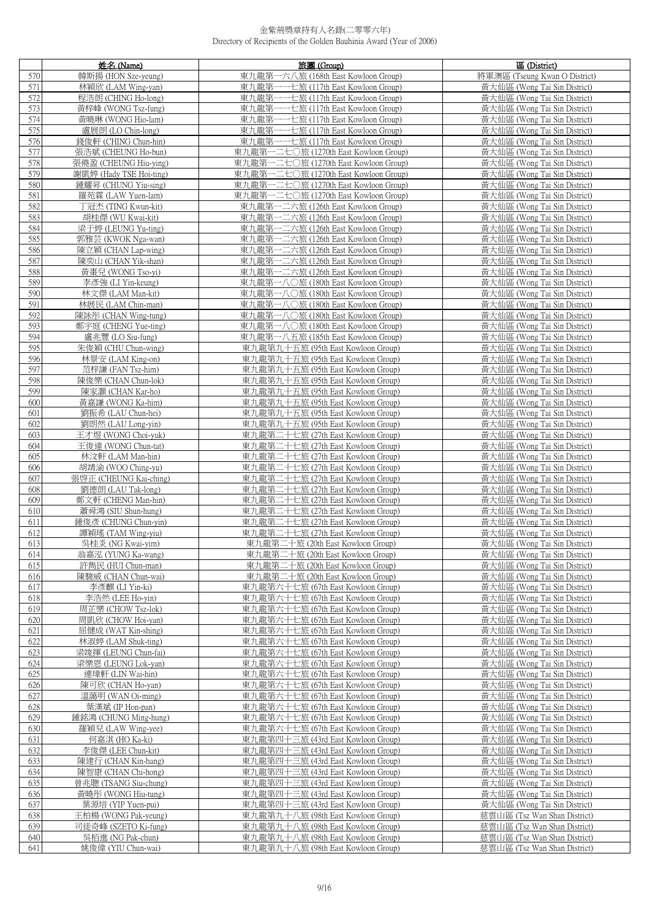| | 姓名 (Name) | 旅團 (Group) | 區 (District) |
|---|---|---|---|
| 570 | 韓斯揚 (HON Sze-yeung) | 東九龍第一六八旅 (168th East Kowloon Group) | 將軍澳區 (Tseung Kwan O District) |
| 571 | 林穎欣 (LAM Wing-yan) | 東九龍第一一七旅 (117th East Kowloon Group) | 黃大仙區 (Wong Tai Sin District) |
| 572 | 程浩朗 (CHING Ho-long) | 東九龍第一一七旅 (117th East Kowloon Group) | 黃大仙區 (Wong Tai Sin District) |
| 573 | 黃梓峰 (WONG Tsz-fung) | 東九龍第一一七旅 (117th East Kowloon Group) | 黃大仙區 (Wong Tai Sin District) |
| 574 | 黃曉琳 (WONG Hio-lam) | 東九龍第一一七旅 (117th East Kowloon Group) | 黃大仙區 (Wong Tai Sin District) |
| 575 | 盧展朗 (LO Chin-long) | 東九龍第一一七旅 (117th East Kowloon Group) | 黃大仙區 (Wong Tai Sin District) |
| 576 | 錢俊軒 (CHING Chun-hin) | 東九龍第一一七旅 (117th East Kowloon Group) | 黃大仙區 (Wong Tai Sin District) |
| 577 | 張浩斌 (CHEUNG Ho-bun) | 東九龍第一二七〇旅 (1270th East Kowloon Group) | 黃大仙區 (Wong Tai Sin District) |
| 578 | 張僥盈 (CHEUNG Hiu-ying) | 東九龍第一二七〇旅 (1270th East Kowloon Group) | 黃大仙區 (Wong Tai Sin District) |
| 579 | 謝凱婷 (Hady TSE Hoi-ting) | 東九龍第一二七〇旅 (1270th East Kowloon Group) | 黃大仙區 (Wong Tai Sin District) |
| 580 | 鍾耀昇 (CHUNG Yiu-sing) | 東九龍第一二七〇旅 (1270th East Kowloon Group) | 黃大仙區 (Wong Tai Sin District) |
| 581 | 羅苑霖 (LAW Yuen-lam) | 東九龍第一二七〇旅 (1270th East Kowloon Group) | 黃大仙區 (Wong Tai Sin District) |
| 582 | 丁冠杰 (TING Kwun-kit) | 東九龍第一二六旅 (126th East Kowloon Group) | 黃大仙區 (Wong Tai Sin District) |
| 583 | 胡桂傑 (WU Kwai-kit) | 東九龍第一二六旅 (126th East Kowloon Group) | 黃大仙區 (Wong Tai Sin District) |
| 584 | 梁于婷 (LEUNG Yu-ting) | 東九龍第一二六旅 (126th East Kowloon Group) | 黃大仙區 (Wong Tai Sin District) |
| 585 | 郭雅芸 (KWOK Nga-wan) | 東九龍第一二六旅 (126th East Kowloon Group) | 黃大仙區 (Wong Tai Sin District) |
| 586 | 陳立穎 (CHAN Lap-wing) | 東九龍第一二六旅 (126th East Kowloon Group) | 黃大仙區 (Wong Tai Sin District) |
| 587 | 陳奕山 (CHAN Yik-shan) | 東九龍第一二六旅 (126th East Kowloon Group) | 黃大仙區 (Wong Tai Sin District) |
| 588 | 黃棗兒 (WONG Tso-yi) | 東九龍第一二六旅 (126th East Kowloon Group) | 黃大仙區 (Wong Tai Sin District) |
| 589 | 李彥強 (LI Yin-keung) | 東九龍第一八〇旅 (180th East Kowloon Group) | 黃大仙區 (Wong Tai Sin District) |
| 590 | 林文傑 (LAM Man-kit) | 東九龍第一八〇旅 (180th East Kowloon Group) | 黃大仙區 (Wong Tai Sin District) |
| 591 | 林展民 (LAM Chin-man) | 東九龍第一八〇旅 (180th East Kowloon Group) | 黃大仙區 (Wong Tai Sin District) |
| 592 | 陳詠彤 (CHAN Wing-tung) | 東九龍第一八〇旅 (180th East Kowloon Group) | 黃大仙區 (Wong Tai Sin District) |
| 593 | 鄭宇庭 (CHENG Yue-ting) | 東九龍第一八〇旅 (180th East Kowloon Group) | 黃大仙區 (Wong Tai Sin District) |
| 594 | 盧兆豐 (LO Siu-fung) | 東九龍第一八五旅 (185th East Kowloon Group) | 黃大仙區 (Wong Tai Sin District) |
| 595 | 朱俊穎 (CHU Chun-wing) | 東九龍第九十五旅 (95th East Kowloon Group) | 黃大仙區 (Wong Tai Sin District) |
| 596 | 林景安 (LAM King-on) | 東九龍第九十五旅 (95th East Kowloon Group) | 黃大仙區 (Wong Tai Sin District) |
| 597 | 范梓謙 (FAN Tsz-him) | 東九龍第九十五旅 (95th East Kowloon Group) | 黃大仙區 (Wong Tai Sin District) |
| 598 | 陳俊樂 (CHAN Chun-lok) | 東九龍第九十五旅 (95th East Kowloon Group) | 黃大仙區 (Wong Tai Sin District) |
| 599 | 陳家灝 (CHAN Kar-ho) | 東九龍第九十五旅 (95th East Kowloon Group) | 黃大仙區 (Wong Tai Sin District) |
| 600 | 黃嘉謙 (WONG Ka-him) | 東九龍第九十五旅 (95th East Kowloon Group) | 黃大仙區 (Wong Tai Sin District) |
| 601 | 劉振希 (LAU Chun-hei) | 東九龍第九十五旅 (95th East Kowloon Group) | 黃大仙區 (Wong Tai Sin District) |
| 602 | 劉朗然 (LAU Long-yin) | 東九龍第九十五旅 (95th East Kowloon Group) | 黃大仙區 (Wong Tai Sin District) |
| 603 | 王才煜 (WONG Choi-yuk) | 東九龍第二十七旅 (27th East Kowloon Group) | 黃大仙區 (Wong Tai Sin District) |
| 604 | 王俊達 (WONG Chun-tat) | 東九龍第二十七旅 (27th East Kowloon Group) | 黃大仙區 (Wong Tai Sin District) |
| 605 | 林汶軒 (LAM Man-hin) | 東九龍第二十七旅 (27th East Kowloon Group) | 黃大仙區 (Wong Tai Sin District) |
| 606 | 胡靖渝 (WOO Ching-yu) | 東九龍第二十七旅 (27th East Kowloon Group) | 黃大仙區 (Wong Tai Sin District) |
| 607 | 張啓正 (CHEUNG Kai-ching) | 東九龍第二十七旅 (27th East Kowloon Group) | 黃大仙區 (Wong Tai Sin District) |
| 608 | 劉德朗 (LAU Tak-long) | 東九龍第二十七旅 (27th East Kowloon Group) | 黃大仙區 (Wong Tai Sin District) |
| 609 | 鄭文軒 (CHENG Man-hin) | 東九龍第二十七旅 (27th East Kowloon Group) | 黃大仙區 (Wong Tai Sin District) |
| 610 | 蕭舜鴻 (SIU Shun-hung) | 東九龍第二十七旅 (27th East Kowloon Group) | 黃大仙區 (Wong Tai Sin District) |
| 611 | 鍾俊彥 (CHUNG Chun-yin) | 東九龍第二十七旅 (27th East Kowloon Group) | 黃大仙區 (Wong Tai Sin District) |
| 612 | 譚穎瑤 (TAM Wing-yiu) | 東九龍第二十七旅 (27th East Kowloon Group) | 黃大仙區 (Wong Tai Sin District) |
| 613 | 吳桂炎 (NG Kwai-yim) | 東九龍第二十旅 (20th East Kowloon Group) | 黃大仙區 (Wong Tai Sin District) |
| 614 | 翁嘉泓 (YUNG Ka-wang) | 東九龍第二十旅 (20th East Kowloon Group) | 黃大仙區 (Wong Tai Sin District) |
| 615 | 許雋民 (HUI Chun-man) | 東九龍第二十旅 (20th East Kowloon Group) | 黃大仙區 (Wong Tai Sin District) |
| 616 | 陳駿威 (CHAN Chun-wai) | 東九龍第二十旅 (20th East Kowloon Group) | 黃大仙區 (Wong Tai Sin District) |
| 617 | 李彥麒 (LI Yin-ki) | 東九龍第六十七旅 (67th East Kowloon Group) | 黃大仙區 (Wong Tai Sin District) |
| 618 | 李浩然 (LEE Ho-yin) | 東九龍第六十七旅 (67th East Kowloon Group) | 黃大仙區 (Wong Tai Sin District) |
| 619 | 周芷樂 (CHOW Tsz-lok) | 東九龍第六十七旅 (67th East Kowloon Group) | 黃大仙區 (Wong Tai Sin District) |
| 620 | 周凱欣 (CHOW Hoi-yan) | 東九龍第六十七旅 (67th East Kowloon Group) | 黃大仙區 (Wong Tai Sin District) |
| 621 | 屈健成 (WAT Kin-shing) | 東九龍第六十七旅 (67th East Kowloon Group) | 黃大仙區 (Wong Tai Sin District) |
| 622 | 林淑婷 (LAM Shuk-ting) | 東九龍第六十七旅 (67th East Kowloon Group) | 黃大仙區 (Wong Tai Sin District) |
| 623 | 梁竣揮 (LEUNG Chun-fai) | 東九龍第六十七旅 (67th East Kowloon Group) | 黃大仙區 (Wong Tai Sin District) |
| 624 | 梁樂恩 (LEUNG Lok-yan) | 東九龍第六十七旅 (67th East Kowloon Group) | 黃大仙區 (Wong Tai Sin District) |
| 625 | 連瑋軒 (LIN Wai-hin) | 東九龍第六十七旅 (67th East Kowloon Group) | 黃大仙區 (Wong Tai Sin District) |
| 626 | 陳可欣 (CHAN Ho-yan) | 東九龍第六十七旅 (67th East Kowloon Group) | 黃大仙區 (Wong Tai Sin District) |
| 627 | 溫藹明 (WAN Oi-ming) | 東九龍第六十七旅 (67th East Kowloon Group) | 黃大仙區 (Wong Tai Sin District) |
| 628 | 葉漢斌 (IP Hon-pan) | 東九龍第六十七旅 (67th East Kowloon Group) | 黃大仙區 (Wong Tai Sin District) |
| 629 | 鍾銘鴻 (CHUNG Ming-hung) | 東九龍第六十七旅 (67th East Kowloon Group) | 黃大仙區 (Wong Tai Sin District) |
| 630 | 羅穎兒 (LAW Wing-yee) | 東九龍第六十七旅 (67th East Kowloon Group) | 黃大仙區 (Wong Tai Sin District) |
| 631 | 何嘉淇 (HO Ka-ki) | 東九龍第四十三旅 (43rd East Kowloon Group) | 黃大仙區 (Wong Tai Sin District) |
| 632 | 李俊傑 (LEE Chun-kit) | 東九龍第四十三旅 (43rd East Kowloon Group) | 黃大仙區 (Wong Tai Sin District) |
| 633 | 陳建行 (CHAN Kin-hang) | 東九龍第四十三旅 (43rd East Kowloon Group) | 黃大仙區 (Wong Tai Sin District) |
| 634 | 陳智康 (CHAN Chi-hong) | 東九龍第四十三旅 (43rd East Kowloon Group) | 黃大仙區 (Wong Tai Sin District) |
| 635 | 曾兆聰 (TSANG Siu-chung) | 東九龍第四十三旅 (43rd East Kowloon Group) | 黃大仙區 (Wong Tai Sin District) |
| 636 | 黃曉彤 (WONG Hiu-tung) | 東九龍第四十三旅 (43rd East Kowloon Group) | 黃大仙區 (Wong Tai Sin District) |
| 637 | 葉源培 (YIP Yuen-pui) | 東九龍第四十三旅 (43rd East Kowloon Group) | 黃大仙區 (Wong Tai Sin District) |
| 638 | 王柏楊 (WONG Pak-yeung) | 東九龍第九十八旅 (98th East Kowloon Group) | 慈雲山區 (Tsz Wan Shan District) |
| 639 | 司徒奇峰 (SZETO Ki-fung) | 東九龍第九十八旅 (98th East Kowloon Group) | 慈雲山區 (Tsz Wan Shan District) |
| 640 | 吳栢進 (NG Pak-chun) | 東九龍第九十八旅 (98th East Kowloon Group) | 慈雲山區 (Tsz Wan Shan District) |
| 641 | 姚俊偉 (YIU Chun-wai) | 東九龍第九十八旅 (98th East Kowloon Group) | 慈雲山區 (Tsz Wan Shan District) |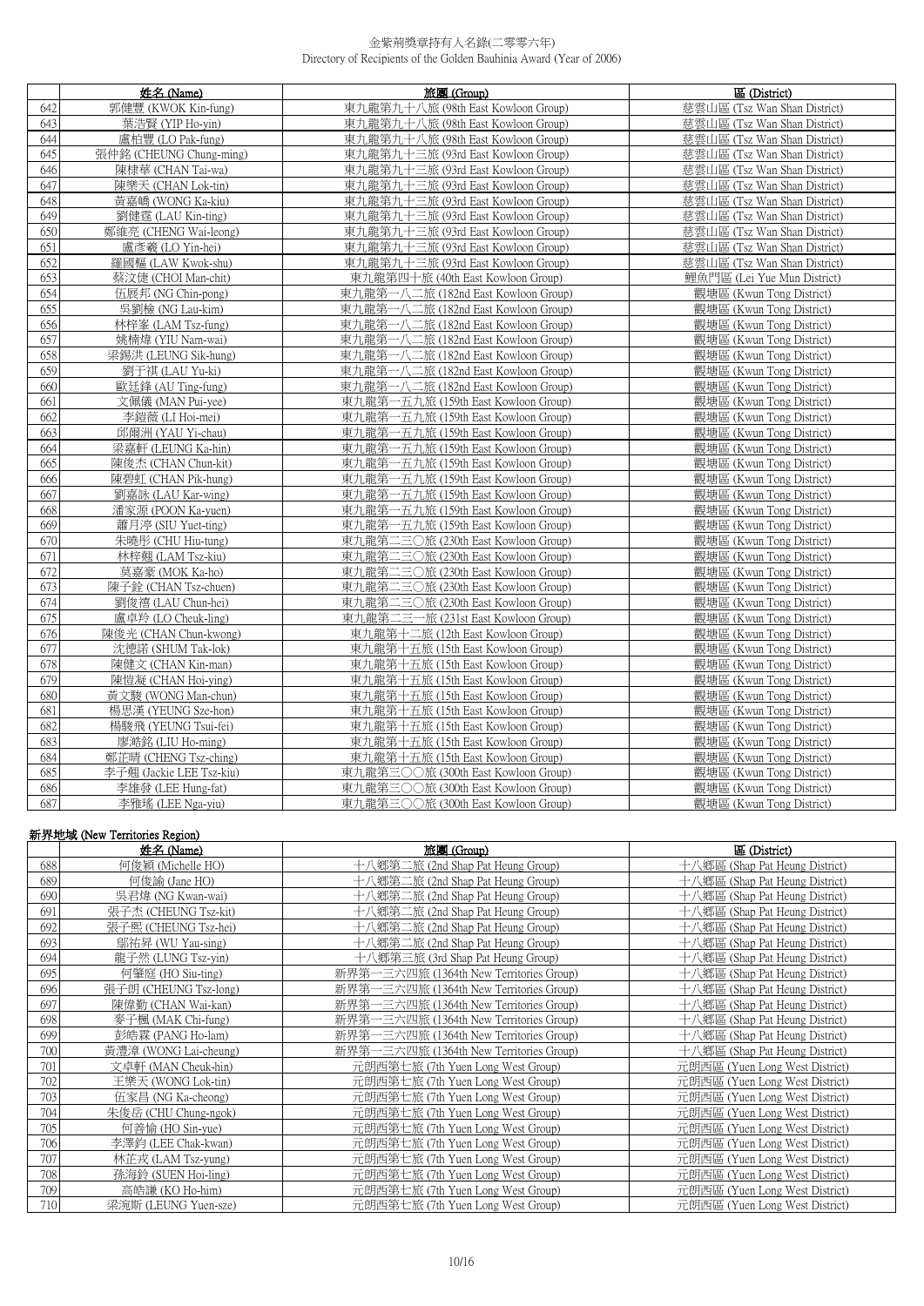# 金紫荊獎章持有人名錄(二零零六年)
Directory of Recipients of the Golden Bauhinia Award (Year of 2006)

| | 姓名 (Name) | 旅團 (Group) | 區 (District) |
|---|---|---|---|
| 642 | 郭健豐 (KWOK Kin-fung) | 東九龍第九十八旅 (98th East Kowloon Group) | 慈雲山區 (Tsz Wan Shan District) |
| 643 | 葉浩賢 (YIP Ho-yin) | 東九龍第九十八旅 (98th East Kowloon Group) | 慈雲山區 (Tsz Wan Shan District) |
| 644 | 盧柏豐 (LO Pak-fung) | 東九龍第九十八旅 (98th East Kowloon Group) | 慈雲山區 (Tsz Wan Shan District) |
| 645 | 張仲銘 (CHEUNG Chung-ming) | 東九龍第九十三旅 (93rd East Kowloon Group) | 慈雲山區 (Tsz Wan Shan District) |
| 646 | 陳棣華 (CHAN Tai-wa) | 東九龍第九十三旅 (93rd East Kowloon Group) | 慈雲山區 (Tsz Wan Shan District) |
| 647 | 陳樂天 (CHAN Lok-tin) | 東九龍第九十三旅 (93rd East Kowloon Group) | 慈雲山區 (Tsz Wan Shan District) |
| 648 | 黃嘉嶠 (WONG Ka-kiu) | 東九龍第九十三旅 (93rd East Kowloon Group) | 慈雲山區 (Tsz Wan Shan District) |
| 649 | 劉健霆 (LAU Kin-ting) | 東九龍第九十三旅 (93rd East Kowloon Group) | 慈雲山區 (Tsz Wan Shan District) |
| 650 | 鄭維亮 (CHENG Wai-leong) | 東九龍第九十三旅 (93rd East Kowloon Group) | 慈雲山區 (Tsz Wan Shan District) |
| 651 | 盧彥羲 (LO Yin-hei) | 東九龍第九十三旅 (93rd East Kowloon Group) | 慈雲山區 (Tsz Wan Shan District) |
| 652 | 羅國樞 (LAW Kwok-shu) | 東九龍第九十三旅 (93rd East Kowloon Group) | 慈雲山區 (Tsz Wan Shan District) |
| 653 | 蔡汶倢 (CHOI Man-chit) | 東九龍第四十旅 (40th East Kowloon Group) | 鯉魚門區 (Lei Yue Mun District) |
| 654 | 伍展邦 (NG Chin-pong) | 東九龍第一八二旅 (182nd East Kowloon Group) | 觀塘區 (Kwun Tong District) |
| 655 | 吳劉檢 (NG Lau-kim) | 東九龍第一八二旅 (182nd East Kowloon Group) | 觀塘區 (Kwun Tong District) |
| 656 | 林梓峯 (LAM Tsz-fung) | 東九龍第一八二旅 (182nd East Kowloon Group) | 觀塘區 (Kwun Tong District) |
| 657 | 姚楠煒 (YIU Nam-wai) | 東九龍第一八二旅 (182nd East Kowloon Group) | 觀塘區 (Kwun Tong District) |
| 658 | 梁錫洪 (LEUNG Sik-hung) | 東九龍第一八二旅 (182nd East Kowloon Group) | 觀塘區 (Kwun Tong District) |
| 659 | 劉于祺 (LAU Yu-ki) | 東九龍第一八二旅 (182nd East Kowloon Group) | 觀塘區 (Kwun Tong District) |
| 660 | 歐廷鋒 (AU Ting-fung) | 東九龍第一八二旅 (182nd East Kowloon Group) | 觀塘區 (Kwun Tong District) |
| 661 | 文佩儀 (MAN Pui-yee) | 東九龍第一五九旅 (159th East Kowloon Group) | 觀塘區 (Kwun Tong District) |
| 662 | 李鎧薇 (LI Hoi-mei) | 東九龍第一五九旅 (159th East Kowloon Group) | 觀塘區 (Kwun Tong District) |
| 663 | 邱爾洲 (YAU Yi-chau) | 東九龍第一五九旅 (159th East Kowloon Group) | 觀塘區 (Kwun Tong District) |
| 664 | 梁嘉軒 (LEUNG Ka-hin) | 東九龍第一五九旅 (159th East Kowloon Group) | 觀塘區 (Kwun Tong District) |
| 665 | 陳俊杰 (CHAN Chun-kit) | 東九龍第一五九旅 (159th East Kowloon Group) | 觀塘區 (Kwun Tong District) |
| 666 | 陳碧虹 (CHAN Pik-hung) | 東九龍第一五九旅 (159th East Kowloon Group) | 觀塘區 (Kwun Tong District) |
| 667 | 劉嘉詠 (LAU Kar-wing) | 東九龍第一五九旅 (159th East Kowloon Group) | 觀塘區 (Kwun Tong District) |
| 668 | 潘家源 (POON Ka-yuen) | 東九龍第一五九旅 (159th East Kowloon Group) | 觀塘區 (Kwun Tong District) |
| 669 | 蕭月渟 (SIU Yuet-ting) | 東九龍第一五九旅 (159th East Kowloon Group) | 觀塘區 (Kwun Tong District) |
| 670 | 朱曉彤 (CHU Hiu-tung) | 東九龍第二三〇旅 (230th East Kowloon Group) | 觀塘區 (Kwun Tong District) |
| 671 | 林梓翹 (LAM Tsz-kiu) | 東九龍第二三〇旅 (230th East Kowloon Group) | 觀塘區 (Kwun Tong District) |
| 672 | 莫嘉豪 (MOK Ka-ho) | 東九龍第二三〇旅 (230th East Kowloon Group) | 觀塘區 (Kwun Tong District) |
| 673 | 陳子銓 (CHAN Tsz-chuen) | 東九龍第二三〇旅 (230th East Kowloon Group) | 觀塘區 (Kwun Tong District) |
| 674 | 劉俊禧 (LAU Chun-hei) | 東九龍第二三〇旅 (230th East Kowloon Group) | 觀塘區 (Kwun Tong District) |
| 675 | 盧卓羚 (LO Cheuk-ling) | 東九龍第二三一旅 (231st East Kowloon Group) | 觀塘區 (Kwun Tong District) |
| 676 | 陳俊光 (CHAN Chun-kwong) | 東九龍第十二旅 (12th East Kowloon Group) | 觀塘區 (Kwun Tong District) |
| 677 | 沈德諾 (SHUM Tak-lok) | 東九龍第十五旅 (15th East Kowloon Group) | 觀塘區 (Kwun Tong District) |
| 678 | 陳健文 (CHAN Kin-man) | 東九龍第十五旅 (15th East Kowloon Group) | 觀塘區 (Kwun Tong District) |
| 679 | 陳愷凝 (CHAN Hoi-ying) | 東九龍第十五旅 (15th East Kowloon Group) | 觀塘區 (Kwun Tong District) |
| 680 | 黃文駿 (WONG Man-chun) | 東九龍第十五旅 (15th East Kowloon Group) | 觀塘區 (Kwun Tong District) |
| 681 | 楊思漢 (YEUNG Sze-hon) | 東九龍第十五旅 (15th East Kowloon Group) | 觀塘區 (Kwun Tong District) |
| 682 | 楊駿飛 (YEUNG Tsui-fei) | 東九龍第十五旅 (15th East Kowloon Group) | 觀塘區 (Kwun Tong District) |
| 683 | 廖澔銘 (LIU Ho-ming) | 東九龍第十五旅 (15th East Kowloon Group) | 觀塘區 (Kwun Tong District) |
| 684 | 鄭芷晴 (CHENG Tsz-ching) | 東九龍第十五旅 (15th East Kowloon Group) | 觀塘區 (Kwun Tong District) |
| 685 | 李子翹 (Jackie LEE Tsz-kiu) | 東九龍第三〇〇旅 (300th East Kowloon Group) | 觀塘區 (Kwun Tong District) |
| 686 | 李雄發 (LEE Hung-fat) | 東九龍第三〇〇旅 (300th East Kowloon Group) | 觀塘區 (Kwun Tong District) |
| 687 | 李雅瑤 (LEE Nga-yiu) | 東九龍第三〇〇旅 (300th East Kowloon Group) | 觀塘區 (Kwun Tong District) |

## 新界地域 (New Territories Region)

| | 姓名 (Name) | 旅團 (Group) | 區 (District) |
|---|---|---|---|
| 688 | 何俊穎 (Michelle HO) | 十八鄉第二旅 (2nd Shap Pat Heung Group) | 十八鄉區 (Shap Pat Heung District) |
| 689 | 何俊諭 (Jane HO) | 十八鄉第二旅 (2nd Shap Pat Heung Group) | 十八鄉區 (Shap Pat Heung District) |
| 690 | 吳君煒 (NG Kwan-wai) | 十八鄉第二旅 (2nd Shap Pat Heung Group) | 十八鄉區 (Shap Pat Heung District) |
| 691 | 張子杰 (CHEUNG Tsz-kit) | 十八鄉第二旅 (2nd Shap Pat Heung Group) | 十八鄉區 (Shap Pat Heung District) |
| 692 | 張子熙 (CHEUNG Tsz-hei) | 十八鄉第二旅 (2nd Shap Pat Heung Group) | 十八鄉區 (Shap Pat Heung District) |
| 693 | 鄔祐昇 (WU Yau-sing) | 十八鄉第二旅 (2nd Shap Pat Heung Group) | 十八鄉區 (Shap Pat Heung District) |
| 694 | 龍子然 (LUNG Tsz-yin) | 十八鄉第三旅 (3rd Shap Pat Heung Group) | 十八鄉區 (Shap Pat Heung District) |
| 695 | 何肇庭 (HO Siu-ting) | 新界第一三六四旅 (1364th New Territories Group) | 十八鄉區 (Shap Pat Heung District) |
| 696 | 張子朗 (CHEUNG Tsz-long) | 新界第一三六四旅 (1364th New Territories Group) | 十八鄉區 (Shap Pat Heung District) |
| 697 | 陳偉勤 (CHAN Wai-kan) | 新界第一三六四旅 (1364th New Territories Group) | 十八鄉區 (Shap Pat Heung District) |
| 698 | 麥子楓 (MAK Chi-fung) | 新界第一三六四旅 (1364th New Territories Group) | 十八鄉區 (Shap Pat Heung District) |
| 699 | 彭皓霖 (PANG Ho-lam) | 新界第一三六四旅 (1364th New Territories Group) | 十八鄉區 (Shap Pat Heung District) |
| 700 | 黃澧漳 (WONG Lai-cheung) | 新界第一三六四旅 (1364th New Territories Group) | 十八鄉區 (Shap Pat Heung District) |
| 701 | 文卓軒 (MAN Cheuk-hin) | 元朗西第七旅 (7th Yuen Long West Group) | 元朗西區 (Yuen Long West District) |
| 702 | 王樂天 (WONG Lok-tin) | 元朗西第七旅 (7th Yuen Long West Group) | 元朗西區 (Yuen Long West District) |
| 703 | 伍家昌 (NG Ka-cheong) | 元朗西第七旅 (7th Yuen Long West Group) | 元朗西區 (Yuen Long West District) |
| 704 | 朱俊岳 (CHU Chung-ngok) | 元朗西第七旅 (7th Yuen Long West Group) | 元朗西區 (Yuen Long West District) |
| 705 | 何善愉 (HO Sin-yue) | 元朗西第七旅 (7th Yuen Long West Group) | 元朗西區 (Yuen Long West District) |
| 706 | 李澤鈞 (LEE Chak-kwan) | 元朗西第七旅 (7th Yuen Long West Group) | 元朗西區 (Yuen Long West District) |
| 707 | 林芷戎 (LAM Tsz-yung) | 元朗西第七旅 (7th Yuen Long West Group) | 元朗西區 (Yuen Long West District) |
| 708 | 孫海鈴 (SUEN Hoi-ling) | 元朗西第七旅 (7th Yuen Long West Group) | 元朗西區 (Yuen Long West District) |
| 709 | 高皓謙 (KO Ho-him) | 元朗西第七旅 (7th Yuen Long West Group) | 元朗西區 (Yuen Long West District) |
| 710 | 梁流斯 (LEUNG Yuen-sze) | 元朗西第七旅 (7th Yuen Long West Group) | 元朗西區 (Yuen Long West District) |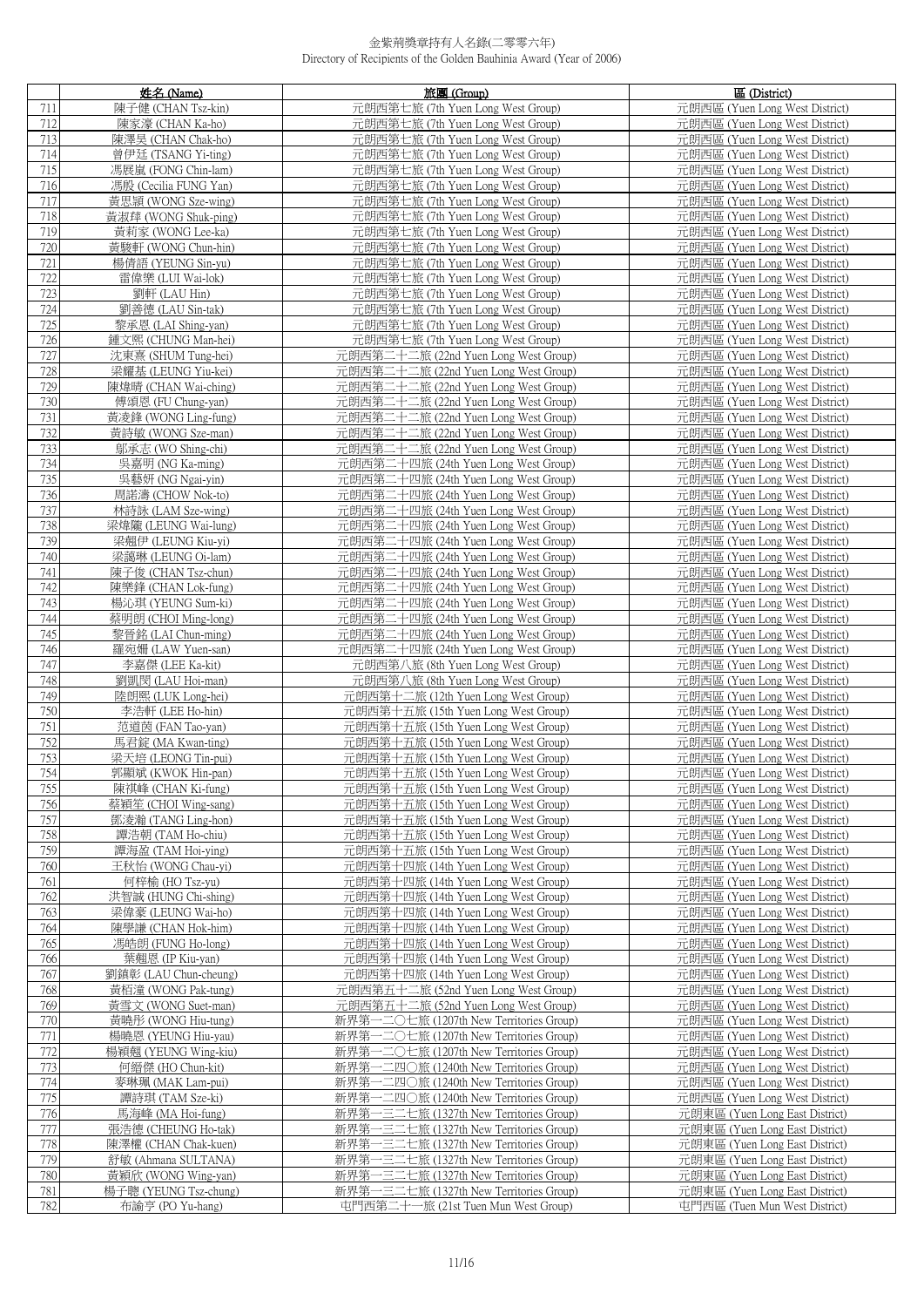# 金紫荊獎章持有人名錄(二零零六年)
Directory of Recipients of the Golden Bauhinia Award (Year of 2006)

| | 姓名 (Name) | 旅團 (Group) | 區 (District) |
|---|---|---|---|
| 711 | 陳子健 (CHAN Tsz-kin) | 元朗西第七旅 (7th Yuen Long West Group) | 元朗西區 (Yuen Long West District) |
| 712 | 陳家濠 (CHAN Ka-ho) | 元朗西第七旅 (7th Yuen Long West Group) | 元朗西區 (Yuen Long West District) |
| 713 | 陳澤昊 (CHAN Chak-ho) | 元朗西第七旅 (7th Yuen Long West Group) | 元朗西區 (Yuen Long West District) |
| 714 | 曾伊廷 (TSANG Yi-ting) | 元朗西第七旅 (7th Yuen Long West Group) | 元朗西區 (Yuen Long West District) |
| 715 | 馮展嵐 (FONG Chin-lam) | 元朗西第七旅 (7th Yuen Long West Group) | 元朗西區 (Yuen Long West District) |
| 716 | 馮殷 (Cecilia FUNG Yan) | 元朗西第七旅 (7th Yuen Long West Group) | 元朗西區 (Yuen Long West District) |
| 717 | 黃思穎 (WONG Sze-wing) | 元朗西第七旅 (7th Yuen Long West Group) | 元朗西區 (Yuen Long West District) |
| 718 | 黃淑萍 (WONG Shuk-ping) | 元朗西第七旅 (7th Yuen Long West Group) | 元朗西區 (Yuen Long West District) |
| 719 | 黃莉家 (WONG Lee-ka) | 元朗西第七旅 (7th Yuen Long West Group) | 元朗西區 (Yuen Long West District) |
| 720 | 黃駿軒 (WONG Chun-hin) | 元朗西第七旅 (7th Yuen Long West Group) | 元朗西區 (Yuen Long West District) |
| 721 | 楊倩語 (YEUNG Sin-yu) | 元朗西第七旅 (7th Yuen Long West Group) | 元朗西區 (Yuen Long West District) |
| 722 | 雷偉樂 (LUI Wai-lok) | 元朗西第七旅 (7th Yuen Long West Group) | 元朗西區 (Yuen Long West District) |
| 723 | 劉軒 (LAU Hin) | 元朗西第七旅 (7th Yuen Long West Group) | 元朗西區 (Yuen Long West District) |
| 724 | 劉善德 (LAU Sin-tak) | 元朗西第七旅 (7th Yuen Long West Group) | 元朗西區 (Yuen Long West District) |
| 725 | 黎承恩 (LAI Shing-yan) | 元朗西第七旅 (7th Yuen Long West Group) | 元朗西區 (Yuen Long West District) |
| 726 | 鍾文熙 (CHUNG Man-hei) | 元朗西第七旅 (7th Yuen Long West Group) | 元朗西區 (Yuen Long West District) |
| 727 | 沈東熹 (SHUM Tung-hei) | 元朗西第二十二旅 (22nd Yuen Long West Group) | 元朗西區 (Yuen Long West District) |
| 728 | 梁耀基 (LEUNG Yiu-kei) | 元朗西第二十二旅 (22nd Yuen Long West Group) | 元朗西區 (Yuen Long West District) |
| 729 | 陳煒晴 (CHAN Wai-ching) | 元朗西第二十二旅 (22nd Yuen Long West Group) | 元朗西區 (Yuen Long West District) |
| 730 | 傅頌恩 (FU Chung-yan) | 元朗西第二十二旅 (22nd Yuen Long West Group) | 元朗西區 (Yuen Long West District) |
| 731 | 黃凌鋒 (WONG Ling-fung) | 元朗西第二十二旅 (22nd Yuen Long West Group) | 元朗西區 (Yuen Long West District) |
| 732 | 黃詩敏 (WONG Sze-man) | 元朗西第二十二旅 (22nd Yuen Long West Group) | 元朗西區 (Yuen Long West District) |
| 733 | 鄔承志 (WO Shing-chi) | 元朗西第二十二旅 (22nd Yuen Long West Group) | 元朗西區 (Yuen Long West District) |
| 734 | 吳嘉明 (NG Ka-ming) | 元朗西第二十四旅 (24th Yuen Long West Group) | 元朗西區 (Yuen Long West District) |
| 735 | 吳藝妍 (NG Ngai-yin) | 元朗西第二十四旅 (24th Yuen Long West Group) | 元朗西區 (Yuen Long West District) |
| 736 | 周諾濤 (CHOW Nok-to) | 元朗西第二十四旅 (24th Yuen Long West Group) | 元朗西區 (Yuen Long West District) |
| 737 | 林詩詠 (LAM Sze-wing) | 元朗西第二十四旅 (24th Yuen Long West Group) | 元朗西區 (Yuen Long West District) |
| 738 | 梁煒隴 (LEUNG Wai-lung) | 元朗西第二十四旅 (24th Yuen Long West Group) | 元朗西區 (Yuen Long West District) |
| 739 | 梁翹伊 (LEUNG Kiu-yi) | 元朗西第二十四旅 (24th Yuen Long West Group) | 元朗西區 (Yuen Long West District) |
| 740 | 梁靄琳 (LEUNG Oi-lam) | 元朗西第二十四旅 (24th Yuen Long West Group) | 元朗西區 (Yuen Long West District) |
| 741 | 陳子俊 (CHAN Tsz-chun) | 元朗西第二十四旅 (24th Yuen Long West Group) | 元朗西區 (Yuen Long West District) |
| 742 | 陳樂鋒 (CHAN Lok-fung) | 元朗西第二十四旅 (24th Yuen Long West Group) | 元朗西區 (Yuen Long West District) |
| 743 | 楊沁琪 (YEUNG Sum-ki) | 元朗西第二十四旅 (24th Yuen Long West Group) | 元朗西區 (Yuen Long West District) |
| 744 | 蔡明朗 (CHOI Ming-long) | 元朗西第二十四旅 (24th Yuen Long West Group) | 元朗西區 (Yuen Long West District) |
| 745 | 黎晉銘 (LAI Chun-ming) | 元朗西第二十四旅 (24th Yuen Long West Group) | 元朗西區 (Yuen Long West District) |
| 746 | 羅宛姍 (LAW Yuen-san) | 元朗西第二十四旅 (24th Yuen Long West Group) | 元朗西區 (Yuen Long West District) |
| 747 | 李嘉傑 (LEE Ka-kit) | 元朗西第八旅 (8th Yuen Long West Group) | 元朗西區 (Yuen Long West District) |
| 748 | 劉凱閔 (LAU Hoi-man) | 元朗西第八旅 (8th Yuen Long West Group) | 元朗西區 (Yuen Long West District) |
| 749 | 陸朗熙 (LUK Long-hei) | 元朗西第十二旅 (12th Yuen Long West Group) | 元朗西區 (Yuen Long West District) |
| 750 | 李浩軒 (LEE Ho-hin) | 元朗西第十五旅 (15th Yuen Long West Group) | 元朗西區 (Yuen Long West District) |
| 751 | 范道茵 (FAN Tao-yan) | 元朗西第十五旅 (15th Yuen Long West Group) | 元朗西區 (Yuen Long West District) |
| 752 | 馬君錠 (MA Kwan-ting) | 元朗西第十五旅 (15th Yuen Long West Group) | 元朗西區 (Yuen Long West District) |
| 753 | 梁天培 (LEONG Tin-pui) | 元朗西第十五旅 (15th Yuen Long West Group) | 元朗西區 (Yuen Long West District) |
| 754 | 郭顯斌 (KWOK Hin-pan) | 元朗西第十五旅 (15th Yuen Long West Group) | 元朗西區 (Yuen Long West District) |
| 755 | 陳祺峰 (CHAN Ki-fung) | 元朗西第十五旅 (15th Yuen Long West Group) | 元朗西區 (Yuen Long West District) |
| 756 | 蔡穎笙 (CHOI Wing-sang) | 元朗西第十五旅 (15th Yuen Long West Group) | 元朗西區 (Yuen Long West District) |
| 757 | 鄧淩瀚 (TANG Ling-hon) | 元朗西第十五旅 (15th Yuen Long West Group) | 元朗西區 (Yuen Long West District) |
| 758 | 譚浩朝 (TAM Ho-chiu) | 元朗西第十五旅 (15th Yuen Long West Group) | 元朗西區 (Yuen Long West District) |
| 759 | 譚海盈 (TAM Hoi-ying) | 元朗西第十五旅 (15th Yuen Long West Group) | 元朗西區 (Yuen Long West District) |
| 760 | 王秋怡 (WONG Chau-yi) | 元朗西第十四旅 (14th Yuen Long West Group) | 元朗西區 (Yuen Long West District) |
| 761 | 何梓榆 (HO Tsz-yu) | 元朗西第十四旅 (14th Yuen Long West Group) | 元朗西區 (Yuen Long West District) |
| 762 | 洪智誠 (HUNG Chi-shing) | 元朗西第十四旅 (14th Yuen Long West Group) | 元朗西區 (Yuen Long West District) |
| 763 | 梁偉豪 (LEUNG Wai-ho) | 元朗西第十四旅 (14th Yuen Long West Group) | 元朗西區 (Yuen Long West District) |
| 764 | 陳學謙 (CHAN Hok-him) | 元朗西第十四旅 (14th Yuen Long West Group) | 元朗西區 (Yuen Long West District) |
| 765 | 馮皓朗 (FUNG Ho-long) | 元朗西第十四旅 (14th Yuen Long West Group) | 元朗西區 (Yuen Long West District) |
| 766 | 葉翹恩 (IP Kiu-yan) | 元朗西第十四旅 (14th Yuen Long West Group) | 元朗西區 (Yuen Long West District) |
| 767 | 劉鎮彰 (LAU Chun-cheung) | 元朗西第十四旅 (14th Yuen Long West Group) | 元朗西區 (Yuen Long West District) |
| 768 | 黃栢潼 (WONG Pak-tung) | 元朗西第五十二旅 (52nd Yuen Long West Group) | 元朗西區 (Yuen Long West District) |
| 769 | 黃雪文 (WONG Suet-man) | 元朗西第五十二旅 (52nd Yuen Long West Group) | 元朗西區 (Yuen Long West District) |
| 770 | 黃曉彤 (WONG Hiu-tung) | 新界第一二〇七旅 (1207th New Territories Group) | 元朗西區 (Yuen Long West District) |
| 771 | 楊曉恩 (YEUNG Hiu-yau) | 新界第一二〇七旅 (1207th New Territories Group) | 元朗西區 (Yuen Long West District) |
| 772 | 楊穎翹 (YEUNG Wing-kiu) | 新界第一二〇七旅 (1207th New Territories Group) | 元朗西區 (Yuen Long West District) |
| 773 | 何縉傑 (HO Chun-kit) | 新界第一二四〇旅 (1240th New Territories Group) | 元朗西區 (Yuen Long West District) |
| 774 | 麥琳珮 (MAK Lam-pui) | 新界第一二四〇旅 (1240th New Territories Group) | 元朗西區 (Yuen Long West District) |
| 775 | 譚詩琪 (TAM Sze-ki) | 新界第一二四〇旅 (1240th New Territories Group) | 元朗西區 (Yuen Long West District) |
| 776 | 馬海峰 (MA Hoi-fung) | 新界第一三二七旅 (1327th New Territories Group) | 元朗東區 (Yuen Long East District) |
| 777 | 張浩德 (CHEUNG Ho-tak) | 新界第一三二七旅 (1327th New Territories Group) | 元朗東區 (Yuen Long East District) |
| 778 | 陳澤權 (CHAN Chak-kuen) | 新界第一三二七旅 (1327th New Territories Group) | 元朗東區 (Yuen Long East District) |
| 779 | 舒敏 (Ahmana SULTANA) | 新界第一三二七旅 (1327th New Territories Group) | 元朗東區 (Yuen Long East District) |
| 780 | 黃穎欣 (WONG Wing-yan) | 新界第一三二七旅 (1327th New Territories Group) | 元朗東區 (Yuen Long East District) |
| 781 | 楊子聰 (YEUNG Tsz-chung) | 新界第一三二七旅 (1327th New Territories Group) | 元朗東區 (Yuen Long East District) |
| 782 | 布諭亨 (PO Yu-hang) | 屯門西第二十一旅 (21st Tuen Mun West Group) | 屯門西區 (Tuen Mun West District) |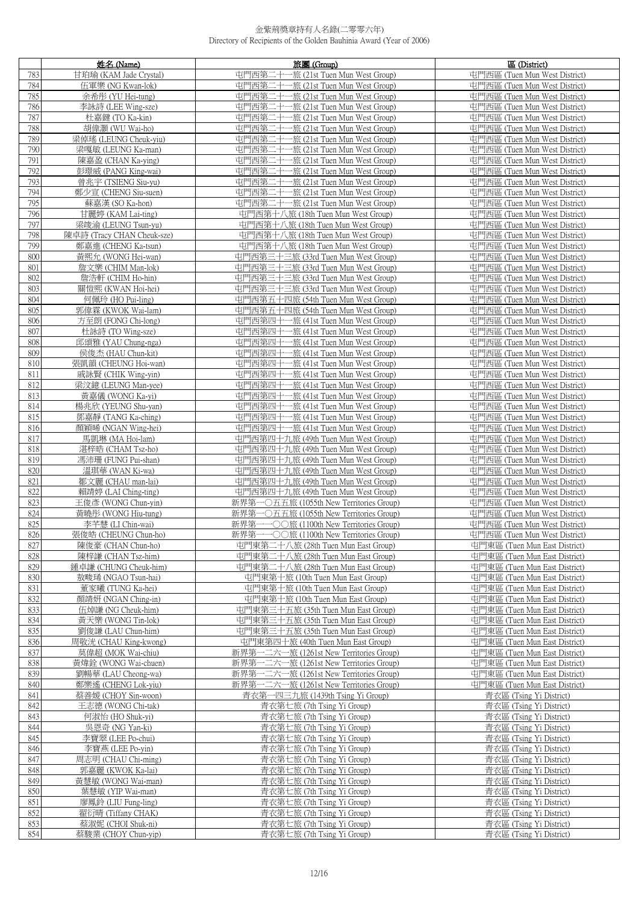金紫荊獎章持有人名錄(二零零六年)
Directory of Recipients of the Golden Bauhinia Award (Year of 2006)

| | 姓名 (Name) | 旅團 (Group) | 區 (District) |
|---|---|---|---|
| 783 | 甘珀瑜 (KAM Jade Crystal) | 屯門西第二十一旅 (21st Tuen Mun West Group) | 屯門西區 (Tuen Mun West District) |
| 784 | 伍軍樂 (NG Kwan-lok) | 屯門西第二十一旅 (21st Tuen Mun West Group) | 屯門西區 (Tuen Mun West District) |
| 785 | 余希彤 (YU Hei-tung) | 屯門西第二十一旅 (21st Tuen Mun West Group) | 屯門西區 (Tuen Mun West District) |
| 786 | 李詠詩 (LEE Wing-sze) | 屯門西第二十一旅 (21st Tuen Mun West Group) | 屯門西區 (Tuen Mun West District) |
| 787 | 杜嘉鍵 (TO Ka-kin) | 屯門西第二十一旅 (21st Tuen Mun West Group) | 屯門西區 (Tuen Mun West District) |
| 788 | 胡偉灝 (WU Wai-ho) | 屯門西第二十一旅 (21st Tuen Mun West Group) | 屯門西區 (Tuen Mun West District) |
| 789 | 梁倬瑤 (LEUNG Cheuk-yiu) | 屯門西第二十一旅 (21st Tuen Mun West Group) | 屯門西區 (Tuen Mun West District) |
| 790 | 梁嘎敏 (LEUNG Ka-man) | 屯門西第二十一旅 (21st Tuen Mun West Group) | 屯門西區 (Tuen Mun West District) |
| 791 | 陳嘉盈 (CHAN Ka-ying) | 屯門西第二十一旅 (21st Tuen Mun West Group) | 屯門西區 (Tuen Mun West District) |
| 792 | 彭璟威 (PANG King-wai) | 屯門西第二十一旅 (21st Tuen Mun West Group) | 屯門西區 (Tuen Mun West District) |
| 793 | 曾兆宇 (TSIENG Siu-yu) | 屯門西第二十一旅 (21st Tuen Mun West Group) | 屯門西區 (Tuen Mun West District) |
| 794 | 鄭少宣 (CHENG Siu-suen) | 屯門西第二十一旅 (21st Tuen Mun West Group) | 屯門西區 (Tuen Mun West District) |
| 795 | 蘇嘉漢 (SO Ka-hon) | 屯門西第二十一旅 (21st Tuen Mun West Group) | 屯門西區 (Tuen Mun West District) |
| 796 | 甘麗婷 (KAM Lai-ting) | 屯門西第十八旅 (18th Tuen Mun West Group) | 屯門西區 (Tuen Mun West District) |
| 797 | 梁竣渝 (LEUNG Tsun-yu) | 屯門西第十八旅 (18th Tuen Mun West Group) | 屯門西區 (Tuen Mun West District) |
| 798 | 陳卓詩 (Tracy CHAN Cheuk-sze) | 屯門西第十八旅 (18th Tuen Mun West Group) | 屯門西區 (Tuen Mun West District) |
| 799 | 鄭嘉進 (CHENG Ka-tsun) | 屯門西第十八旅 (18th Tuen Mun West Group) | 屯門西區 (Tuen Mun West District) |
| 800 | 黃熙允 (WONG Hei-wan) | 屯門西第三十三旅 (33rd Tuen Mun West Group) | 屯門西區 (Tuen Mun West District) |
| 801 | 詹文樂 (CHIM Man-lok) | 屯門西第三十三旅 (33rd Tuen Mun West Group) | 屯門西區 (Tuen Mun West District) |
| 802 | 詹浩軒 (CHIM Ho-hin) | 屯門西第三十三旅 (33rd Tuen Mun West Group) | 屯門西區 (Tuen Mun West District) |
| 803 | 關愷熙 (KWAN Hoi-hei) | 屯門西第三十三旅 (33rd Tuen Mun West Group) | 屯門西區 (Tuen Mun West District) |
| 804 | 何佩玲 (HO Pui-ling) | 屯門西第五十四旅 (54th Tuen Mun West Group) | 屯門西區 (Tuen Mun West District) |
| 805 | 郭偉霖 (KWOK Wai-lam) | 屯門西第五十四旅 (54th Tuen Mun West Group) | 屯門西區 (Tuen Mun West District) |
| 806 | 方至朗 (FONG Chi-long) | 屯門西第四十一旅 (41st Tuen Mun West Group) | 屯門西區 (Tuen Mun West District) |
| 807 | 杜詠詩 (TO Wing-sze) | 屯門西第四十一旅 (41st Tuen Mun West Group) | 屯門西區 (Tuen Mun West District) |
| 808 | 邱頌雅 (YAU Chung-nga) | 屯門西第四十一旅 (41st Tuen Mun West Group) | 屯門西區 (Tuen Mun West District) |
| 809 | 侯俊杰 (HAU Chun-kit) | 屯門西第四十一旅 (41st Tuen Mun West Group) | 屯門西區 (Tuen Mun West District) |
| 810 | 張凱韻 (CHEUNG Hoi-wan) | 屯門西第四十一旅 (41st Tuen Mun West Group) | 屯門西區 (Tuen Mun West District) |
| 811 | 戚詠賢 (CHIK Wing-yin) | 屯門西第四十一旅 (41st Tuen Mun West Group) | 屯門西區 (Tuen Mun West District) |
| 812 | 梁汶鐿 (LEUNG Man-yee) | 屯門西第四十一旅 (41st Tuen Mun West Group) | 屯門西區 (Tuen Mun West District) |
| 813 | 黃嘉儀 (WONG Ka-yi) | 屯門西第四十一旅 (41st Tuen Mun West Group) | 屯門西區 (Tuen Mun West District) |
| 814 | 楊兆欣 (YEUNG Shu-yan) | 屯門西第四十一旅 (41st Tuen Mun West Group) | 屯門西區 (Tuen Mun West District) |
| 815 | 鄧嘉靜 (TANG Ka-ching) | 屯門西第四十一旅 (41st Tuen Mun West Group) | 屯門西區 (Tuen Mun West District) |
| 816 | 顏穎晞 (NGAN Wing-hei) | 屯門西第四十一旅 (41st Tuen Mun West Group) | 屯門西區 (Tuen Mun West District) |
| 817 | 馬凱琳 (MA Hoi-lam) | 屯門西第四十九旅 (49th Tuen Mun West Group) | 屯門西區 (Tuen Mun West District) |
| 818 | 湛梓皓 (CHAM Tsz-ho) | 屯門西第四十九旅 (49th Tuen Mun West Group) | 屯門西區 (Tuen Mun West District) |
| 819 | 馮沛珊 (FUNG Pui-shan) | 屯門西第四十九旅 (49th Tuen Mun West Group) | 屯門西區 (Tuen Mun West District) |
| 820 | 溫琪華 (WAN Ki-wa) | 屯門西第四十九旅 (49th Tuen Mun West Group) | 屯門西區 (Tuen Mun West District) |
| 821 | 鄒文麗 (CHAU man-lai) | 屯門西第四十九旅 (49th Tuen Mun West Group) | 屯門西區 (Tuen Mun West District) |
| 822 | 賴靖婷 (LAI Ching-ting) | 屯門西第四十九旅 (49th Tuen Mun West Group) | 屯門西區 (Tuen Mun West District) |
| 823 | 王俊彥 (WONG Chun-yin) | 新界第一○五五旅 (1055th New Territories Group) | 屯門西區 (Tuen Mun West District) |
| 824 | 黃曉彤 (WONG Hiu-tung) | 新界第一○五五旅 (1055th New Territories Group) | 屯門西區 (Tuen Mun West District) |
| 825 | 李芊慧 (LI Chin-wai) | 新界第一一○○旅 (1100th New Territories Group) | 屯門西區 (Tuen Mun West District) |
| 826 | 張俊皓 (CHEUNG Chun-ho) | 新界第一一○○旅 (1100th New Territories Group) | 屯門西區 (Tuen Mun West District) |
| 827 | 陳俊豪 (CHAN Chun-ho) | 屯門東第二十八旅 (28th Tuen Mun East Group) | 屯門東區 (Tuen Mun East District) |
| 828 | 陳梓謙 (CHAN Tsz-him) | 屯門東第二十八旅 (28th Tuen Mun East Group) | 屯門東區 (Tuen Mun East District) |
| 829 | 鍾卓謙 (CHUNG Cheuk-him) | 屯門東第二十八旅 (28th Tuen Mun East Group) | 屯門東區 (Tuen Mun East District) |
| 830 | 敖畯琋 (NGAO Tsun-hai) | 屯門東第十旅 (10th Tuen Mun East Group) | 屯門東區 (Tuen Mun East District) |
| 831 | 董家曦 (TUNG Ka-hei) | 屯門東第十旅 (10th Tuen Mun East Group) | 屯門東區 (Tuen Mun East District) |
| 832 | 顏靖妍 (NGAN Ching-in) | 屯門東第十旅 (10th Tuen Mun East Group) | 屯門東區 (Tuen Mun East District) |
| 833 | 伍焯謙 (NG Cheuk-him) | 屯門東第三十五旅 (35th Tuen Mun East Group) | 屯門東區 (Tuen Mun East District) |
| 834 | 黃天樂 (WONG Tin-lok) | 屯門東第三十五旅 (35th Tuen Mun East Group) | 屯門東區 (Tuen Mun East District) |
| 835 | 劉俊謙 (LAU Chun-him) | 屯門東第三十五旅 (35th Tuen Mun East Group) | 屯門東區 (Tuen Mun East District) |
| 836 | 周敬洸 (CHAU King-kwong) | 屯門東第四十旅 (40th Tuen Mun East Group) | 屯門東區 (Tuen Mun East District) |
| 837 | 莫偉超 (MOK Wai-chiu) | 新界第一二六一旅 (1261st New Territories Group) | 屯門東區 (Tuen Mun East District) |
| 838 | 黃煒銓 (WONG Wai-chuen) | 新界第一二六一旅 (1261st New Territories Group) | 屯門東區 (Tuen Mun East District) |
| 839 | 劉暢華 (LAU Cheong-wa) | 新界第一二六一旅 (1261st New Territories Group) | 屯門東區 (Tuen Mun East District) |
| 840 | 鄭樂遙 (CHENG Lok-yiu) | 新界第一二六一旅 (1261st New Territories Group) | 屯門東區 (Tuen Mun East District) |
| 841 | 蔡善媛 (CHOY Sin-woon) | 青衣第一四三九旅 (1439th Tsing Yi Group) | 青衣區 (Tsing Yi District) |
| 842 | 王志德 (WONG Chi-tak) | 青衣第七旅 (7th Tsing Yi Group) | 青衣區 (Tsing Yi District) |
| 843 | 何淑怡 (HO Shuk-yi) | 青衣第七旅 (7th Tsing Yi Group) | 青衣區 (Tsing Yi District) |
| 844 | 吳恩奇 (NG Yan-ki) | 青衣第七旅 (7th Tsing Yi Group) | 青衣區 (Tsing Yi District) |
| 845 | 李寶翠 (LEE Po-chui) | 青衣第七旅 (7th Tsing Yi Group) | 青衣區 (Tsing Yi District) |
| 846 | 李寶燕 (LEE Po-yin) | 青衣第七旅 (7th Tsing Yi Group) | 青衣區 (Tsing Yi District) |
| 847 | 周志明 (CHAU Chi-ming) | 青衣第七旅 (7th Tsing Yi Group) | 青衣區 (Tsing Yi District) |
| 848 | 郭嘉麗 (KWOK Ka-lai) | 青衣第七旅 (7th Tsing Yi Group) | 青衣區 (Tsing Yi District) |
| 849 | 黃慧敏 (WONG Wai-man) | 青衣第七旅 (7th Tsing Yi Group) | 青衣區 (Tsing Yi District) |
| 850 | 葉慧敏 (YIP Wai-man) | 青衣第七旅 (7th Tsing Yi Group) | 青衣區 (Tsing Yi District) |
| 851 | 廖鳳鈴 (LIU Fung-ling) | 青衣第七旅 (7th Tsing Yi Group) | 青衣區 (Tsing Yi District) |
| 852 | 翟衍晴 (Tiffany CHAK) | 青衣第七旅 (7th Tsing Yi Group) | 青衣區 (Tsing Yi District) |
| 853 | 蔡淑妮 (CHOI Shuk-ni) | 青衣第七旅 (7th Tsing Yi Group) | 青衣區 (Tsing Yi District) |
| 854 | 蔡駿業 (CHOY Chun-yip) | 青衣第七旅 (7th Tsing Yi Group) | 青衣區 (Tsing Yi District) |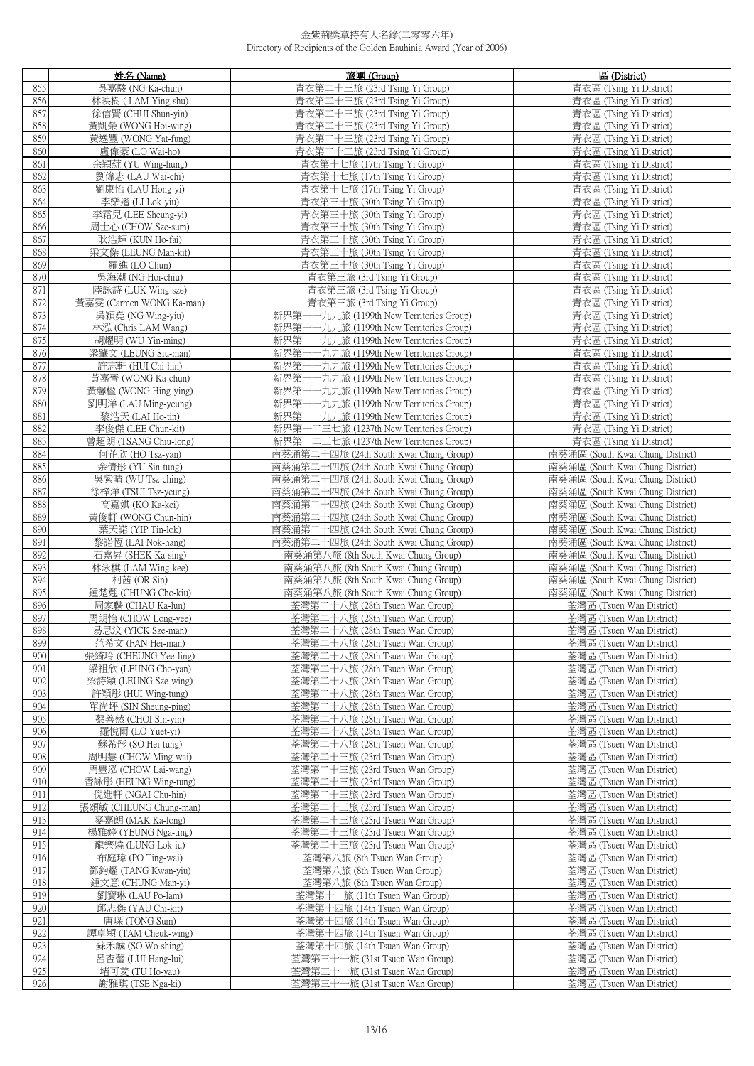金紫荊獎章持有人名錄(二零零六年)
Directory of Recipients of the Golden Bauhinia Award (Year of 2006)

| | 姓名 (Name) | 旅團 (Group) | 區 (District) |
|---|---|---|---|
| 855 | 吳嘉駿 (NG Ka-chun) | 青衣第二十三旅 (23rd Tsing Yi Group) | 青衣區 (Tsing Yi District) |
| 856 | 林映樹 ( LAM Ying-shu) | 青衣第二十三旅 (23rd Tsing Yi Group) | 青衣區 (Tsing Yi District) |
| 857 | 徐信賢 (CHUI Shun-yin) | 青衣第二十三旅 (23rd Tsing Yi Group) | 青衣區 (Tsing Yi District) |
| 858 | 黃凱榮 (WONG Hoi-wing) | 青衣第二十三旅 (23rd Tsing Yi Group) | 青衣區 (Tsing Yi District) |
| 859 | 黃逸豐 (WONG Yat-fung) | 青衣第二十三旅 (23rd Tsing Yi Group) | 青衣區 (Tsing Yi District) |
| 860 | 盧偉豪 (LO Wai-ho) | 青衣第二十三旅 (23rd Tsing Yi Group) | 青衣區 (Tsing Yi District) |
| 861 | 余穎紅 (YU Wing-hung) | 青衣第十七旅 (17th Tsing Yi Group) | 青衣區 (Tsing Yi District) |
| 862 | 劉偉志 (LAU Wai-chi) | 青衣第十七旅 (17th Tsing Yi Group) | 青衣區 (Tsing Yi District) |
| 863 | 劉康怡 (LAU Hong-yi) | 青衣第十七旅 (17th Tsing Yi Group) | 青衣區 (Tsing Yi District) |
| 864 | 李樂遙 (LI Lok-yiu) | 青衣第三十旅 (30th Tsing Yi Group) | 青衣區 (Tsing Yi District) |
| 865 | 李霜兒 (LEE Sheung-yi) | 青衣第三十旅 (30th Tsing Yi Group) | 青衣區 (Tsing Yi District) |
| 866 | 周士心 (CHOW Sze-sum) | 青衣第三十旅 (30th Tsing Yi Group) | 青衣區 (Tsing Yi District) |
| 867 | 耿浩輝 (KUN Ho-fai) | 青衣第三十旅 (30th Tsing Yi Group) | 青衣區 (Tsing Yi District) |
| 868 | 梁文傑 (LEUNG Man-kit) | 青衣第三十旅 (30th Tsing Yi Group) | 青衣區 (Tsing Yi District) |
| 869 | 羅進 (LO Chun) | 青衣第三十旅 (30th Tsing Yi Group) | 青衣區 (Tsing Yi District) |
| 870 | 吳海潮 (NG Hoi-chiu) | 青衣第三旅 (3rd Tsing Yi Group) | 青衣區 (Tsing Yi District) |
| 871 | 陸詠詩 (LUK Wing-sze) | 青衣第三旅 (3rd Tsing Yi Group) | 青衣區 (Tsing Yi District) |
| 872 | 黃嘉雯 (Carmen WONG Ka-man) | 青衣第三旅 (3rd Tsing Yi Group) | 青衣區 (Tsing Yi District) |
| 873 | 吳穎堯 (NG Wing-yiu) | 新界第一一九九旅 (1199th New Territories Group) | 青衣區 (Tsing Yi District) |
| 874 | 林泓 (Chris LAM Wang) | 新界第一一九九旅 (1199th New Territories Group) | 青衣區 (Tsing Yi District) |
| 875 | 胡耀明 (WU Yin-ming) | 新界第一一九九旅 (1199th New Territories Group) | 青衣區 (Tsing Yi District) |
| 876 | 梁肇文 (LEUNG Siu-man) | 新界第一一九九旅 (1199th New Territories Group) | 青衣區 (Tsing Yi District) |
| 877 | 許志軒 (HUI Chi-hin) | 新界第一一九九旅 (1199th New Territories Group) | 青衣區 (Tsing Yi District) |
| 878 | 黃嘉晉 (WONG Ka-chun) | 新界第一一九九旅 (1199th New Territories Group) | 青衣區 (Tsing Yi District) |
| 879 | 黃馨楹 (WONG Hing-ying) | 新界第一一九九旅 (1199th New Territories Group) | 青衣區 (Tsing Yi District) |
| 880 | 劉明洋 (LAU Ming-yeung) | 新界第一一九九旅 (1199th New Territories Group) | 青衣區 (Tsing Yi District) |
| 881 | 黎浩天 (LAI Ho-tin) | 新界第一一九九旅 (1199th New Territories Group) | 青衣區 (Tsing Yi District) |
| 882 | 李俊傑 (LEE Chun-kit) | 新界第一二三七旅 (1237th New Territories Group) | 青衣區 (Tsing Yi District) |
| 883 | 曾超朗 (TSANG Chiu-long) | 新界第一二三七旅 (1237th New Territories Group) | 青衣區 (Tsing Yi District) |
| 884 | 何芷欣 (HO Tsz-yan) | 南葵涌第二十四旅 (24th South Kwai Chung Group) | 南葵涌區 (South Kwai Chung District) |
| 885 | 余倩彤 (YU Sin-tung) | 南葵涌第二十四旅 (24th South Kwai Chung Group) | 南葵涌區 (South Kwai Chung District) |
| 886 | 吳紫晴 (WU Tsz-ching) | 南葵涌第二十四旅 (24th South Kwai Chung Group) | 南葵涌區 (South Kwai Chung District) |
| 887 | 徐梓洋 (TSUI Tsz-yeung) | 南葵涌第二十四旅 (24th South Kwai Chung Group) | 南葵涌區 (South Kwai Chung District) |
| 888 | 高嘉娸 (KO Ka-kei) | 南葵涌第二十四旅 (24th South Kwai Chung Group) | 南葵涌區 (South Kwai Chung District) |
| 889 | 黃俊軒 (WONG Chun-hin) | 南葵涌第二十四旅 (24th South Kwai Chung Group) | 南葵涌區 (South Kwai Chung District) |
| 890 | 葉天諾 (YIP Tin-lok) | 南葵涌第二十四旅 (24th South Kwai Chung Group) | 南葵涌區 (South Kwai Chung District) |
| 891 | 黎諾恆 (LAI Nok-hang) | 南葵涌第二十四旅 (24th South Kwai Chung Group) | 南葵涌區 (South Kwai Chung District) |
| 892 | 石嘉昇 (SHEK Ka-sing) | 南葵涌第八旅 (8th South Kwai Chung Group) | 南葵涌區 (South Kwai Chung District) |
| 893 | 林泳棋 (LAM Wing-kee) | 南葵涌第八旅 (8th South Kwai Chung Group) | 南葵涌區 (South Kwai Chung District) |
| 894 | 柯茜 (OR Sin) | 南葵涌第八旅 (8th South Kwai Chung Group) | 南葵涌區 (South Kwai Chung District) |
| 895 | 鍾楚翹 (CHUNG Cho-kiu) | 南葵涌第八旅 (8th South Kwai Chung Group) | 南葵涌區 (South Kwai Chung District) |
| 896 | 周家麟 (CHAU Ka-lun) | 荃灣第二十八旅 (28th Tsuen Wan Group) | 荃灣區 (Tsuen Wan District) |
| 897 | 周朗怡 (CHOW Long-yee) | 荃灣第二十八旅 (28th Tsuen Wan Group) | 荃灣區 (Tsuen Wan District) |
| 898 | 易思汶 (YICK Sze-man) | 荃灣第二十八旅 (28th Tsuen Wan Group) | 荃灣區 (Tsuen Wan District) |
| 899 | 范希文 (FAN Hei-man) | 荃灣第二十八旅 (28th Tsuen Wan Group) | 荃灣區 (Tsuen Wan District) |
| 900 | 張綺玲 (CHEUNG Yee-ling) | 荃灣第二十八旅 (28th Tsuen Wan Group) | 荃灣區 (Tsuen Wan District) |
| 901 | 梁祖欣 (LEUNG Cho-yan) | 荃灣第二十八旅 (28th Tsuen Wan Group) | 荃灣區 (Tsuen Wan District) |
| 902 | 梁詩穎 (LEUNG Sze-wing) | 荃灣第二十八旅 (28th Tsuen Wan Group) | 荃灣區 (Tsuen Wan District) |
| 903 | 許穎彤 (HUI Wing-tung) | 荃灣第二十八旅 (28th Tsuen Wan Group) | 荃灣區 (Tsuen Wan District) |
| 904 | 單尚坪 (SIN Sheung-ping) | 荃灣第二十八旅 (28th Tsuen Wan Group) | 荃灣區 (Tsuen Wan District) |
| 905 | 蔡善然 (CHOI Sin-yin) | 荃灣第二十八旅 (28th Tsuen Wan Group) | 荃灣區 (Tsuen Wan District) |
| 906 | 羅悅爾 (LO Yuet-yi) | 荃灣第二十八旅 (28th Tsuen Wan Group) | 荃灣區 (Tsuen Wan District) |
| 907 | 蘇希彤 (SO Hei-tung) | 荃灣第二十八旅 (28th Tsuen Wan Group) | 荃灣區 (Tsuen Wan District) |
| 908 | 周明慧 (CHOW Ming-wai) | 荃灣第二十三旅 (23rd Tsuen Wan Group) | 荃灣區 (Tsuen Wan District) |
| 909 | 周豐泓 (CHOW Lai-wang) | 荃灣第二十三旅 (23rd Tsuen Wan Group) | 荃灣區 (Tsuen Wan District) |
| 910 | 香詠彤 (HEUNG Wing-tung) | 荃灣第二十三旅 (23rd Tsuen Wan Group) | 荃灣區 (Tsuen Wan District) |
| 911 | 倪進軒 (NGAI Chu-hin) | 荃灣第二十三旅 (23rd Tsuen Wan Group) | 荃灣區 (Tsuen Wan District) |
| 912 | 張頌敏 (CHEUNG Chung-man) | 荃灣第二十三旅 (23rd Tsuen Wan Group) | 荃灣區 (Tsuen Wan District) |
| 913 | 麥嘉朗 (MAK Ka-long) | 荃灣第二十三旅 (23rd Tsuen Wan Group) | 荃灣區 (Tsuen Wan District) |
| 914 | 楊雅婷 (YEUNG Nga-ting) | 荃灣第二十三旅 (23rd Tsuen Wan Group) | 荃灣區 (Tsuen Wan District) |
| 915 | 龍樂嬈 (LUNG Lok-iu) | 荃灣第二十三旅 (23rd Tsuen Wan Group) | 荃灣區 (Tsuen Wan District) |
| 916 | 布庭瑋 (PO Ting-wai) | 荃灣第八旅 (8th Tsuen Wan Group) | 荃灣區 (Tsuen Wan District) |
| 917 | 鄧鈞耀 (TANG Kwan-yiu) | 荃灣第八旅 (8th Tsuen Wan Group) | 荃灣區 (Tsuen Wan District) |
| 918 | 鍾文意 (CHUNG Man-yi) | 荃灣第八旅 (8th Tsuen Wan Group) | 荃灣區 (Tsuen Wan District) |
| 919 | 劉寶琳 (LAU Po-lam) | 荃灣第十一旅 (11th Tsuen Wan Group) | 荃灣區 (Tsuen Wan District) |
| 920 | 邱志傑 (YAU Chi-kit) | 荃灣第十四旅 (14th Tsuen Wan Group) | 荃灣區 (Tsuen Wan District) |
| 921 | 唐琛 (TONG Sum) | 荃灣第十四旅 (14th Tsuen Wan Group) | 荃灣區 (Tsuen Wan District) |
| 922 | 譚卓穎 (TAM Cheuk-wing) | 荃灣第十四旅 (14th Tsuen Wan Group) | 荃灣區 (Tsuen Wan District) |
| 923 | 蘇禾誠 (SO Wo-shing) | 荃灣第十四旅 (14th Tsuen Wan Group) | 荃灣區 (Tsuen Wan District) |
| 924 | 呂杏蕾 (LUI Hang-lui) | 荃灣第三十一旅 (31st Tsuen Wan Group) | 荃灣區 (Tsuen Wan District) |
| 925 | 堵可羑 (TU Ho-yau) | 荃灣第三十一旅 (31st Tsuen Wan Group) | 荃灣區 (Tsuen Wan District) |
| 926 | 謝雅琪 (TSE Nga-ki) | 荃灣第三十一旅 (31st Tsuen Wan Group) | 荃灣區 (Tsuen Wan District) |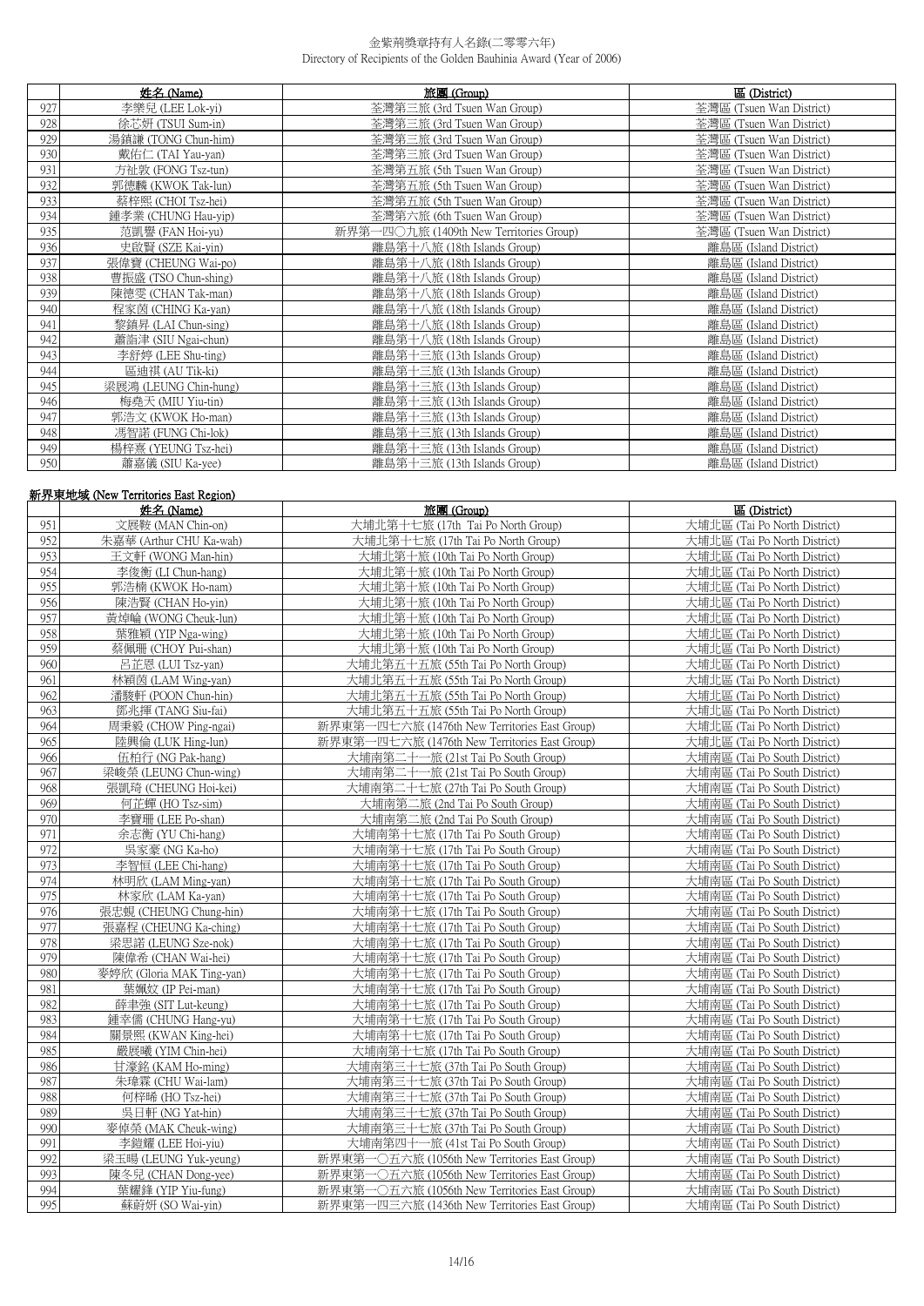| | 姓名 (Name) | 旅團 (Group) | 區 (District) |
|---|---|---|---|
| 927 | 李樂兒 (LEE Lok-yi) | 荃灣第三旅 (3rd Tsuen Wan Group) | 荃灣區 (Tsuen Wan District) |
| 928 | 徐芯妍 (TSUI Sum-in) | 荃灣第三旅 (3rd Tsuen Wan Group) | 荃灣區 (Tsuen Wan District) |
| 929 | 湯鎮謙 (TONG Chun-him) | 荃灣第三旅 (3rd Tsuen Wan Group) | 荃灣區 (Tsuen Wan District) |
| 930 | 戴佑仁 (TAI Yau-yan) | 荃灣第三旅 (3rd Tsuen Wan Group) | 荃灣區 (Tsuen Wan District) |
| 931 | 方祉敦 (FONG Tsz-tun) | 荃灣第五旅 (5th Tsuen Wan Group) | 荃灣區 (Tsuen Wan District) |
| 932 | 郭德麟 (KWOK Tak-lun) | 荃灣第五旅 (5th Tsuen Wan Group) | 荃灣區 (Tsuen Wan District) |
| 933 | 蔡梓熙 (CHOI Tsz-hei) | 荃灣第五旅 (5th Tsuen Wan Group) | 荃灣區 (Tsuen Wan District) |
| 934 | 鍾孝業 (CHUNG Hau-yip) | 荃灣第六旅 (6th Tsuen Wan Group) | 荃灣區 (Tsuen Wan District) |
| 935 | 范凱譽 (FAN Hoi-yu) | 新界第一四〇九旅 (1409th New Territories Group) | 荃灣區 (Tsuen Wan District) |
| 936 | 史啟賢 (SZE Kai-yin) | 離島第十八旅 (18th Islands Group) | 離島區 (Island District) |
| 937 | 張偉寶 (CHEUNG Wai-po) | 離島第十八旅 (18th Islands Group) | 離島區 (Island District) |
| 938 | 曹振盛 (TSO Chun-shing) | 離島第十八旅 (18th Islands Group) | 離島區 (Island District) |
| 939 | 陳德雯 (CHAN Tak-man) | 離島第十八旅 (18th Islands Group) | 離島區 (Island District) |
| 940 | 程家茵 (CHING Ka-yan) | 離島第十八旅 (18th Islands Group) | 離島區 (Island District) |
| 941 | 黎鎮昇 (LAI Chun-sing) | 離島第十八旅 (18th Islands Group) | 離島區 (Island District) |
| 942 | 蕭詣津 (SIU Ngai-chun) | 離島第十八旅 (18th Islands Group) | 離島區 (Island District) |
| 943 | 李舒婷 (LEE Shu-ting) | 離島第十三旅 (13th Islands Group) | 離島區 (Island District) |
| 944 | 區迪祺 (AU Tik-ki) | 離島第十三旅 (13th Islands Group) | 離島區 (Island District) |
| 945 | 梁展鴻 (LEUNG Chin-hung) | 離島第十三旅 (13th Islands Group) | 離島區 (Island District) |
| 946 | 梅堯天 (MIU Yiu-tin) | 離島第十三旅 (13th Islands Group) | 離島區 (Island District) |
| 947 | 郭浩文 (KWOK Ho-man) | 離島第十三旅 (13th Islands Group) | 離島區 (Island District) |
| 948 | 馮智諾 (FUNG Chi-lok) | 離島第十三旅 (13th Islands Group) | 離島區 (Island District) |
| 949 | 楊梓熹 (YEUNG Tsz-hei) | 離島第十三旅 (13th Islands Group) | 離島區 (Island District) |
| 950 | 蕭嘉儀 (SIU Ka-yee) | 離島第十三旅 (13th Islands Group) | 離島區 (Island District) |

**新界東地域 (New Territories East Region)**

| | 姓名 (Name) | 旅團 (Group) | 區 (District) |
|---|---|---|---|
| 951 | 文展鞍 (MAN Chin-on) | 大埔北第十七旅 (17th Tai Po North Group) | 大埔北區 (Tai Po North District) |
| 952 | 朱嘉華 (Arthur CHU Ka-wah) | 大埔北第十七旅 (17th Tai Po North Group) | 大埔北區 (Tai Po North District) |
| 953 | 王文軒 (WONG Man-hin) | 大埔北第十旅 (10th Tai Po North Group) | 大埔北區 (Tai Po North District) |
| 954 | 李俊衡 (LI Chun-hang) | 大埔北第十旅 (10th Tai Po North Group) | 大埔北區 (Tai Po North District) |
| 955 | 郭浩楠 (KWOK Ho-nam) | 大埔北第十旅 (10th Tai Po North Group) | 大埔北區 (Tai Po North District) |
| 956 | 陳浩賢 (CHAN Ho-yin) | 大埔北第十旅 (10th Tai Po North Group) | 大埔北區 (Tai Po North District) |
| 957 | 黃焯倫 (WONG Cheuk-lun) | 大埔北第十旅 (10th Tai Po North Group) | 大埔北區 (Tai Po North District) |
| 958 | 葉雅穎 (YIP Nga-wing) | 大埔北第十旅 (10th Tai Po North Group) | 大埔北區 (Tai Po North District) |
| 959 | 蔡佩珊 (CHOY Pui-shan) | 大埔北第十旅 (10th Tai Po North Group) | 大埔北區 (Tai Po North District) |
| 960 | 呂芷恩 (LUI Tsz-yan) | 大埔北第五十五旅 (55th Tai Po North Group) | 大埔北區 (Tai Po North District) |
| 961 | 林穎茵 (LAM Wing-yan) | 大埔北第五十五旅 (55th Tai Po North Group) | 大埔北區 (Tai Po North District) |
| 962 | 潘駿軒 (POON Chun-hin) | 大埔北第五十五旅 (55th Tai Po North Group) | 大埔北區 (Tai Po North District) |
| 963 | 鄧兆揮 (TANG Siu-fai) | 大埔北第五十五旅 (55th Tai Po North Group) | 大埔北區 (Tai Po North District) |
| 964 | 周秉毅 (CHOW Ping-ngai) | 新界東第一四七六旅 (1476th New Territories East Group) | 大埔北區 (Tai Po North District) |
| 965 | 陸興倫 (LUK Hing-lun) | 新界東第一四七六旅 (1476th New Territories East Group) | 大埔北區 (Tai Po North District) |
| 966 | 伍柏行 (NG Pak-hang) | 大埔南第二十一旅 (21st Tai Po South Group) | 大埔南區 (Tai Po South District) |
| 967 | 梁峻榮 (LEUNG Chun-wing) | 大埔南第二十一旅 (21st Tai Po South Group) | 大埔南區 (Tai Po South District) |
| 968 | 張凱琦 (CHEUNG Hoi-kei) | 大埔南第二十七旅 (27th Tai Po South Group) | 大埔南區 (Tai Po South District) |
| 969 | 何芷嬋 (HO Tsz-sim) | 大埔南第二旅 (2nd Tai Po South Group) | 大埔南區 (Tai Po South District) |
| 970 | 李寶珊 (LEE Po-shan) | 大埔南第二旅 (2nd Tai Po South Group) | 大埔南區 (Tai Po South District) |
| 971 | 余志衡 (YU Chi-hang) | 大埔南第十七旅 (17th Tai Po South Group) | 大埔南區 (Tai Po South District) |
| 972 | 吳家豪 (NG Ka-ho) | 大埔南第十七旅 (17th Tai Po South Group) | 大埔南區 (Tai Po South District) |
| 973 | 李智恒 (LEE Chi-hang) | 大埔南第十七旅 (17th Tai Po South Group) | 大埔南區 (Tai Po South District) |
| 974 | 林明欣 (LAM Ming-yan) | 大埔南第十七旅 (17th Tai Po South Group) | 大埔南區 (Tai Po South District) |
| 975 | 林家欣 (LAM Ka-yan) | 大埔南第十七旅 (17th Tai Po South Group) | 大埔南區 (Tai Po South District) |
| 976 | 張忠娊 (CHEUNG Chung-hin) | 大埔南第十七旅 (17th Tai Po South Group) | 大埔南區 (Tai Po South District) |
| 977 | 張嘉程 (CHEUNG Ka-ching) | 大埔南第十七旅 (17th Tai Po South Group) | 大埔南區 (Tai Po South District) |
| 978 | 梁思諾 (LEUNG Sze-nok) | 大埔南第十七旅 (17th Tai Po South Group) | 大埔南區 (Tai Po South District) |
| 979 | 陳偉希 (CHAN Wai-hei) | 大埔南第十七旅 (17th Tai Po South Group) | 大埔南區 (Tai Po South District) |
| 980 | 麥婷欣 (Gloria MAK Ting-yan) | 大埔南第十七旅 (17th Tai Po South Group) | 大埔南區 (Tai Po South District) |
| 981 | 葉姵妏 (IP Pei-man) | 大埔南第十七旅 (17th Tai Po South Group) | 大埔南區 (Tai Po South District) |
| 982 | 薛聿強 (SIT Lut-keung) | 大埔南第十七旅 (17th Tai Po South Group) | 大埔南區 (Tai Po South District) |
| 983 | 鍾幸儒 (CHUNG Hang-yu) | 大埔南第十七旅 (17th Tai Po South Group) | 大埔南區 (Tai Po South District) |
| 984 | 關景熙 (KWAN King-hei) | 大埔南第十七旅 (17th Tai Po South Group) | 大埔南區 (Tai Po South District) |
| 985 | 嚴展曦 (YIM Chin-hei) | 大埔南第十七旅 (17th Tai Po South Group) | 大埔南區 (Tai Po South District) |
| 986 | 甘濠銘 (KAM Ho-ming) | 大埔南第三十七旅 (37th Tai Po South Group) | 大埔南區 (Tai Po South District) |
| 987 | 朱瑋霖 (CHU Wai-lam) | 大埔南第三十七旅 (37th Tai Po South Group) | 大埔南區 (Tai Po South District) |
| 988 | 何梓晞 (HO Tsz-hei) | 大埔南第三十七旅 (37th Tai Po South Group) | 大埔南區 (Tai Po South District) |
| 989 | 吳日軒 (NG Yat-hin) | 大埔南第三十七旅 (37th Tai Po South Group) | 大埔南區 (Tai Po South District) |
| 990 | 麥倬榮 (MAK Cheuk-wing) | 大埔南第三十七旅 (37th Tai Po South Group) | 大埔南區 (Tai Po South District) |
| 991 | 李鎧耀 (LEE Hoi-yiu) | 大埔南第四十一旅 (41st Tai Po South Group) | 大埔南區 (Tai Po South District) |
| 992 | 梁玉暘 (LEUNG Yuk-yeung) | 新界東第一〇五六旅 (1056th New Territories East Group) | 大埔南區 (Tai Po South District) |
| 993 | 陳冬兒 (CHAN Dong-yee) | 新界東第一〇五六旅 (1056th New Territories East Group) | 大埔南區 (Tai Po South District) |
| 994 | 葉耀鋒 (YIP Yiu-fung) | 新界東第一〇五六旅 (1056th New Territories East Group) | 大埔南區 (Tai Po South District) |
| 995 | 蘇蔚妍 (SO Wai-yin) | 新界東第一四三六旅 (1436th New Territories East Group) | 大埔南區 (Tai Po South District) |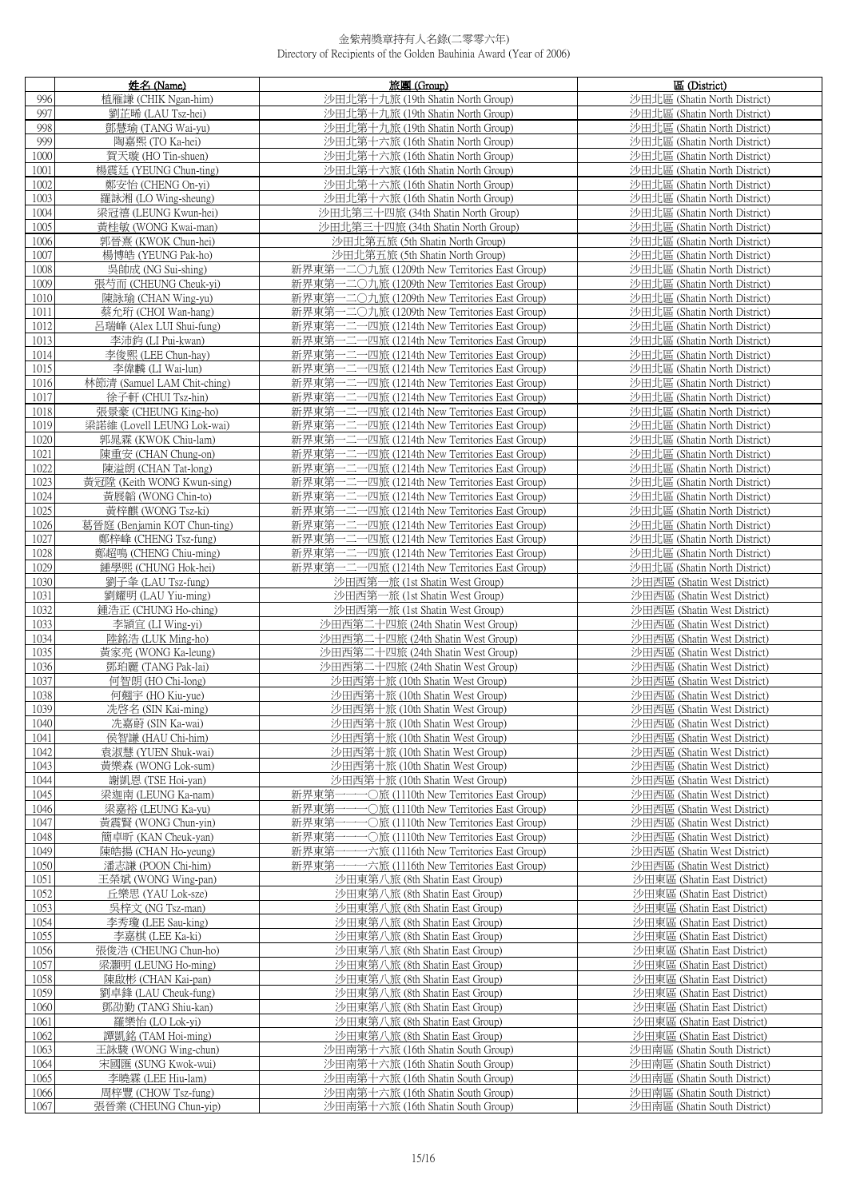|  | 姓名 (Name) | 旅團 (Group) | 區 (District) |
|---|---|---|---|
| 996 | 植雁謙 (CHIK Ngan-him) | 沙田北第十九旅 (19th Shatin North Group) | 沙田北區 (Shatin North District) |
| 997 | 劉芷晞 (LAU Tsz-hei) | 沙田北第十九旅 (19th Shatin North Group) | 沙田北區 (Shatin North District) |
| 998 | 鄧慧瑜 (TANG Wai-yu) | 沙田北第十九旅 (19th Shatin North Group) | 沙田北區 (Shatin North District) |
| 999 | 陶嘉熙 (TO Ka-hei) | 沙田北第十六旅 (16th Shatin North Group) | 沙田北區 (Shatin North District) |
| 1000 | 賀天璇 (HO Tin-shuen) | 沙田北第十六旅 (16th Shatin North Group) | 沙田北區 (Shatin North District) |
| 1001 | 楊震廷 (YEUNG Chun-ting) | 沙田北第十六旅 (16th Shatin North Group) | 沙田北區 (Shatin North District) |
| 1002 | 鄭安怡 (CHENG On-yi) | 沙田北第十六旅 (16th Shatin North Group) | 沙田北區 (Shatin North District) |
| 1003 | 羅詠湘 (LO Wing-sheung) | 沙田北第十六旅 (16th Shatin North Group) | 沙田北區 (Shatin North District) |
| 1004 | 梁冠禧 (LEUNG Kwun-hei) | 沙田北第三十四旅 (34th Shatin North Group) | 沙田北區 (Shatin North District) |
| 1005 | 黃桂敏 (WONG Kwai-man) | 沙田北第三十四旅 (34th Shatin North Group) | 沙田北區 (Shatin North District) |
| 1006 | 郭晉熹 (KWOK Chun-hei) | 沙田北第五旅 (5th Shatin North Group) | 沙田北區 (Shatin North District) |
| 1007 | 楊博皓 (YEUNG Pak-ho) | 沙田北第五旅 (5th Shatin North Group) | 沙田北區 (Shatin North District) |
| 1008 | 吳帥成 (NG Sui-shing) | 新界東第一二〇九旅 (1209th New Territories East Group) | 沙田北區 (Shatin North District) |
| 1009 | 張芍而 (CHEUNG Cheuk-yi) | 新界東第一二〇九旅 (1209th New Territories East Group) | 沙田北區 (Shatin North District) |
| 1010 | 陳詠瑜 (CHAN Wing-yu) | 新界東第一二〇九旅 (1209th New Territories East Group) | 沙田北區 (Shatin North District) |
| 1011 | 蔡允珩 (CHOI Wan-hang) | 新界東第一二〇九旅 (1209th New Territories East Group) | 沙田北區 (Shatin North District) |
| 1012 | 呂瑞峰 (Alex LUI Shui-fung) | 新界東第一二一四旅 (1214th New Territories East Group) | 沙田北區 (Shatin North District) |
| 1013 | 李沛鈞 (LI Pui-kwan) | 新界東第一二一四旅 (1214th New Territories East Group) | 沙田北區 (Shatin North District) |
| 1014 | 李俊熙 (LEE Chun-hay) | 新界東第一二一四旅 (1214th New Territories East Group) | 沙田北區 (Shatin North District) |
| 1015 | 李偉麟 (LI Wai-lun) | 新界東第一二一四旅 (1214th New Territories East Group) | 沙田北區 (Shatin North District) |
| 1016 | 林節清 (Samuel LAM Chit-ching) | 新界東第一二一四旅 (1214th New Territories East Group) | 沙田北區 (Shatin North District) |
| 1017 | 徐子軒 (CHUI Tsz-hin) | 新界東第一二一四旅 (1214th New Territories East Group) | 沙田北區 (Shatin North District) |
| 1018 | 張景豪 (CHEUNG King-ho) | 新界東第一二一四旅 (1214th New Territories East Group) | 沙田北區 (Shatin North District) |
| 1019 | 梁諾維 (Lovell LEUNG Lok-wai) | 新界東第一二一四旅 (1214th New Territories East Group) | 沙田北區 (Shatin North District) |
| 1020 | 郭晁霖 (KWOK Chiu-lam) | 新界東第一二一四旅 (1214th New Territories East Group) | 沙田北區 (Shatin North District) |
| 1021 | 陳重安 (CHAN Chung-on) | 新界東第一二一四旅 (1214th New Territories East Group) | 沙田北區 (Shatin North District) |
| 1022 | 陳溢朗 (CHAN Tat-long) | 新界東第一二一四旅 (1214th New Territories East Group) | 沙田北區 (Shatin North District) |
| 1023 | 黃冠陞 (Keith WONG Kwun-sing) | 新界東第一二一四旅 (1214th New Territories East Group) | 沙田北區 (Shatin North District) |
| 1024 | 黃展韜 (WONG Chin-to) | 新界東第一二一四旅 (1214th New Territories East Group) | 沙田北區 (Shatin North District) |
| 1025 | 黃梓麒 (WONG Tsz-ki) | 新界東第一二一四旅 (1214th New Territories East Group) | 沙田北區 (Shatin North District) |
| 1026 | 葛晉庭 (Benjamin KOT Chun-ting) | 新界東第一二一四旅 (1214th New Territories East Group) | 沙田北區 (Shatin North District) |
| 1027 | 鄭梓峰 (CHENG Tsz-fung) | 新界東第一二一四旅 (1214th New Territories East Group) | 沙田北區 (Shatin North District) |
| 1028 | 鄭超鳴 (CHENG Chiu-ming) | 新界東第一二一四旅 (1214th New Territories East Group) | 沙田北區 (Shatin North District) |
| 1029 | 鍾學熙 (CHUNG Hok-hei) | 新界東第一二一四旅 (1214th New Territories East Group) | 沙田北區 (Shatin North District) |
| 1030 | 劉子夆 (LAU Tsz-fung) | 沙田西第一旅 (1st Shatin West Group) | 沙田西區 (Shatin West District) |
| 1031 | 劉耀明 (LAU Yiu-ming) | 沙田西第一旅 (1st Shatin West Group) | 沙田西區 (Shatin West District) |
| 1032 | 鍾浩正 (CHUNG Ho-ching) | 沙田西第一旅 (1st Shatin West Group) | 沙田西區 (Shatin West District) |
| 1033 | 李頴宜 (LI Wing-yi) | 沙田西第二十四旅 (24th Shatin West Group) | 沙田西區 (Shatin West District) |
| 1034 | 陸銘浩 (LUK Ming-ho) | 沙田西第二十四旅 (24th Shatin West Group) | 沙田西區 (Shatin West District) |
| 1035 | 黃家亮 (WONG Ka-leung) | 沙田西第二十四旅 (24th Shatin West Group) | 沙田西區 (Shatin West District) |
| 1036 | 鄧珀麗 (TANG Pak-lai) | 沙田西第二十四旅 (24th Shatin West Group) | 沙田西區 (Shatin West District) |
| 1037 | 何智朗 (HO Chi-long) | 沙田西第十旅 (10th Shatin West Group) | 沙田西區 (Shatin West District) |
| 1038 | 何翹宇 (HO Kiu-yue) | 沙田西第十旅 (10th Shatin West Group) | 沙田西區 (Shatin West District) |
| 1039 | 冼啓名 (SIN Kai-ming) | 沙田西第十旅 (10th Shatin West Group) | 沙田西區 (Shatin West District) |
| 1040 | 冼嘉蔚 (SIN Ka-wai) | 沙田西第十旅 (10th Shatin West Group) | 沙田西區 (Shatin West District) |
| 1041 | 侯智謙 (HAU Chi-him) | 沙田西第十旅 (10th Shatin West Group) | 沙田西區 (Shatin West District) |
| 1042 | 袁淑慧 (YUEN Shuk-wai) | 沙田西第十旅 (10th Shatin West Group) | 沙田西區 (Shatin West District) |
| 1043 | 黃樂森 (WONG Lok-sum) | 沙田西第十旅 (10th Shatin West Group) | 沙田西區 (Shatin West District) |
| 1044 | 謝凱恩 (TSE Hoi-yan) | 沙田西第十旅 (10th Shatin West Group) | 沙田西區 (Shatin West District) |
| 1045 | 梁迦南 (LEUNG Ka-nam) | 新界東第一一一〇旅 (1110th New Territories East Group) | 沙田西區 (Shatin West District) |
| 1046 | 梁嘉裕 (LEUNG Ka-yu) | 新界東第一一一〇旅 (1110th New Territories East Group) | 沙田西區 (Shatin West District) |
| 1047 | 黃震賢 (WONG Chun-yin) | 新界東第一一一〇旅 (1110th New Territories East Group) | 沙田西區 (Shatin West District) |
| 1048 | 簡卓昕 (KAN Cheuk-yan) | 新界東第一一一〇旅 (1110th New Territories East Group) | 沙田西區 (Shatin West District) |
| 1049 | 陳皓揚 (CHAN Ho-yeung) | 新界東第一一一六旅 (1116th New Territories East Group) | 沙田西區 (Shatin West District) |
| 1050 | 潘志謙 (POON Chi-him) | 新界東第一一一六旅 (1116th New Territories East Group) | 沙田西區 (Shatin West District) |
| 1051 | 王榮斌 (WONG Wing-pan) | 沙田東第八旅 (8th Shatin East Group) | 沙田東區 (Shatin East District) |
| 1052 | 丘樂思 (YAU Lok-sze) | 沙田東第八旅 (8th Shatin East Group) | 沙田東區 (Shatin East District) |
| 1053 | 吳梓文 (NG Tsz-man) | 沙田東第八旅 (8th Shatin East Group) | 沙田東區 (Shatin East District) |
| 1054 | 李秀瓊 (LEE Sau-king) | 沙田東第八旅 (8th Shatin East Group) | 沙田東區 (Shatin East District) |
| 1055 | 李嘉棋 (LEE Ka-ki) | 沙田東第八旅 (8th Shatin East Group) | 沙田東區 (Shatin East District) |
| 1056 | 張俊浩 (CHEUNG Chun-ho) | 沙田東第八旅 (8th Shatin East Group) | 沙田東區 (Shatin East District) |
| 1057 | 梁灝明 (LEUNG Ho-ming) | 沙田東第八旅 (8th Shatin East Group) | 沙田東區 (Shatin East District) |
| 1058 | 陳啟彬 (CHAN Kai-pan) | 沙田東第八旅 (8th Shatin East Group) | 沙田東區 (Shatin East District) |
| 1059 | 劉卓鋒 (LAU Cheuk-fung) | 沙田東第八旅 (8th Shatin East Group) | 沙田東區 (Shatin East District) |
| 1060 | 鄧劭勤 (TANG Shiu-kan) | 沙田東第八旅 (8th Shatin East Group) | 沙田東區 (Shatin East District) |
| 1061 | 羅樂怡 (LO Lok-yi) | 沙田東第八旅 (8th Shatin East Group) | 沙田東區 (Shatin East District) |
| 1062 | 譚凱銘 (TAM Hoi-ming) | 沙田東第八旅 (8th Shatin East Group) | 沙田東區 (Shatin East District) |
| 1063 | 王詠駿 (WONG Wing-chun) | 沙田南第十六旅 (16th Shatin South Group) | 沙田南區 (Shatin South District) |
| 1064 | 宋國匯 (SUNG Kwok-wui) | 沙田南第十六旅 (16th Shatin South Group) | 沙田南區 (Shatin South District) |
| 1065 | 李曉霖 (LEE Hiu-lam) | 沙田南第十六旅 (16th Shatin South Group) | 沙田南區 (Shatin South District) |
| 1066 | 周梓豐 (CHOW Tsz-fung) | 沙田南第十六旅 (16th Shatin South Group) | 沙田南區 (Shatin South District) |
| 1067 | 張晉業 (CHEUNG Chun-yip) | 沙田南第十六旅 (16th Shatin South Group) | 沙田南區 (Shatin South District) |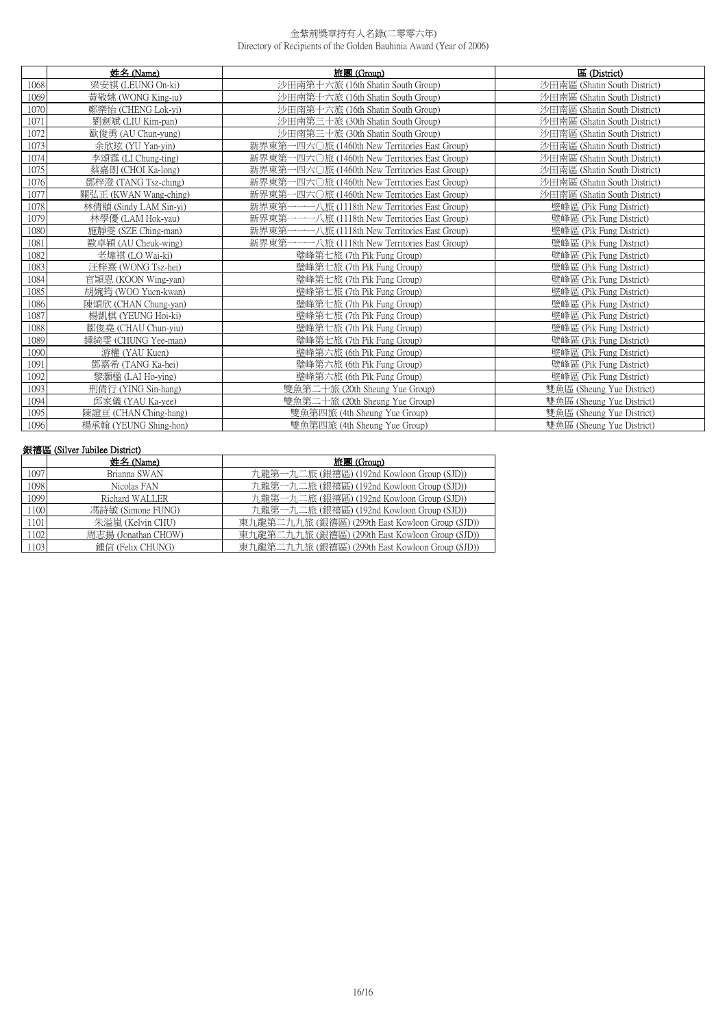| | 姓名 (Name) | 旅團 (Group) | 區 (District) |
|---|---|---|---|
| 1068 | 梁安祺 (LEUNG On-ki) | 沙田南第十六旅 (16th Shatin South Group) | 沙田南區 (Shatin South District) |
| 1069 | 黃敬姚 (WONG King-iu) | 沙田南第十六旅 (16th Shatin South Group) | 沙田南區 (Shatin South District) |
| 1070 | 鄭樂怡 (CHENG Lok-yi) | 沙田南第十六旅 (16th Shatin South Group) | 沙田南區 (Shatin South District) |
| 1071 | 劉劍斌 (LIU Kim-pan) | 沙田南第三十旅 (30th Shatin South Group) | 沙田南區 (Shatin South District) |
| 1072 | 歐俊勇 (AU Chun-yung) | 沙田南第三十旅 (30th Shatin South Group) | 沙田南區 (Shatin South District) |
| 1073 | 余欣玹 (YU Yan-yin) | 新界東第一四六〇旅 (1460th New Territories East Group) | 沙田南區 (Shatin South District) |
| 1074 | 李頌霆 (LI Chung-ting) | 新界東第一四六〇旅 (1460th New Territories East Group) | 沙田南區 (Shatin South District) |
| 1075 | 蔡嘉朗 (CHOI Ka-long) | 新界東第一四六〇旅 (1460th New Territories East Group) | 沙田南區 (Shatin South District) |
| 1076 | 鄧梓澄 (TANG Tsz-ching) | 新界東第一四六〇旅 (1460th New Territories East Group) | 沙田南區 (Shatin South District) |
| 1077 | 關弘正 (KWAN Wang-ching) | 新界東第一四六〇旅 (1460th New Territories East Group) | 沙田南區 (Shatin South District) |
| 1078 | 林倩頤 (Sindy LAM Sin-yi) | 新界東第一一一八旅 (1118th New Territories East Group) | 璧峰區 (Pik Fung District) |
| 1079 | 林學優 (LAM Hok-yau) | 新界東第一一一八旅 (1118th New Territories East Group) | 璧峰區 (Pik Fung District) |
| 1080 | 施靜雯 (SZE Ching-man) | 新界東第一一一八旅 (1118th New Territories East Group) | 璧峰區 (Pik Fung District) |
| 1081 | 歐卓穎 (AU Cheuk-wing) | 新界東第一一一八旅 (1118th New Territories East Group) | 璧峰區 (Pik Fung District) |
| 1082 | 老煒祺 (LO Wai-ki) | 璧峰第七旅 (7th Pik Fung Group) | 璧峰區 (Pik Fung District) |
| 1083 | 汪梓熹 (WONG Tsz-hei) | 璧峰第七旅 (7th Pik Fung Group) | 璧峰區 (Pik Fung District) |
| 1084 | 官潁恩 (KOON Wing-yan) | 璧峰第七旅 (7th Pik Fung Group) | 璧峰區 (Pik Fung District) |
| 1085 | 胡婉筠 (WOO Yuen-kwan) | 璧峰第七旅 (7th Pik Fung Group) | 璧峰區 (Pik Fung District) |
| 1086 | 陳頌欣 (CHAN Chung-yan) | 璧峰第七旅 (7th Pik Fung Group) | 璧峰區 (Pik Fung District) |
| 1087 | 楊凱棋 (YEUNG Hoi-ki) | 璧峰第七旅 (7th Pik Fung Group) | 璧峰區 (Pik Fung District) |
| 1088 | 鄒俊堯 (CHAU Chun-yiu) | 璧峰第七旅 (7th Pik Fung Group) | 璧峰區 (Pik Fung District) |
| 1089 | 鍾綺雯 (CHUNG Yee-man) | 璧峰第七旅 (7th Pik Fung Group) | 璧峰區 (Pik Fung District) |
| 1090 | 游權 (YAU Kuen) | 璧峰第六旅 (6th Pik Fung Group) | 璧峰區 (Pik Fung District) |
| 1091 | 鄧嘉希 (TANG Ka-hei) | 璧峰第六旅 (6th Pik Fung Group) | 璧峰區 (Pik Fung District) |
| 1092 | 黎灝楹 (LAI Ho-ying) | 璧峰第六旅 (6th Pik Fung Group) | 璧峰區 (Pik Fung District) |
| 1093 | 邢倩行 (YING Sin-hang) | 雙魚第二十旅 (20th Sheung Yue Group) | 雙魚區 (Sheung Yue District) |
| 1094 | 邱家儀 (YAU Ka-yee) | 雙魚第二十旅 (20th Sheung Yue Group) | 雙魚區 (Sheung Yue District) |
| 1095 | 陳證亘 (CHAN Ching-hang) | 雙魚第四旅 (4th Sheung Yue Group) | 雙魚區 (Sheung Yue District) |
| 1096 | 楊承翰 (YEUNG Shing-hon) | 雙魚第四旅 (4th Sheung Yue Group) | 雙魚區 (Sheung Yue District) |

**銀禧區 (Silver Jubilee District)**

| | 姓名 (Name) | 旅團 (Group) |
|---|---|---|
| 1097 | Brianna SWAN | 九龍第一九二旅 (銀禧區) (192nd Kowloon Group (SJD)) |
| 1098 | Nicolas FAN | 九龍第一九二旅 (銀禧區) (192nd Kowloon Group (SJD)) |
| 1099 | Richard WALLER | 九龍第一九二旅 (銀禧區) (192nd Kowloon Group (SJD)) |
| 1100 | 馮詩敏 (Simone FUNG) | 九龍第一九二旅 (銀禧區) (192nd Kowloon Group (SJD)) |
| 1101 | 朱溢嵐 (Kelvin CHU) | 東九龍第二九九旅 (銀禧區) (299th East Kowloon Group (SJD)) |
| 1102 | 周志揚 (Jonathan CHOW) | 東九龍第二九九旅 (銀禧區) (299th East Kowloon Group (SJD)) |
| 1103 | 鍾信 (Felix CHUNG) | 東九龍第二九九旅 (銀禧區) (299th East Kowloon Group (SJD)) |